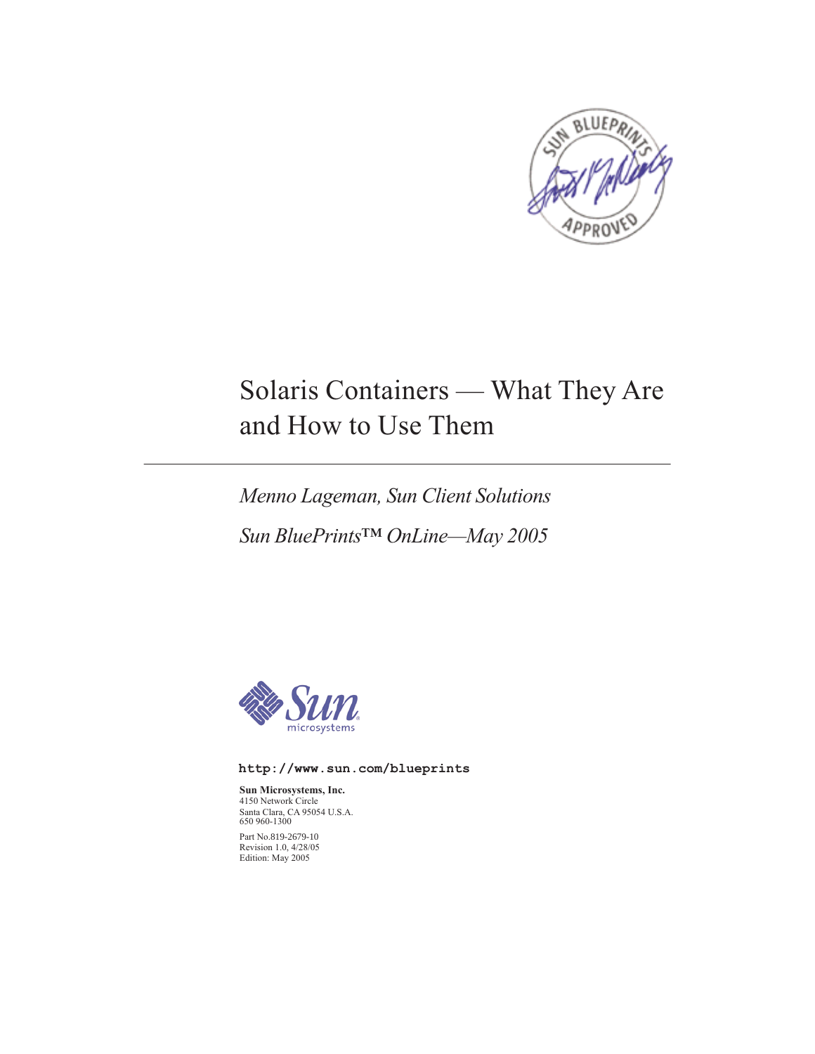# Solaris Containers — What They Are and How to Use Them

*Menno Lageman, Sun Client Solutions*

*Sun BluePrints™ OnLine—May 2005*

**http://www.sun.com/blueprints**

**Sun Microsystems, Inc.**
4150 Network Circle
Santa Clara, CA 95054 U.S.A.
650 960-1300

Part No.819-2679-10
Revision 1.0, 4/28/05
Edition: May 2005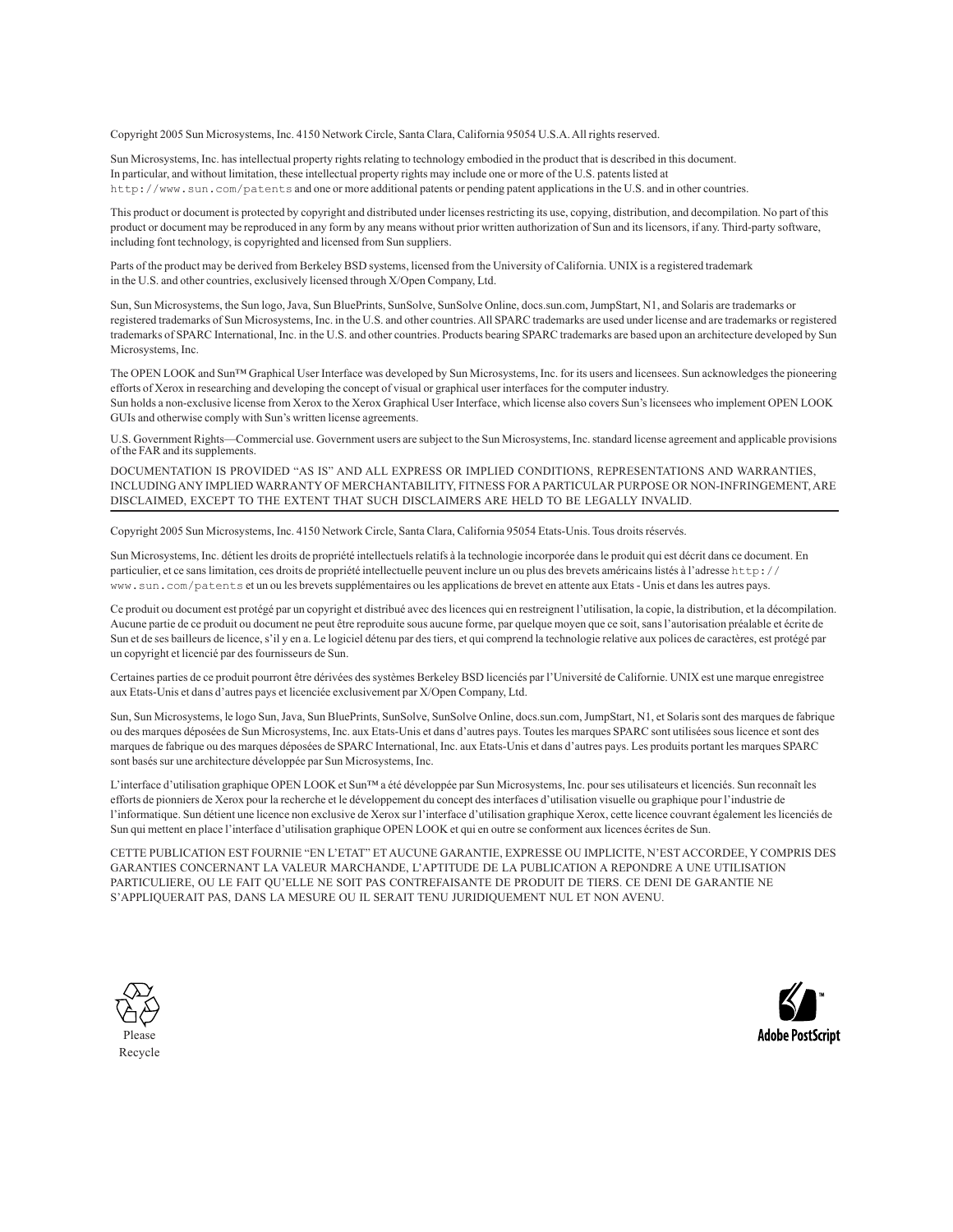Copyright 2005 Sun Microsystems, Inc. 4150 Network Circle, Santa Clara, California 95054 U.S.A. All rights reserved.

Sun Microsystems, Inc. has intellectual property rights relating to technology embodied in the product that is described in this document. In particular, and without limitation, these intellectual property rights may include one or more of the U.S. patents listed at `http://www.sun.com/patents` and one or more additional patents or pending patent applications in the U.S. and in other countries.

This product or document is protected by copyright and distributed under licenses restricting its use, copying, distribution, and decompilation. No part of this product or document may be reproduced in any form by any means without prior written authorization of Sun and its licensors, if any. Third-party software, including font technology, is copyrighted and licensed from Sun suppliers.

Parts of the product may be derived from Berkeley BSD systems, licensed from the University of California. UNIX is a registered trademark in the U.S. and other countries, exclusively licensed through X/Open Company, Ltd.

Sun, Sun Microsystems, the Sun logo, Java, Sun BluePrints, SunSolve, SunSolve Online, docs.sun.com, JumpStart, N1, and Solaris are trademarks or registered trademarks of Sun Microsystems, Inc. in the U.S. and other countries. All SPARC trademarks are used under license and are trademarks or registered trademarks of SPARC International, Inc. in the U.S. and other countries. Products bearing SPARC trademarks are based upon an architecture developed by Sun Microsystems, Inc.

The OPEN LOOK and Sun™ Graphical User Interface was developed by Sun Microsystems, Inc. for its users and licensees. Sun acknowledges the pioneering efforts of Xerox in researching and developing the concept of visual or graphical user interfaces for the computer industry. Sun holds a non-exclusive license from Xerox to the Xerox Graphical User Interface, which license also covers Sun's licensees who implement OPEN LOOK GUIs and otherwise comply with Sun's written license agreements.

U.S. Government Rights—Commercial use. Government users are subject to the Sun Microsystems, Inc. standard license agreement and applicable provisions of the FAR and its supplements.

DOCUMENTATION IS PROVIDED "AS IS" AND ALL EXPRESS OR IMPLIED CONDITIONS, REPRESENTATIONS AND WARRANTIES, INCLUDING ANY IMPLIED WARRANTY OF MERCHANTABILITY, FITNESS FOR A PARTICULAR PURPOSE OR NON-INFRINGEMENT, ARE DISCLAIMED, EXCEPT TO THE EXTENT THAT SUCH DISCLAIMERS ARE HELD TO BE LEGALLY INVALID.

---

Copyright 2005 Sun Microsystems, Inc. 4150 Network Circle, Santa Clara, California 95054 Etats-Unis. Tous droits réservés.

Sun Microsystems, Inc. détient les droits de propriété intellectuels relatifs à la technologie incorporée dans le produit qui est décrit dans ce document. En particulier, et ce sans limitation, ces droits de propriété intellectuelle peuvent inclure un ou plus des brevets américains listés à l'adresse `http://www.sun.com/patents` et un ou les brevets supplémentaires ou les applications de brevet en attente aux Etats - Unis et dans les autres pays.

Ce produit ou document est protégé par un copyright et distribué avec des licences qui en restreignent l'utilisation, la copie, la distribution, et la décompilation. Aucune partie de ce produit ou document ne peut être reproduite sous aucune forme, par quelque moyen que ce soit, sans l'autorisation préalable et écrite de Sun et de ses bailleurs de licence, s'il y en a. Le logiciel détenu par des tiers, et qui comprend la technologie relative aux polices de caractères, est protégé par un copyright et licencié par des fournisseurs de Sun.

Certaines parties de ce produit pourront être dérivées des systèmes Berkeley BSD licenciés par l'Université de Californie. UNIX est une marque enregistree aux Etats-Unis et dans d'autres pays et licenciée exclusivement par X/Open Company, Ltd.

Sun, Sun Microsystems, le logo Sun, Java, Sun BluePrints, SunSolve, SunSolve Online, docs.sun.com, JumpStart, N1, et Solaris sont des marques de fabrique ou des marques déposées de Sun Microsystems, Inc. aux Etats-Unis et dans d'autres pays. Toutes les marques SPARC sont utilisées sous licence et sont des marques de fabrique ou des marques déposées de SPARC International, Inc. aux Etats-Unis et dans d'autres pays. Les produits portant les marques SPARC sont basés sur une architecture développée par Sun Microsystems, Inc.

L'interface d'utilisation graphique OPEN LOOK et Sun™ a été développée par Sun Microsystems, Inc. pour ses utilisateurs et licenciés. Sun reconnaît les efforts de pionniers de Xerox pour la recherche et le développement du concept des interfaces d'utilisation visuelle ou graphique pour l'industrie de l'informatique. Sun détient une licence non exclusive de Xerox sur l'interface d'utilisation graphique Xerox, cette licence couvrant également les licenciés de Sun qui mettent en place l'interface d'utilisation graphique OPEN LOOK et qui en outre se conforment aux licences écrites de Sun.

CETTE PUBLICATION EST FOURNIE "EN L'ETAT" ET AUCUNE GARANTIE, EXPRESSE OU IMPLICITE, N'EST ACCORDEE, Y COMPRIS DES GARANTIES CONCERNANT LA VALEUR MARCHANDE, L'APTITUDE DE LA PUBLICATION A REPONDRE A UNE UTILISATION PARTICULIERE, OU LE FAIT QU'ELLE NE SOIT PAS CONTREFAISANTE DE PRODUIT DE TIERS. CE DENI DE GARANTIE NE S'APPLIQUERAIT PAS, DANS LA MESURE OU IL SERAIT TENU JURIDIQUEMENT NUL ET NON AVENU.

Please Recycle

Adobe PostScript™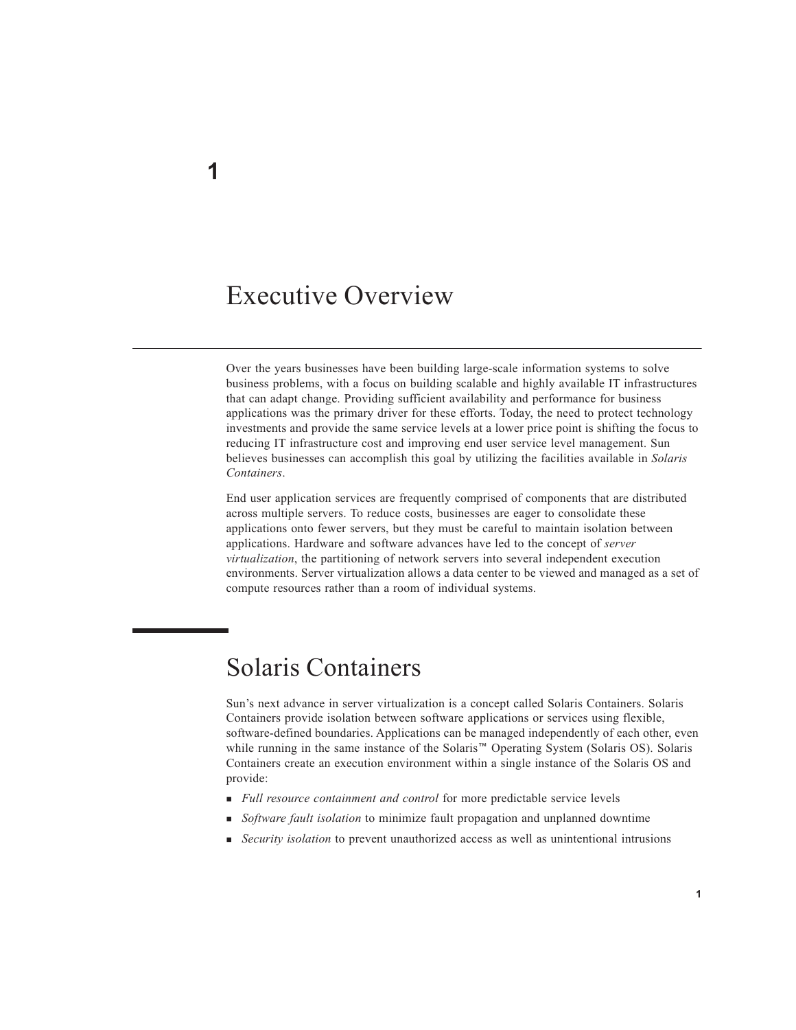# 1

# Executive Overview

Over the years businesses have been building large-scale information systems to solve business problems, with a focus on building scalable and highly available IT infrastructures that can adapt change. Providing sufficient availability and performance for business applications was the primary driver for these efforts. Today, the need to protect technology investments and provide the same service levels at a lower price point is shifting the focus to reducing IT infrastructure cost and improving end user service level management. Sun believes businesses can accomplish this goal by utilizing the facilities available in *Solaris Containers*.

End user application services are frequently comprised of components that are distributed across multiple servers. To reduce costs, businesses are eager to consolidate these applications onto fewer servers, but they must be careful to maintain isolation between applications. Hardware and software advances have led to the concept of *server virtualization*, the partitioning of network servers into several independent execution environments. Server virtualization allows a data center to be viewed and managed as a set of compute resources rather than a room of individual systems.

## Solaris Containers

Sun's next advance in server virtualization is a concept called Solaris Containers. Solaris Containers provide isolation between software applications or services using flexible, software-defined boundaries. Applications can be managed independently of each other, even while running in the same instance of the Solaris™ Operating System (Solaris OS). Solaris Containers create an execution environment within a single instance of the Solaris OS and provide:

- *Full resource containment and control* for more predictable service levels
- *Software fault isolation* to minimize fault propagation and unplanned downtime
- *Security isolation* to prevent unauthorized access as well as unintentional intrusions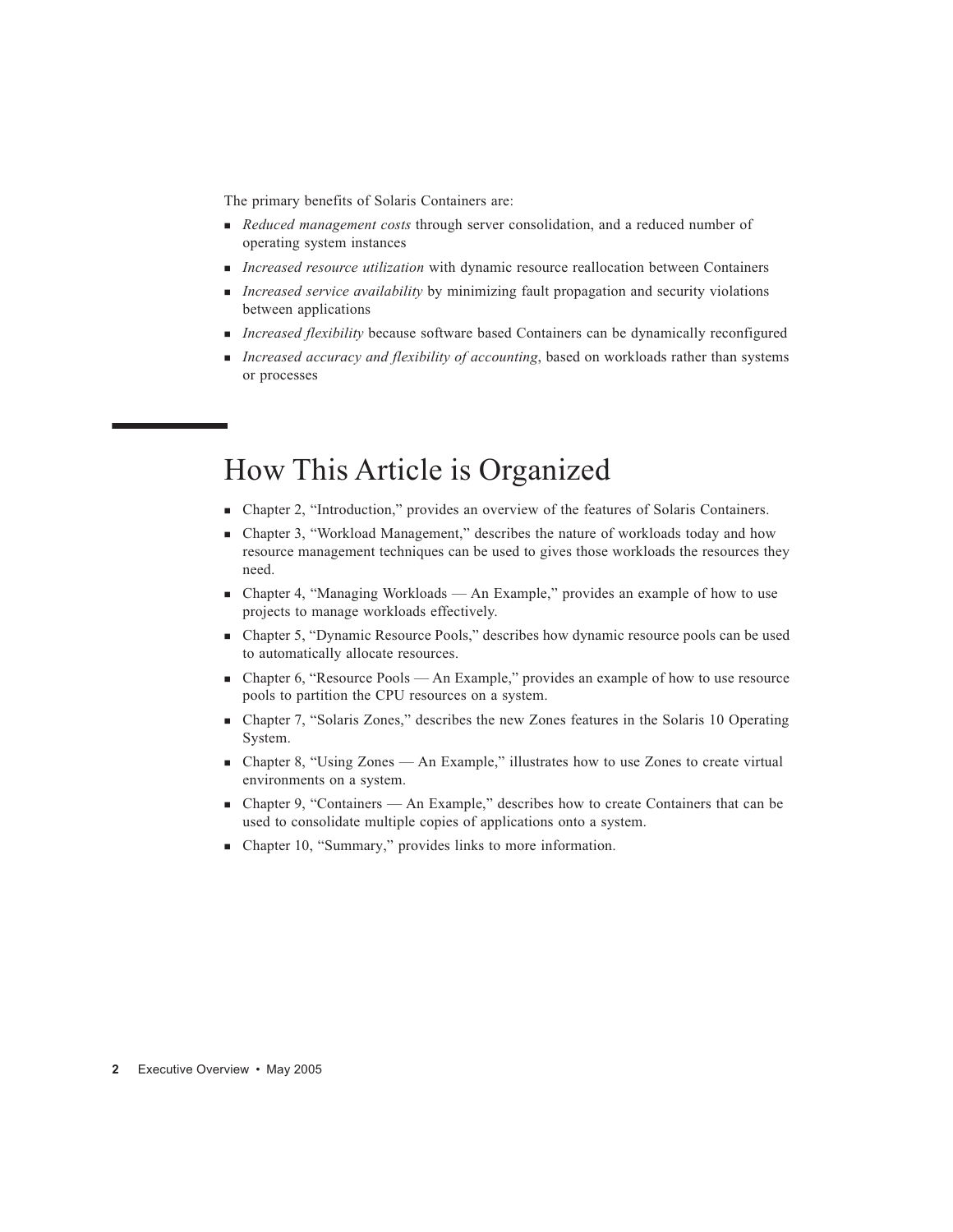The primary benefits of Solaris Containers are:

- *Reduced management costs* through server consolidation, and a reduced number of operating system instances
- *Increased resource utilization* with dynamic resource reallocation between Containers
- *Increased service availability* by minimizing fault propagation and security violations between applications
- *Increased flexibility* because software based Containers can be dynamically reconfigured
- *Increased accuracy and flexibility of accounting*, based on workloads rather than systems or processes

## How This Article is Organized

- Chapter 2, "Introduction," provides an overview of the features of Solaris Containers.
- Chapter 3, "Workload Management," describes the nature of workloads today and how resource management techniques can be used to gives those workloads the resources they need.
- Chapter 4, "Managing Workloads — An Example," provides an example of how to use projects to manage workloads effectively.
- Chapter 5, "Dynamic Resource Pools," describes how dynamic resource pools can be used to automatically allocate resources.
- Chapter 6, "Resource Pools — An Example," provides an example of how to use resource pools to partition the CPU resources on a system.
- Chapter 7, "Solaris Zones," describes the new Zones features in the Solaris 10 Operating System.
- Chapter 8, "Using Zones — An Example," illustrates how to use Zones to create virtual environments on a system.
- Chapter 9, "Containers — An Example," describes how to create Containers that can be used to consolidate multiple copies of applications onto a system.
- Chapter 10, "Summary," provides links to more information.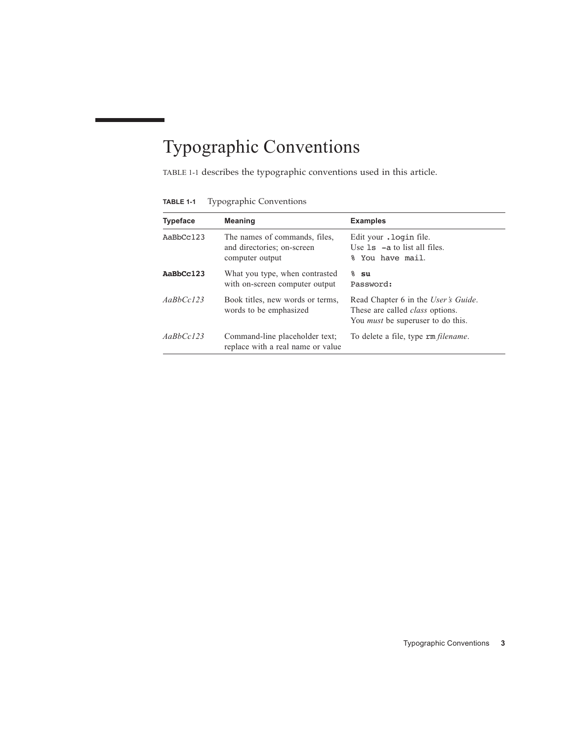# Typographic Conventions

TABLE 1-1 describes the typographic conventions used in this article.

**TABLE 1-1** Typographic Conventions

| Typeface | Meaning | Examples |
|---|---|---|
| `AaBbCc123` | The names of commands, files, and directories; on-screen computer output | Edit your `.login` file.<br>Use `ls -a` to list all files.<br>`% You have mail.` |
| **`AaBbCc123`** | What you type, when contrasted with on-screen computer output | `%` **`su`**<br>`Password:` |
| *AaBbCc123* | Book titles, new words or terms, words to be emphasized | Read Chapter 6 in the *User's Guide*.<br>These are called *class* options.<br>You *must* be superuser to do this. |
| *AaBbCc123* | Command-line placeholder text; replace with a real name or value | To delete a file, type `rm` *filename*. |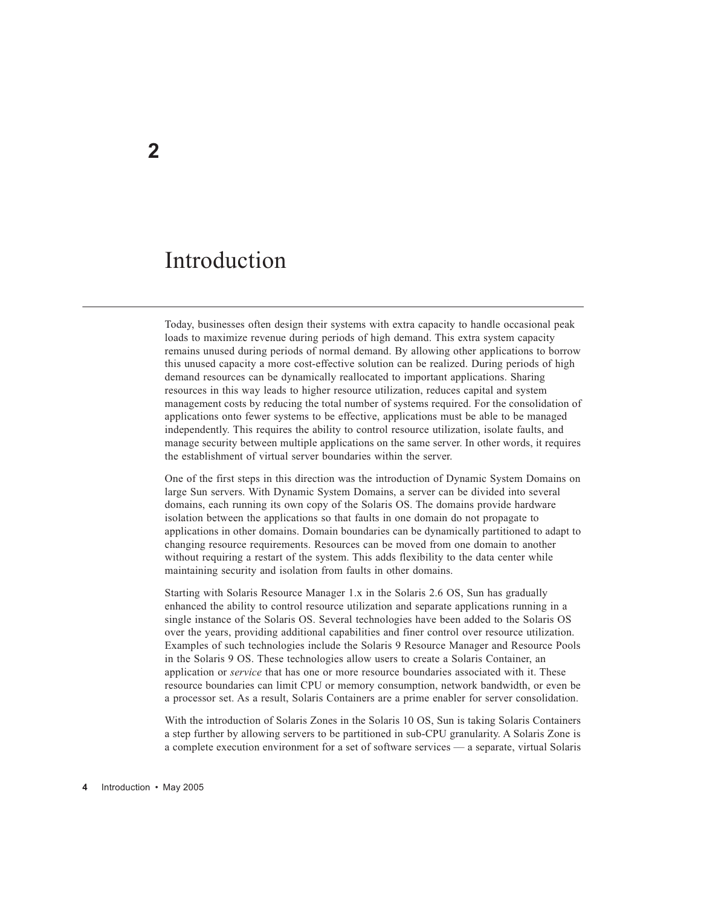# 2

# Introduction

Today, businesses often design their systems with extra capacity to handle occasional peak loads to maximize revenue during periods of high demand. This extra system capacity remains unused during periods of normal demand. By allowing other applications to borrow this unused capacity a more cost-effective solution can be realized. During periods of high demand resources can be dynamically reallocated to important applications. Sharing resources in this way leads to higher resource utilization, reduces capital and system management costs by reducing the total number of systems required. For the consolidation of applications onto fewer systems to be effective, applications must be able to be managed independently. This requires the ability to control resource utilization, isolate faults, and manage security between multiple applications on the same server. In other words, it requires the establishment of virtual server boundaries within the server.

One of the first steps in this direction was the introduction of Dynamic System Domains on large Sun servers. With Dynamic System Domains, a server can be divided into several domains, each running its own copy of the Solaris OS. The domains provide hardware isolation between the applications so that faults in one domain do not propagate to applications in other domains. Domain boundaries can be dynamically partitioned to adapt to changing resource requirements. Resources can be moved from one domain to another without requiring a restart of the system. This adds flexibility to the data center while maintaining security and isolation from faults in other domains.

Starting with Solaris Resource Manager 1.x in the Solaris 2.6 OS, Sun has gradually enhanced the ability to control resource utilization and separate applications running in a single instance of the Solaris OS. Several technologies have been added to the Solaris OS over the years, providing additional capabilities and finer control over resource utilization. Examples of such technologies include the Solaris 9 Resource Manager and Resource Pools in the Solaris 9 OS. These technologies allow users to create a Solaris Container, an application or *service* that has one or more resource boundaries associated with it. These resource boundaries can limit CPU or memory consumption, network bandwidth, or even be a processor set. As a result, Solaris Containers are a prime enabler for server consolidation.

With the introduction of Solaris Zones in the Solaris 10 OS, Sun is taking Solaris Containers a step further by allowing servers to be partitioned in sub-CPU granularity. A Solaris Zone is a complete execution environment for a set of software services — a separate, virtual Solaris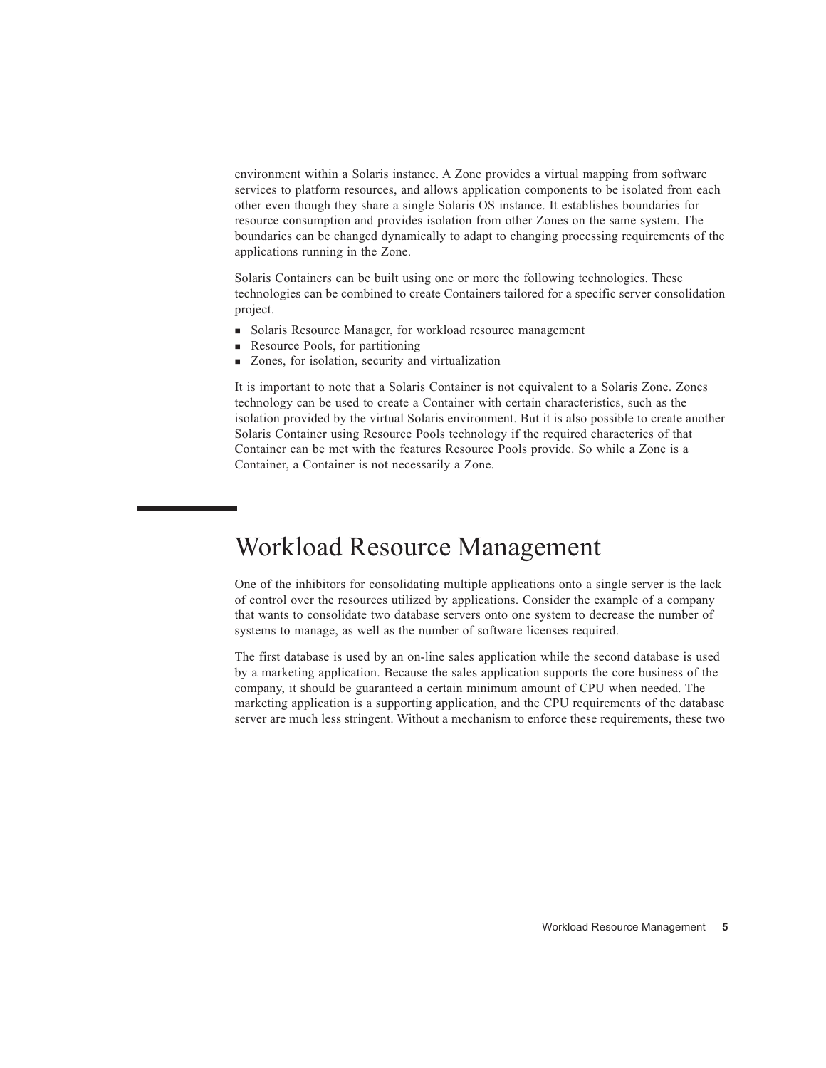environment within a Solaris instance. A Zone provides a virtual mapping from software services to platform resources, and allows application components to be isolated from each other even though they share a single Solaris OS instance. It establishes boundaries for resource consumption and provides isolation from other Zones on the same system. The boundaries can be changed dynamically to adapt to changing processing requirements of the applications running in the Zone.

Solaris Containers can be built using one or more the following technologies. These technologies can be combined to create Containers tailored for a specific server consolidation project.

- Solaris Resource Manager, for workload resource management
- Resource Pools, for partitioning
- Zones, for isolation, security and virtualization

It is important to note that a Solaris Container is not equivalent to a Solaris Zone. Zones technology can be used to create a Container with certain characteristics, such as the isolation provided by the virtual Solaris environment. But it is also possible to create another Solaris Container using Resource Pools technology if the required characterics of that Container can be met with the features Resource Pools provide. So while a Zone is a Container, a Container is not necessarily a Zone.

# Workload Resource Management

One of the inhibitors for consolidating multiple applications onto a single server is the lack of control over the resources utilized by applications. Consider the example of a company that wants to consolidate two database servers onto one system to decrease the number of systems to manage, as well as the number of software licenses required.

The first database is used by an on-line sales application while the second database is used by a marketing application. Because the sales application supports the core business of the company, it should be guaranteed a certain minimum amount of CPU when needed. The marketing application is a supporting application, and the CPU requirements of the database server are much less stringent. Without a mechanism to enforce these requirements, these two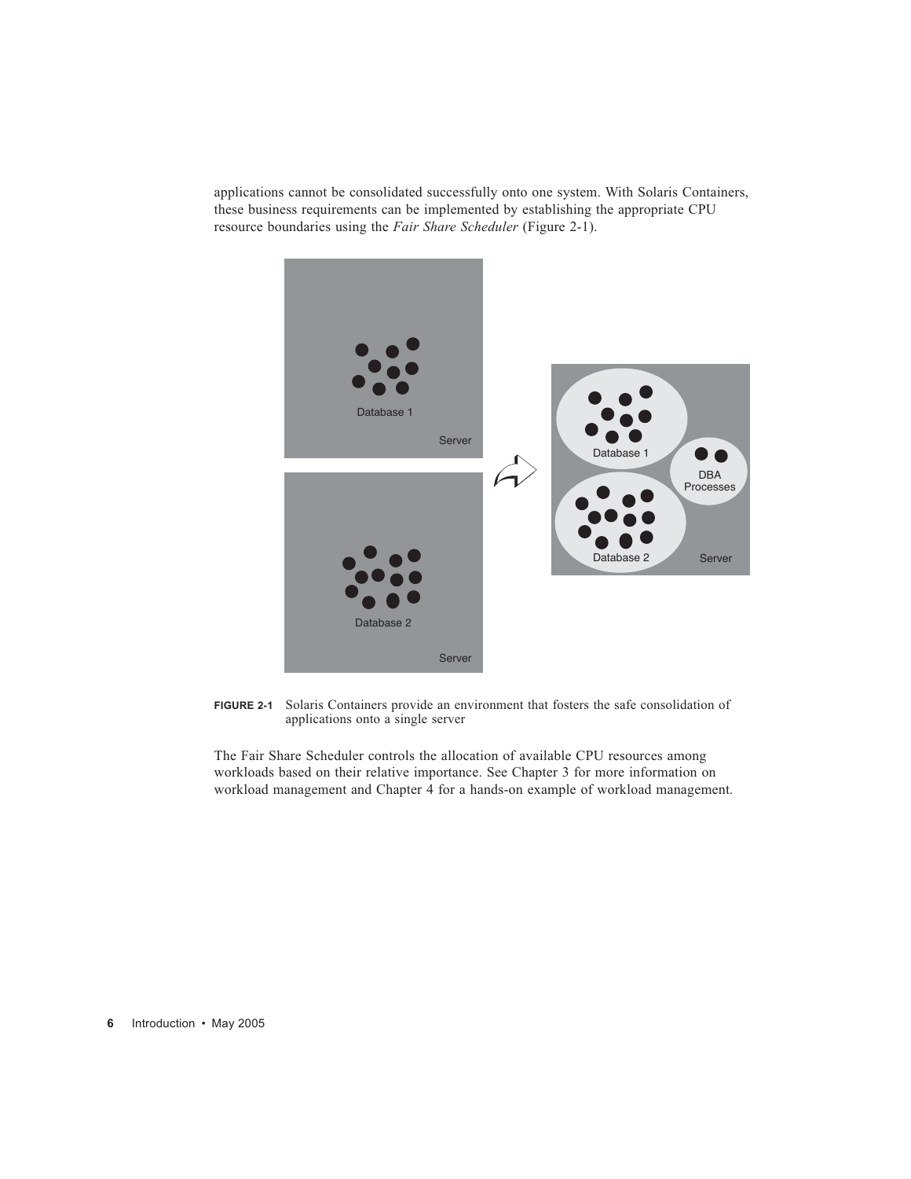applications cannot be consolidated successfully onto one system. With Solaris Containers, these business requirements can be implemented by establishing the appropriate CPU resource boundaries using the *Fair Share Scheduler* (Figure 2-1).

**FIGURE 2-1** Solaris Containers provide an environment that fosters the safe consolidation of applications onto a single server

The Fair Share Scheduler controls the allocation of available CPU resources among workloads based on their relative importance. See Chapter 3 for more information on workload management and Chapter 4 for a hands-on example of workload management.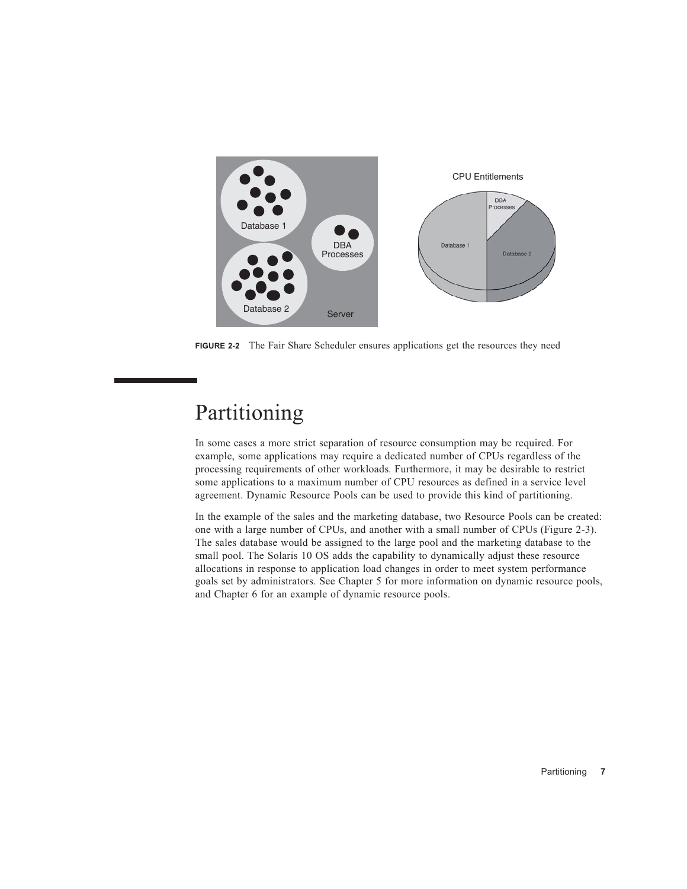**FIGURE 2-2** The Fair Share Scheduler ensures applications get the resources they need

## Partitioning

In some cases a more strict separation of resource consumption may be required. For example, some applications may require a dedicated number of CPUs regardless of the processing requirements of other workloads. Furthermore, it may be desirable to restrict some applications to a maximum number of CPU resources as defined in a service level agreement. Dynamic Resource Pools can be used to provide this kind of partitioning.

In the example of the sales and the marketing database, two Resource Pools can be created: one with a large number of CPUs, and another with a small number of CPUs (Figure 2-3). The sales database would be assigned to the large pool and the marketing database to the small pool. The Solaris 10 OS adds the capability to dynamically adjust these resource allocations in response to application load changes in order to meet system performance goals set by administrators. See Chapter 5 for more information on dynamic resource pools, and Chapter 6 for an example of dynamic resource pools.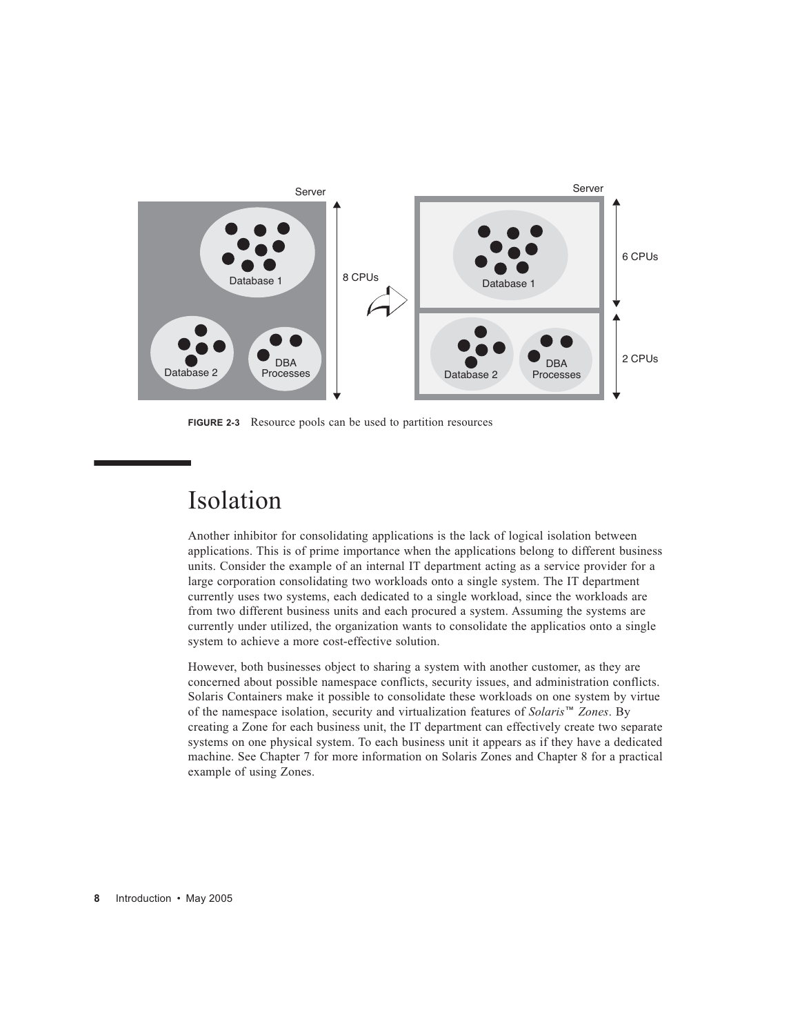**FIGURE 2-3** Resource pools can be used to partition resources

## Isolation

Another inhibitor for consolidating applications is the lack of logical isolation between applications. This is of prime importance when the applications belong to different business units. Consider the example of an internal IT department acting as a service provider for a large corporation consolidating two workloads onto a single system. The IT department currently uses two systems, each dedicated to a single workload, since the workloads are from two different business units and each procured a system. Assuming the systems are currently under utilized, the organization wants to consolidate the applicatios onto a single system to achieve a more cost-effective solution.

However, both businesses object to sharing a system with another customer, as they are concerned about possible namespace conflicts, security issues, and administration conflicts. Solaris Containers make it possible to consolidate these workloads on one system by virtue of the namespace isolation, security and virtualization features of *Solaris™ Zones*. By creating a Zone for each business unit, the IT department can effectively create two separate systems on one physical system. To each business unit it appears as if they have a dedicated machine. See Chapter 7 for more information on Solaris Zones and Chapter 8 for a practical example of using Zones.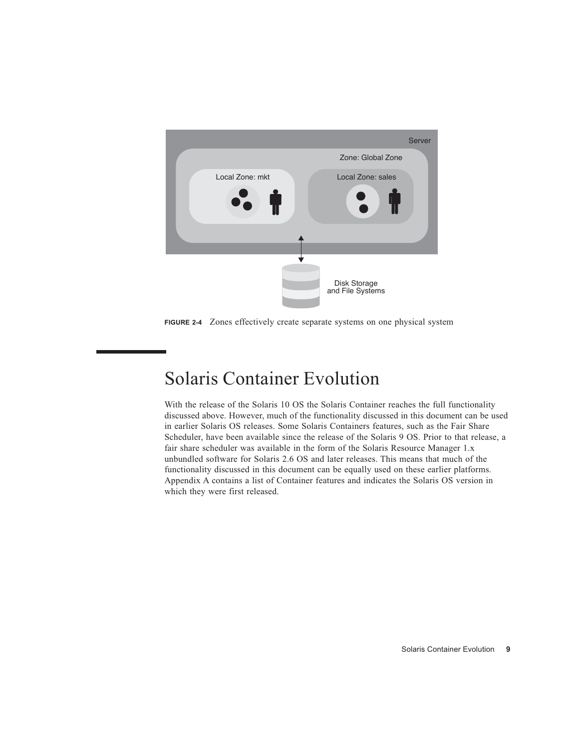FIGURE 2-4 Zones effectively create separate systems on one physical system

## Solaris Container Evolution

With the release of the Solaris 10 OS the Solaris Container reaches the full functionality discussed above. However, much of the functionality discussed in this document can be used in earlier Solaris OS releases. Some Solaris Containers features, such as the Fair Share Scheduler, have been available since the release of the Solaris 9 OS. Prior to that release, a fair share scheduler was available in the form of the Solaris Resource Manager 1.x unbundled software for Solaris 2.6 OS and later releases. This means that much of the functionality discussed in this document can be equally used on these earlier platforms. Appendix A contains a list of Container features and indicates the Solaris OS version in which they were first released.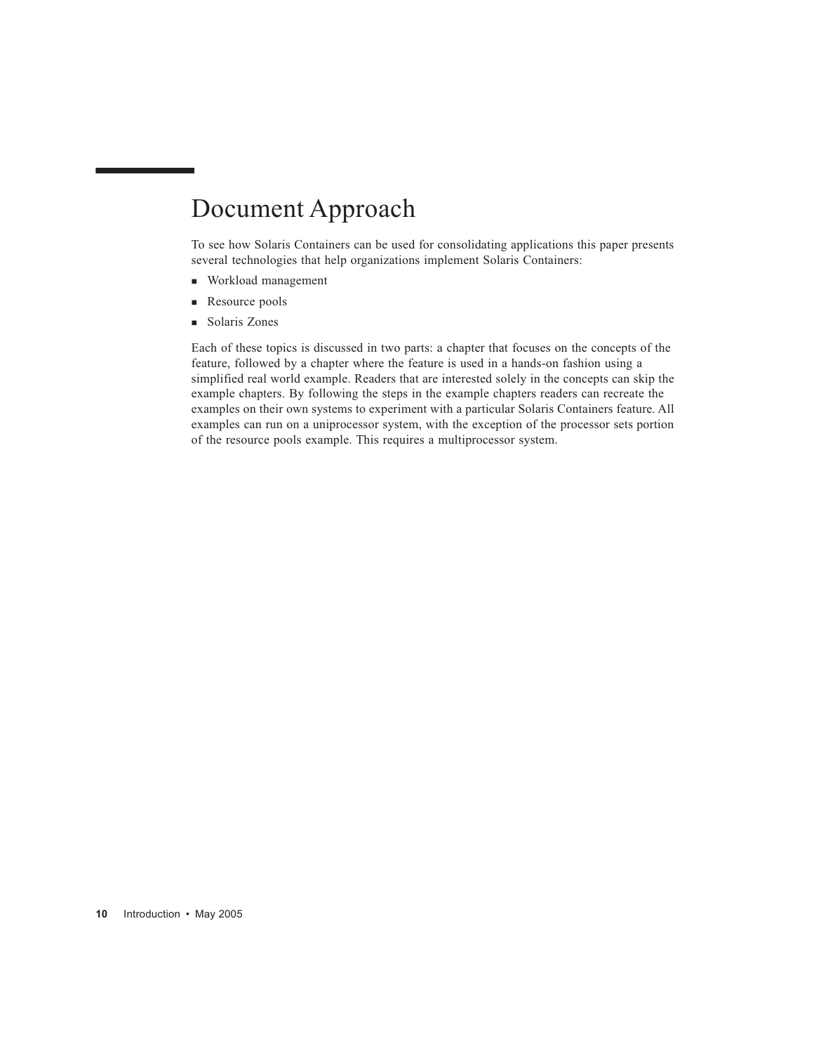# Document Approach

To see how Solaris Containers can be used for consolidating applications this paper presents several technologies that help organizations implement Solaris Containers:

- Workload management
- Resource pools
- Solaris Zones

Each of these topics is discussed in two parts: a chapter that focuses on the concepts of the feature, followed by a chapter where the feature is used in a hands-on fashion using a simplified real world example. Readers that are interested solely in the concepts can skip the example chapters. By following the steps in the example chapters readers can recreate the examples on their own systems to experiment with a particular Solaris Containers feature. All examples can run on a uniprocessor system, with the exception of the processor sets portion of the resource pools example. This requires a multiprocessor system.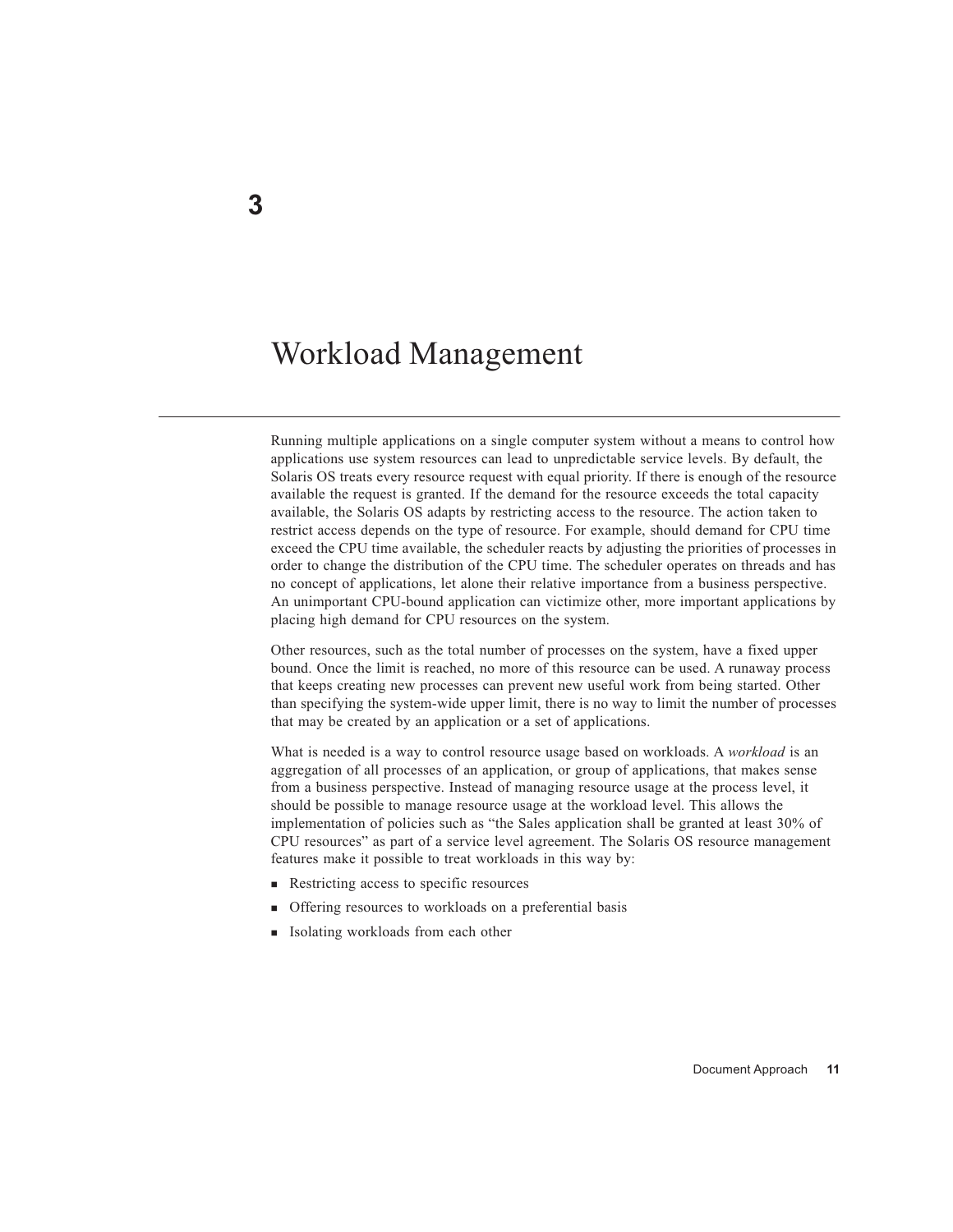# 3

# Workload Management

Running multiple applications on a single computer system without a means to control how applications use system resources can lead to unpredictable service levels. By default, the Solaris OS treats every resource request with equal priority. If there is enough of the resource available the request is granted. If the demand for the resource exceeds the total capacity available, the Solaris OS adapts by restricting access to the resource. The action taken to restrict access depends on the type of resource. For example, should demand for CPU time exceed the CPU time available, the scheduler reacts by adjusting the priorities of processes in order to change the distribution of the CPU time. The scheduler operates on threads and has no concept of applications, let alone their relative importance from a business perspective. An unimportant CPU-bound application can victimize other, more important applications by placing high demand for CPU resources on the system.

Other resources, such as the total number of processes on the system, have a fixed upper bound. Once the limit is reached, no more of this resource can be used. A runaway process that keeps creating new processes can prevent new useful work from being started. Other than specifying the system-wide upper limit, there is no way to limit the number of processes that may be created by an application or a set of applications.

What is needed is a way to control resource usage based on workloads. A *workload* is an aggregation of all processes of an application, or group of applications, that makes sense from a business perspective. Instead of managing resource usage at the process level, it should be possible to manage resource usage at the workload level. This allows the implementation of policies such as “the Sales application shall be granted at least 30% of CPU resources” as part of a service level agreement. The Solaris OS resource management features make it possible to treat workloads in this way by:

- Restricting access to specific resources
- Offering resources to workloads on a preferential basis
- Isolating workloads from each other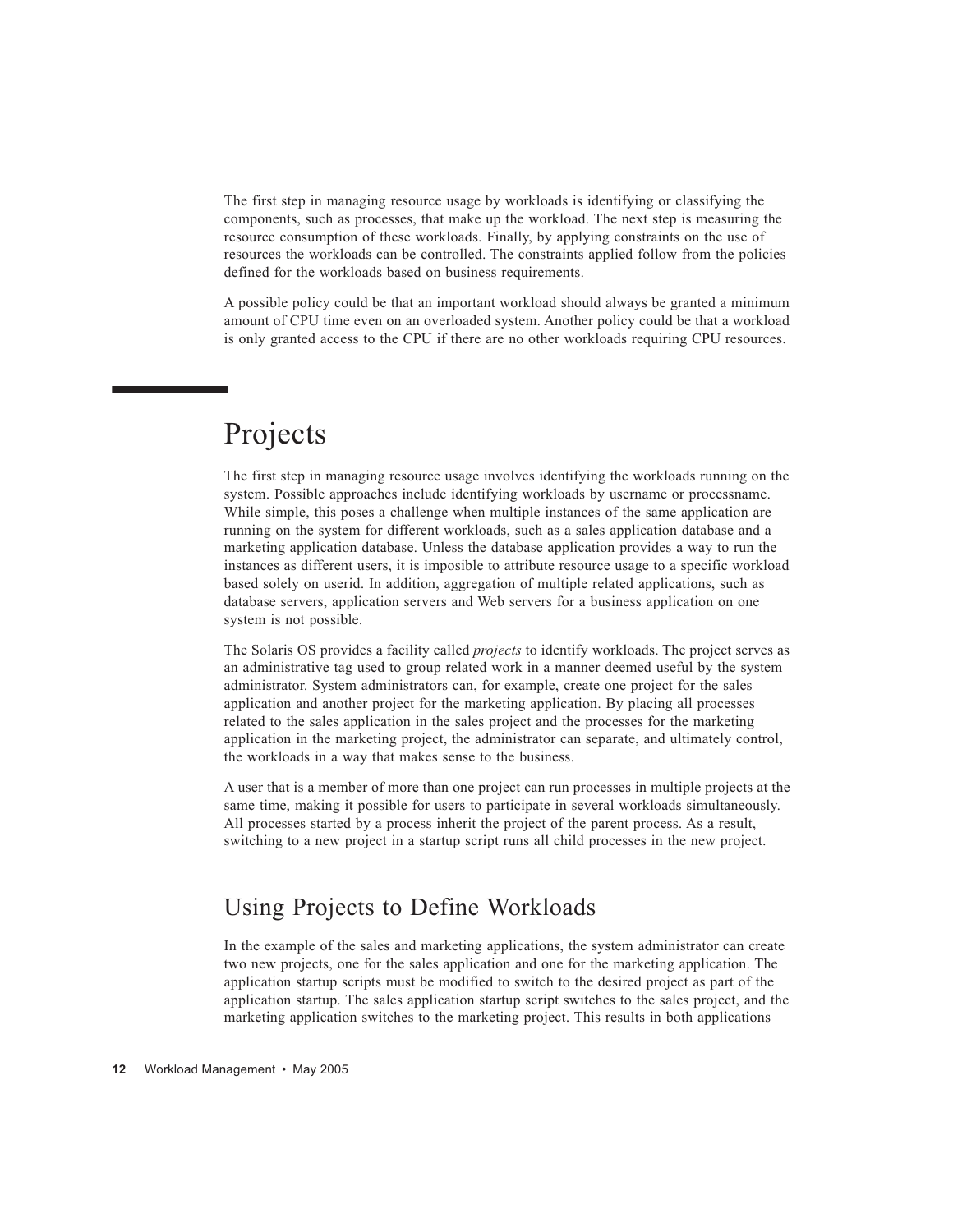The first step in managing resource usage by workloads is identifying or classifying the components, such as processes, that make up the workload. The next step is measuring the resource consumption of these workloads. Finally, by applying constraints on the use of resources the workloads can be controlled. The constraints applied follow from the policies defined for the workloads based on business requirements.

A possible policy could be that an important workload should always be granted a minimum amount of CPU time even on an overloaded system. Another policy could be that a workload is only granted access to the CPU if there are no other workloads requiring CPU resources.

# Projects

The first step in managing resource usage involves identifying the workloads running on the system. Possible approaches include identifying workloads by username or processname. While simple, this poses a challenge when multiple instances of the same application are running on the system for different workloads, such as a sales application database and a marketing application database. Unless the database application provides a way to run the instances as different users, it is imposible to attribute resource usage to a specific workload based solely on userid. In addition, aggregation of multiple related applications, such as database servers, application servers and Web servers for a business application on one system is not possible.

The Solaris OS provides a facility called *projects* to identify workloads. The project serves as an administrative tag used to group related work in a manner deemed useful by the system administrator. System administrators can, for example, create one project for the sales application and another project for the marketing application. By placing all processes related to the sales application in the sales project and the processes for the marketing application in the marketing project, the administrator can separate, and ultimately control, the workloads in a way that makes sense to the business.

A user that is a member of more than one project can run processes in multiple projects at the same time, making it possible for users to participate in several workloads simultaneously. All processes started by a process inherit the project of the parent process. As a result, switching to a new project in a startup script runs all child processes in the new project.

## Using Projects to Define Workloads

In the example of the sales and marketing applications, the system administrator can create two new projects, one for the sales application and one for the marketing application. The application startup scripts must be modified to switch to the desired project as part of the application startup. The sales application startup script switches to the sales project, and the marketing application switches to the marketing project. This results in both applications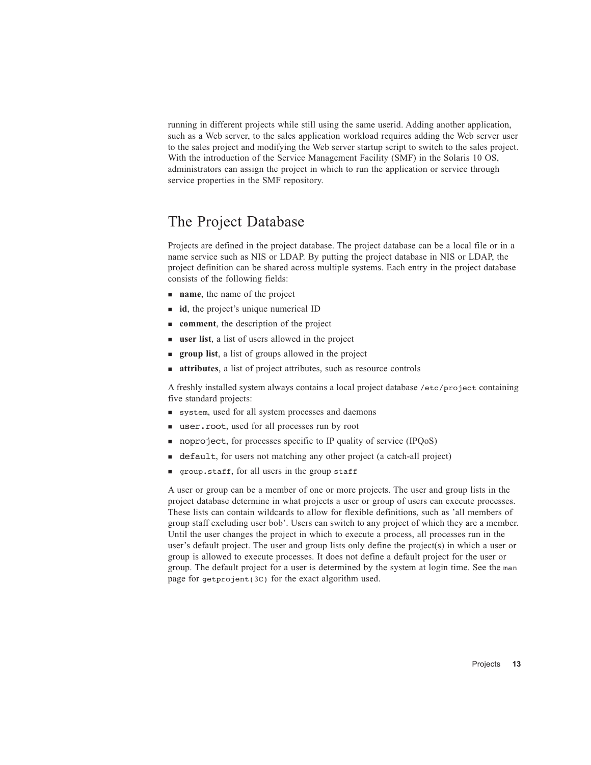running in different projects while still using the same userid. Adding another application, such as a Web server, to the sales application workload requires adding the Web server user to the sales project and modifying the Web server startup script to switch to the sales project. With the introduction of the Service Management Facility (SMF) in the Solaris 10 OS, administrators can assign the project in which to run the application or service through service properties in the SMF repository.

## The Project Database

Projects are defined in the project database. The project database can be a local file or in a name service such as NIS or LDAP. By putting the project database in NIS or LDAP, the project definition can be shared across multiple systems. Each entry in the project database consists of the following fields:

- **name**, the name of the project
- **id**, the project's unique numerical ID
- **comment**, the description of the project
- **user list**, a list of users allowed in the project
- **group list**, a list of groups allowed in the project
- **attributes**, a list of project attributes, such as resource controls

A freshly installed system always contains a local project database `/etc/project` containing five standard projects:

- `system`, used for all system processes and daemons
- `user.root`, used for all processes run by root
- `noproject`, for processes specific to IP quality of service (IPQoS)
- `default`, for users not matching any other project (a catch-all project)
- `group.staff`, for all users in the group `staff`

A user or group can be a member of one or more projects. The user and group lists in the project database determine in what projects a user or group of users can execute processes. These lists can contain wildcards to allow for flexible definitions, such as 'all members of group staff excluding user bob'. Users can switch to any project of which they are a member. Until the user changes the project in which to execute a process, all processes run in the user's default project. The user and group lists only define the project(s) in which a user or group is allowed to execute processes. It does not define a default project for the user or group. The default project for a user is determined by the system at login time. See the `man` page for `getprojent(3C)` for the exact algorithm used.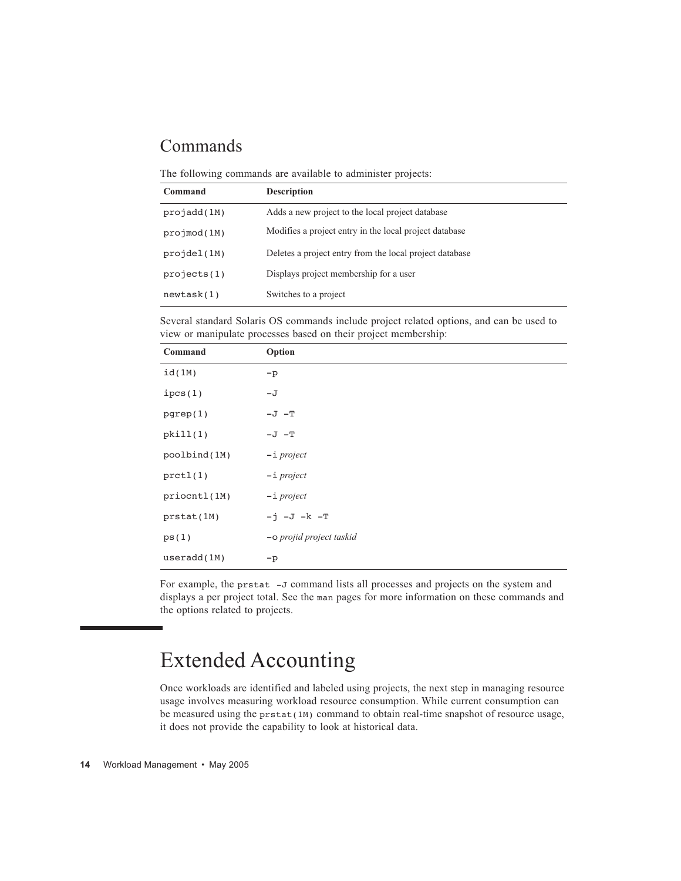## Commands

The following commands are available to administer projects:

| Command | Description |
| --- | --- |
| `projadd(1M)` | Adds a new project to the local project database |
| `projmod(1M)` | Modifies a project entry in the local project database |
| `projdel(1M)` | Deletes a project entry from the local project database |
| `projects(1)` | Displays project membership for a user |
| `newtask(1)` | Switches to a project |

Several standard Solaris OS commands include project related options, and can be used to view or manipulate processes based on their project membership:

| Command | Option |
| --- | --- |
| `id(1M)` | `-p` |
| `ipcs(1)` | `-J` |
| `pgrep(1)` | `-J -T` |
| `pkill(1)` | `-J -T` |
| `poolbind(1M)` | `-i` *project* |
| `prctl(1)` | `-i` *project* |
| `priocntl(1M)` | `-i` *project* |
| `prstat(1M)` | `-j -J -k -T` |
| `ps(1)` | `-o` *projid project taskid* |
| `useradd(1M)` | `-p` |

For example, the `prstat -J` command lists all processes and projects on the system and displays a per project total. See the `man` pages for more information on these commands and the options related to projects.

# Extended Accounting

Once workloads are identified and labeled using projects, the next step in managing resource usage involves measuring workload resource consumption. While current consumption can be measured using the `prstat(1M)` command to obtain real-time snapshot of resource usage, it does not provide the capability to look at historical data.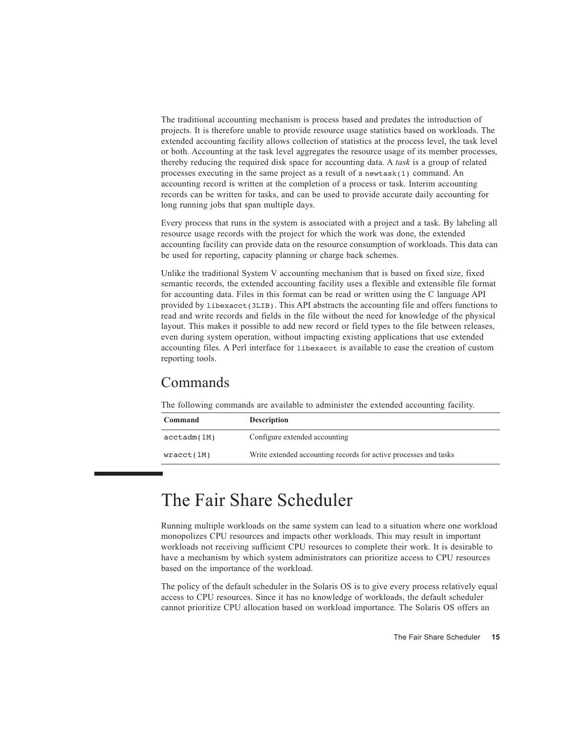The traditional accounting mechanism is process based and predates the introduction of projects. It is therefore unable to provide resource usage statistics based on workloads. The extended accounting facility allows collection of statistics at the process level, the task level or both. Accounting at the task level aggregates the resource usage of its member processes, thereby reducing the required disk space for accounting data. A *task* is a group of related processes executing in the same project as a result of a `newtask(1)` command. An accounting record is written at the completion of a process or task. Interim accounting records can be written for tasks, and can be used to provide accurate daily accounting for long running jobs that span multiple days.

Every process that runs in the system is associated with a project and a task. By labeling all resource usage records with the project for which the work was done, the extended accounting facility can provide data on the resource consumption of workloads. This data can be used for reporting, capacity planning or charge back schemes.

Unlike the traditional System V accounting mechanism that is based on fixed size, fixed semantic records, the extended accounting facility uses a flexible and extensible file format for accounting data. Files in this format can be read or written using the C language API provided by `libexacct(3LIB)`. This API abstracts the accounting file and offers functions to read and write records and fields in the file without the need for knowledge of the physical layout. This makes it possible to add new record or field types to the file between releases, even during system operation, without impacting existing applications that use extended accounting files. A Perl interface for `libexacct` is available to ease the creation of custom reporting tools.

## Commands

The following commands are available to administer the extended accounting facility.

| Command | Description |
|---|---|
| `acctadm(1M)` | Configure extended accounting |
| `wracct(1M)` | Write extended accounting records for active processes and tasks |

# The Fair Share Scheduler

Running multiple workloads on the same system can lead to a situation where one workload monopolizes CPU resources and impacts other workloads. This may result in important workloads not receiving sufficient CPU resources to complete their work. It is desirable to have a mechanism by which system administrators can prioritize access to CPU resources based on the importance of the workload.

The policy of the default scheduler in the Solaris OS is to give every process relatively equal access to CPU resources. Since it has no knowledge of workloads, the default scheduler cannot prioritize CPU allocation based on workload importance. The Solaris OS offers an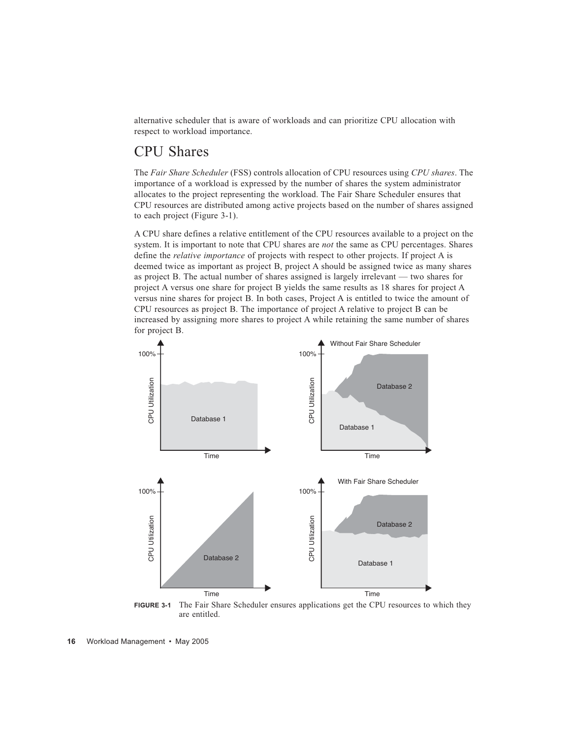alternative scheduler that is aware of workloads and can prioritize CPU allocation with respect to workload importance.

## CPU Shares

The *Fair Share Scheduler* (FSS) controls allocation of CPU resources using *CPU shares*. The importance of a workload is expressed by the number of shares the system administrator allocates to the project representing the workload. The Fair Share Scheduler ensures that CPU resources are distributed among active projects based on the number of shares assigned to each project (Figure 3-1).

A CPU share defines a relative entitlement of the CPU resources available to a project on the system. It is important to note that CPU shares are *not* the same as CPU percentages. Shares define the *relative importance* of projects with respect to other projects. If project A is deemed twice as important as project B, project A should be assigned twice as many shares as project B. The actual number of shares assigned is largely irrelevant — two shares for project A versus one share for project B yields the same results as 18 shares for project A versus nine shares for project B. In both cases, Project A is entitled to twice the amount of CPU resources as project B. The importance of project A relative to project B can be increased by assigning more shares to project A while retaining the same number of shares for project B.

**FIGURE 3-1** The Fair Share Scheduler ensures applications get the CPU resources to which they are entitled.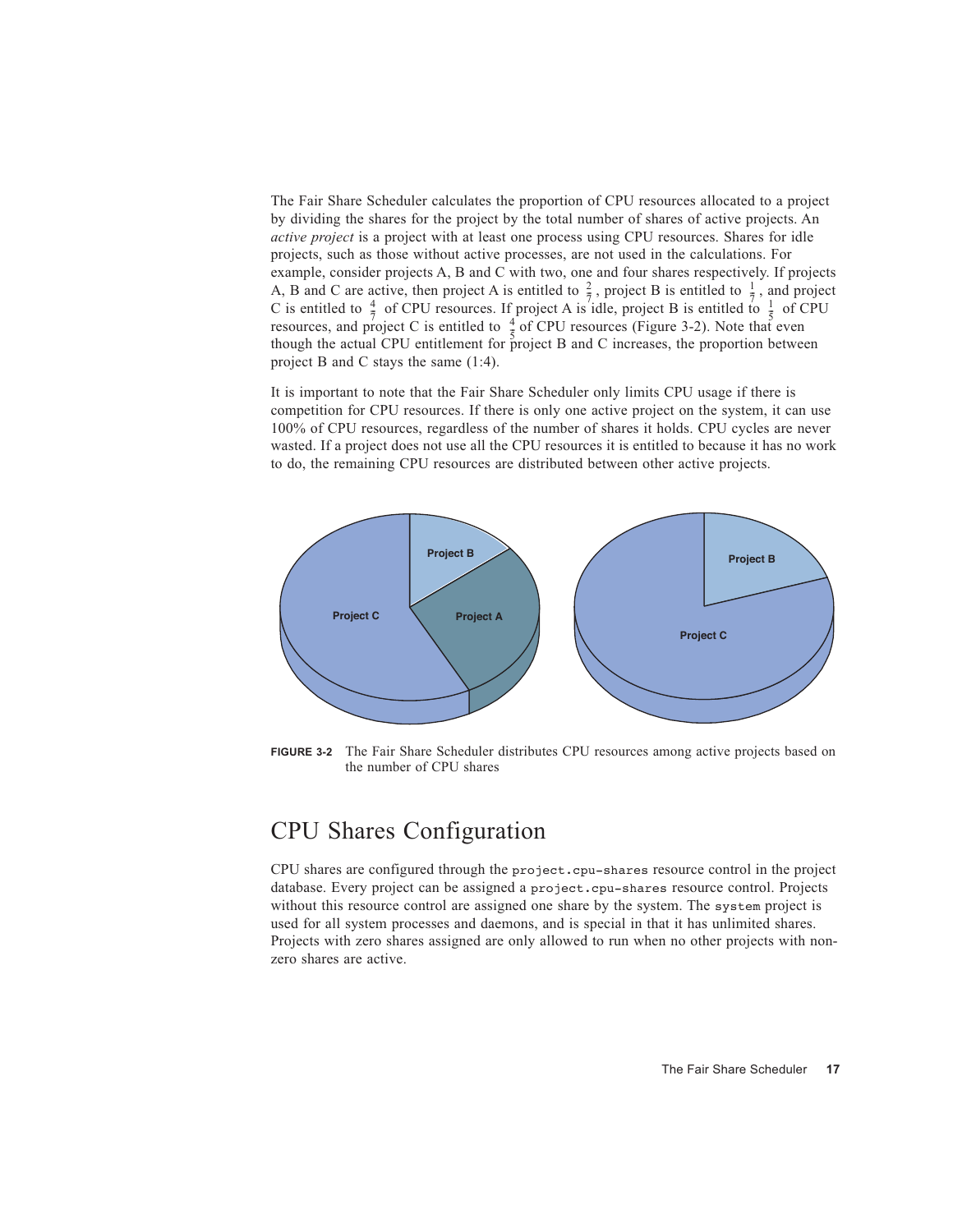The Fair Share Scheduler calculates the proportion of CPU resources allocated to a project by dividing the shares for the project by the total number of shares of active projects. An *active project* is a project with at least one process using CPU resources. Shares for idle projects, such as those without active processes, are not used in the calculations. For example, consider projects A, B and C with two, one and four shares respectively. If projects A, B and C are active, then project A is entitled to $\frac{2}{7}$, project B is entitled to $\frac{1}{7}$, and project C is entitled to $\frac{4}{7}$ of CPU resources. If project A is idle, project B is entitled to $\frac{1}{5}$ of CPU resources, and project C is entitled to $\frac{4}{5}$ of CPU resources (Figure 3-2). Note that even though the actual CPU entitlement for project B and C increases, the proportion between project B and C stays the same (1:4).

It is important to note that the Fair Share Scheduler only limits CPU usage if there is competition for CPU resources. If there is only one active project on the system, it can use 100% of CPU resources, regardless of the number of shares it holds. CPU cycles are never wasted. If a project does not use all the CPU resources it is entitled to because it has no work to do, the remaining CPU resources are distributed between other active projects.

**FIGURE 3-2** The Fair Share Scheduler distributes CPU resources among active projects based on the number of CPU shares

## CPU Shares Configuration

CPU shares are configured through the `project.cpu-shares` resource control in the project database. Every project can be assigned a `project.cpu-shares` resource control. Projects without this resource control are assigned one share by the system. The `system` project is used for all system processes and daemons, and is special in that it has unlimited shares. Projects with zero shares assigned are only allowed to run when no other projects with non-zero shares are active.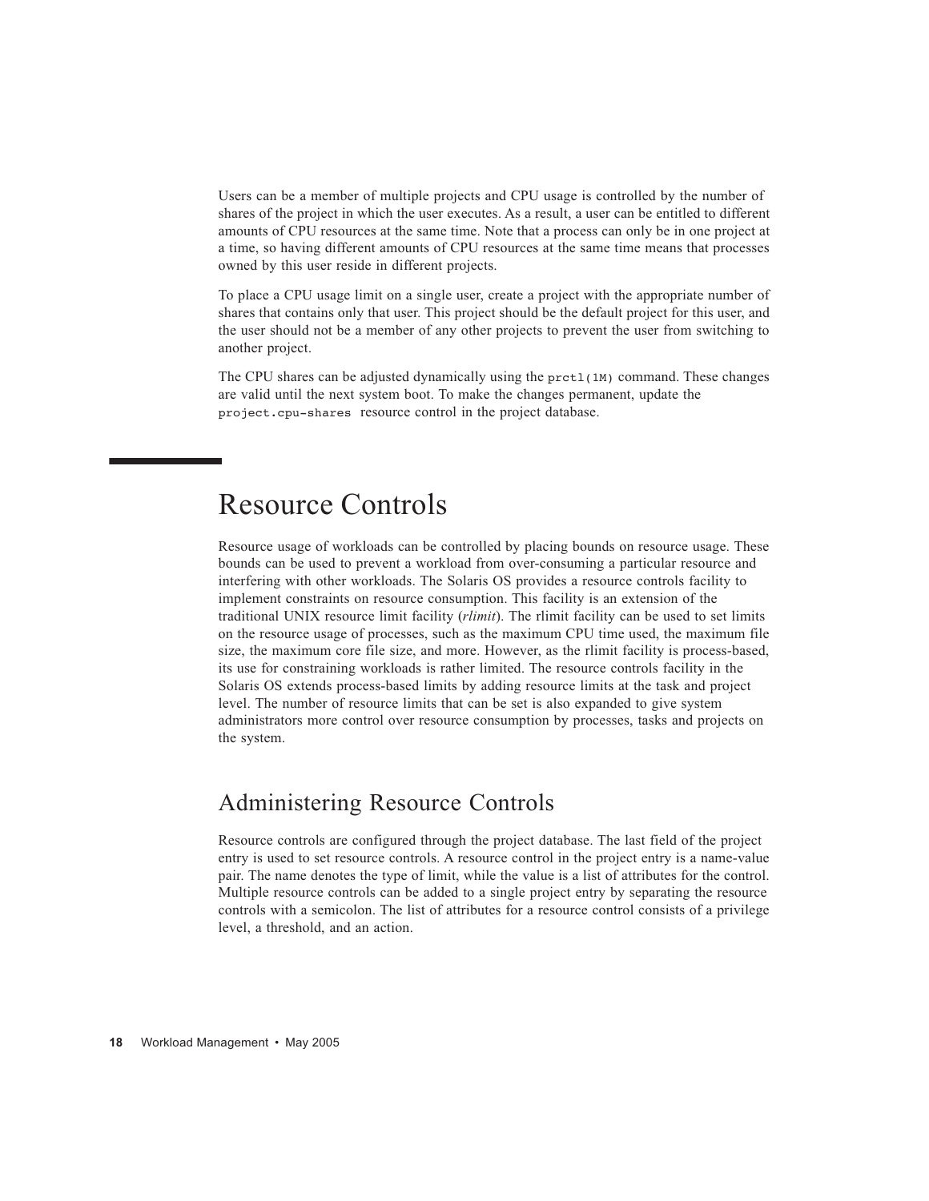Users can be a member of multiple projects and CPU usage is controlled by the number of shares of the project in which the user executes. As a result, a user can be entitled to different amounts of CPU resources at the same time. Note that a process can only be in one project at a time, so having different amounts of CPU resources at the same time means that processes owned by this user reside in different projects.

To place a CPU usage limit on a single user, create a project with the appropriate number of shares that contains only that user. This project should be the default project for this user, and the user should not be a member of any other projects to prevent the user from switching to another project.

The CPU shares can be adjusted dynamically using the `prctl(1M)` command. These changes are valid until the next system boot. To make the changes permanent, update the `project.cpu-shares` resource control in the project database.

# Resource Controls

Resource usage of workloads can be controlled by placing bounds on resource usage. These bounds can be used to prevent a workload from over-consuming a particular resource and interfering with other workloads. The Solaris OS provides a resource controls facility to implement constraints on resource consumption. This facility is an extension of the traditional UNIX resource limit facility (*rlimit*). The rlimit facility can be used to set limits on the resource usage of processes, such as the maximum CPU time used, the maximum file size, the maximum core file size, and more. However, as the rlimit facility is process-based, its use for constraining workloads is rather limited. The resource controls facility in the Solaris OS extends process-based limits by adding resource limits at the task and project level. The number of resource limits that can be set is also expanded to give system administrators more control over resource consumption by processes, tasks and projects on the system.

## Administering Resource Controls

Resource controls are configured through the project database. The last field of the project entry is used to set resource controls. A resource control in the project entry is a name-value pair. The name denotes the type of limit, while the value is a list of attributes for the control. Multiple resource controls can be added to a single project entry by separating the resource controls with a semicolon. The list of attributes for a resource control consists of a privilege level, a threshold, and an action.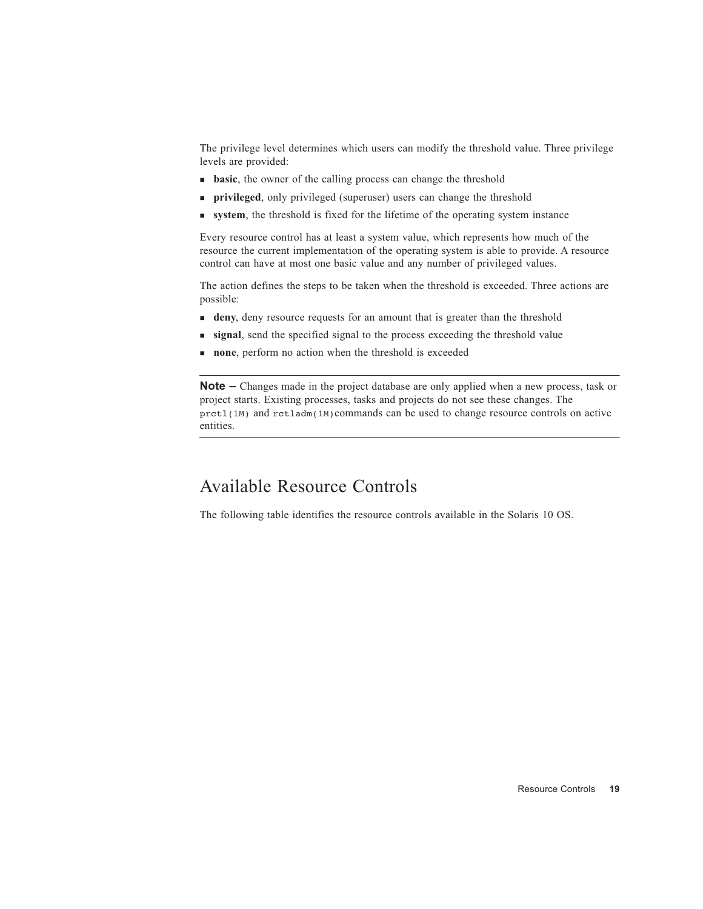The privilege level determines which users can modify the threshold value. Three privilege levels are provided:

- **basic**, the owner of the calling process can change the threshold
- **privileged**, only privileged (superuser) users can change the threshold
- **system**, the threshold is fixed for the lifetime of the operating system instance

Every resource control has at least a system value, which represents how much of the resource the current implementation of the operating system is able to provide. A resource control can have at most one basic value and any number of privileged values.

The action defines the steps to be taken when the threshold is exceeded. Three actions are possible:

- **deny**, deny resource requests for an amount that is greater than the threshold
- **signal**, send the specified signal to the process exceeding the threshold value
- **none**, perform no action when the threshold is exceeded

---

**Note –** Changes made in the project database are only applied when a new process, task or project starts. Existing processes, tasks and projects do not see these changes. The `prctl(1M)` and `rctladm(1M)`commands can be used to change resource controls on active entities.

---

## Available Resource Controls

The following table identifies the resource controls available in the Solaris 10 OS.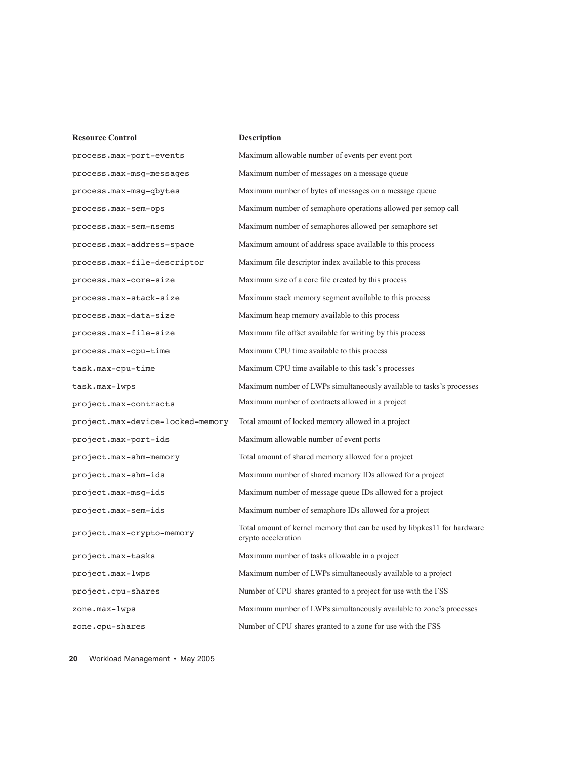| Resource Control | Description |
| --- | --- |
| `process.max-port-events` | Maximum allowable number of events per event port |
| `process.max-msg-messages` | Maximum number of messages on a message queue |
| `process.max-msg-qbytes` | Maximum number of bytes of messages on a message queue |
| `process.max-sem-ops` | Maximum number of semaphore operations allowed per semop call |
| `process.max-sem-nsems` | Maximum number of semaphores allowed per semaphore set |
| `process.max-address-space` | Maximum amount of address space available to this process |
| `process.max-file-descriptor` | Maximum file descriptor index available to this process |
| `process.max-core-size` | Maximum size of a core file created by this process |
| `process.max-stack-size` | Maximum stack memory segment available to this process |
| `process.max-data-size` | Maximum heap memory available to this process |
| `process.max-file-size` | Maximum file offset available for writing by this process |
| `process.max-cpu-time` | Maximum CPU time available to this process |
| `task.max-cpu-time` | Maximum CPU time available to this task's processes |
| `task.max-lwps` | Maximum number of LWPs simultaneously available to tasks's processes |
| `project.max-contracts` | Maximum number of contracts allowed in a project |
| `project.max-device-locked-memory` | Total amount of locked memory allowed in a project |
| `project.max-port-ids` | Maximum allowable number of event ports |
| `project.max-shm-memory` | Total amount of shared memory allowed for a project |
| `project.max-shm-ids` | Maximum number of shared memory IDs allowed for a project |
| `project.max-msg-ids` | Maximum number of message queue IDs allowed for a project |
| `project.max-sem-ids` | Maximum number of semaphore IDs allowed for a project |
| `project.max-crypto-memory` | Total amount of kernel memory that can be used by libpkcs11 for hardware crypto acceleration |
| `project.max-tasks` | Maximum number of tasks allowable in a project |
| `project.max-lwps` | Maximum number of LWPs simultaneously available to a project |
| `project.cpu-shares` | Number of CPU shares granted to a project for use with the FSS |
| `zone.max-lwps` | Maximum number of LWPs simultaneously available to zone's processes |
| `zone.cpu-shares` | Number of CPU shares granted to a zone for use with the FSS |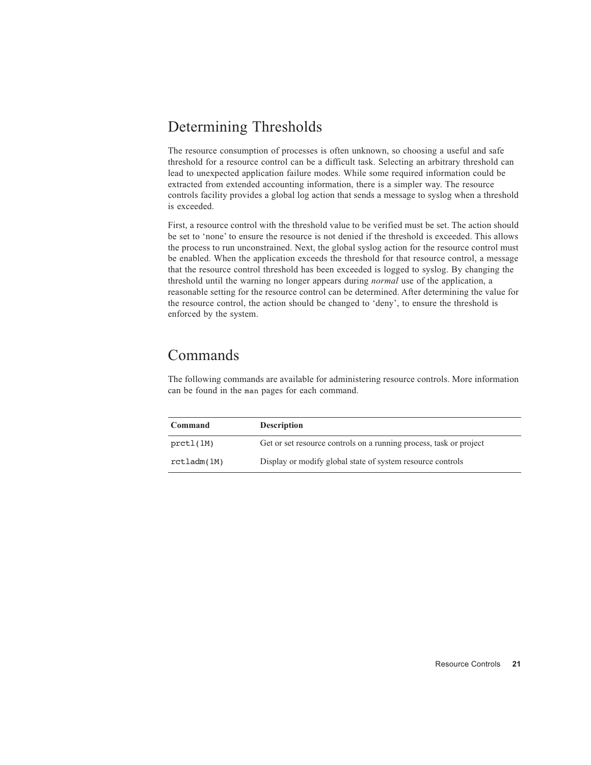## Determining Thresholds

The resource consumption of processes is often unknown, so choosing a useful and safe threshold for a resource control can be a difficult task. Selecting an arbitrary threshold can lead to unexpected application failure modes. While some required information could be extracted from extended accounting information, there is a simpler way. The resource controls facility provides a global log action that sends a message to syslog when a threshold is exceeded.

First, a resource control with the threshold value to be verified must be set. The action should be set to 'none' to ensure the resource is not denied if the threshold is exceeded. This allows the process to run unconstrained. Next, the global syslog action for the resource control must be enabled. When the application exceeds the threshold for that resource control, a message that the resource control threshold has been exceeded is logged to syslog. By changing the threshold until the warning no longer appears during *normal* use of the application, a reasonable setting for the resource control can be determined. After determining the value for the resource control, the action should be changed to 'deny', to ensure the threshold is enforced by the system.

## Commands

The following commands are available for administering resource controls. More information can be found in the `man` pages for each command.

| Command | Description |
|---|---|
| `prctl(1M)` | Get or set resource controls on a running process, task or project |
| `rctladm(1M)` | Display or modify global state of system resource controls |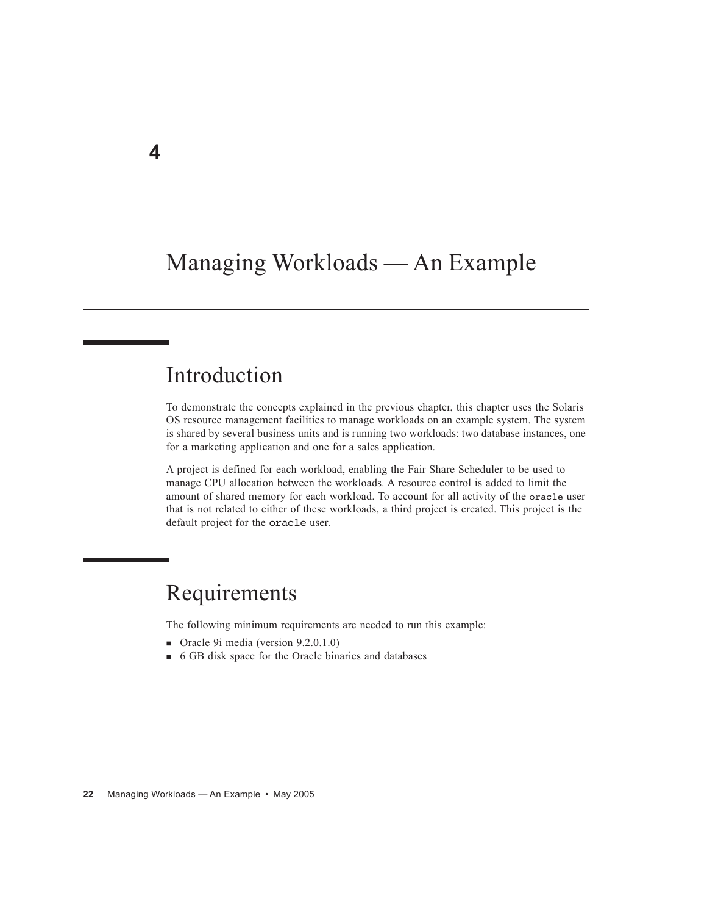# 4

# Managing Workloads — An Example

## Introduction

To demonstrate the concepts explained in the previous chapter, this chapter uses the Solaris OS resource management facilities to manage workloads on an example system. The system is shared by several business units and is running two workloads: two database instances, one for a marketing application and one for a sales application.

A project is defined for each workload, enabling the Fair Share Scheduler to be used to manage CPU allocation between the workloads. A resource control is added to limit the amount of shared memory for each workload. To account for all activity of the `oracle` user that is not related to either of these workloads, a third project is created. This project is the default project for the `oracle` user.

## Requirements

The following minimum requirements are needed to run this example:

- Oracle 9i media (version 9.2.0.1.0)
- 6 GB disk space for the Oracle binaries and databases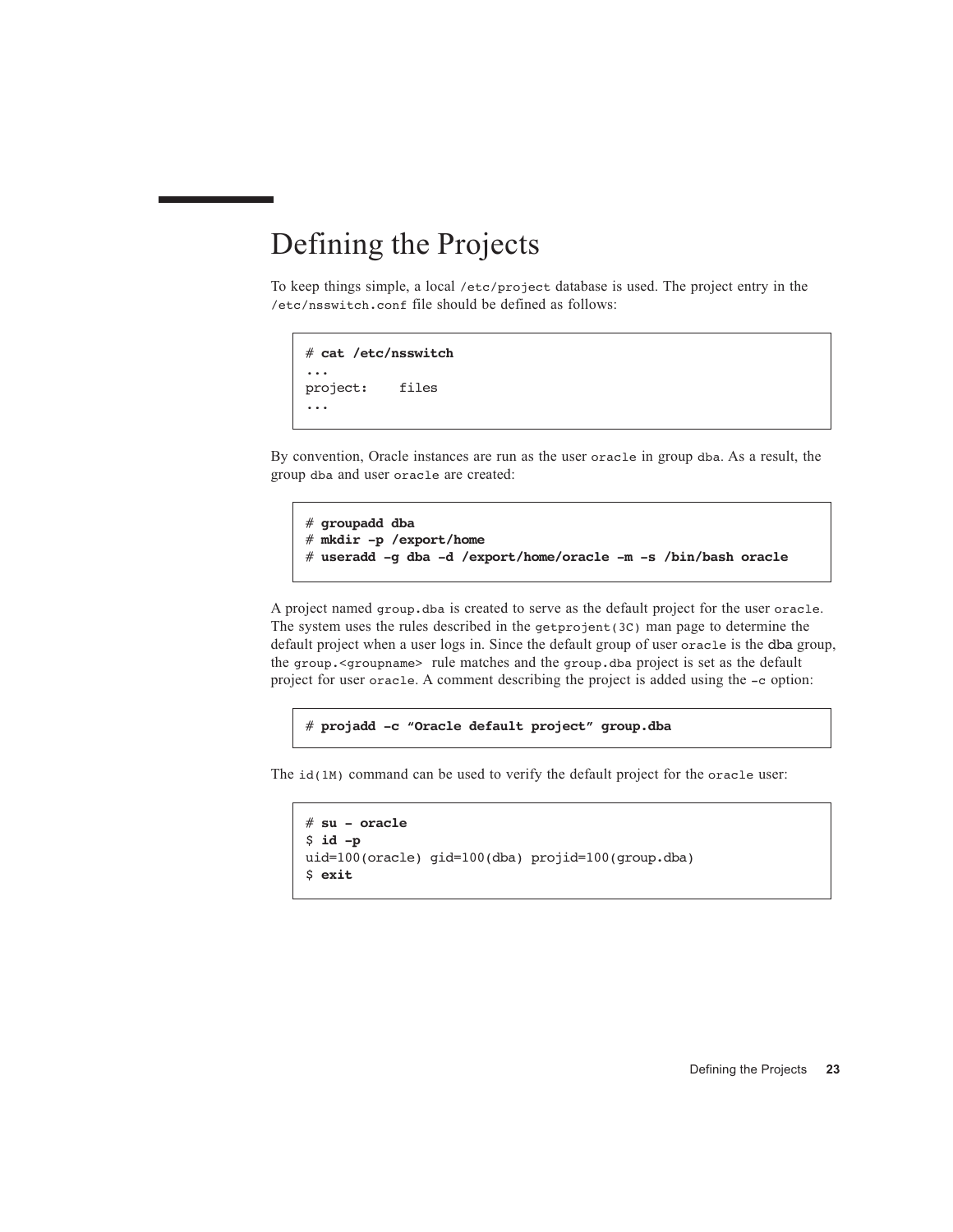# Defining the Projects

To keep things simple, a local `/etc/project` database is used. The project entry in the `/etc/nsswitch.conf` file should be defined as follows:

```
# cat /etc/nsswitch
...
project:    files
...
```

By convention, Oracle instances are run as the user `oracle` in group `dba`. As a result, the group `dba` and user `oracle` are created:

```
# groupadd dba
# mkdir -p /export/home
# useradd -g dba -d /export/home/oracle -m -s /bin/bash oracle
```

A project named `group.dba` is created to serve as the default project for the user `oracle`. The system uses the rules described in the `getprojent(3C)` man page to determine the default project when a user logs in. Since the default group of user `oracle` is the dba group, the `group.<groupname>` rule matches and the `group.dba` project is set as the default project for user `oracle`. A comment describing the project is added using the `-c` option:

```
# projadd -c "Oracle default project" group.dba
```

The `id(1M)` command can be used to verify the default project for the `oracle` user:

```
# su - oracle
$ id -p
uid=100(oracle) gid=100(dba) projid=100(group.dba)
$ exit
```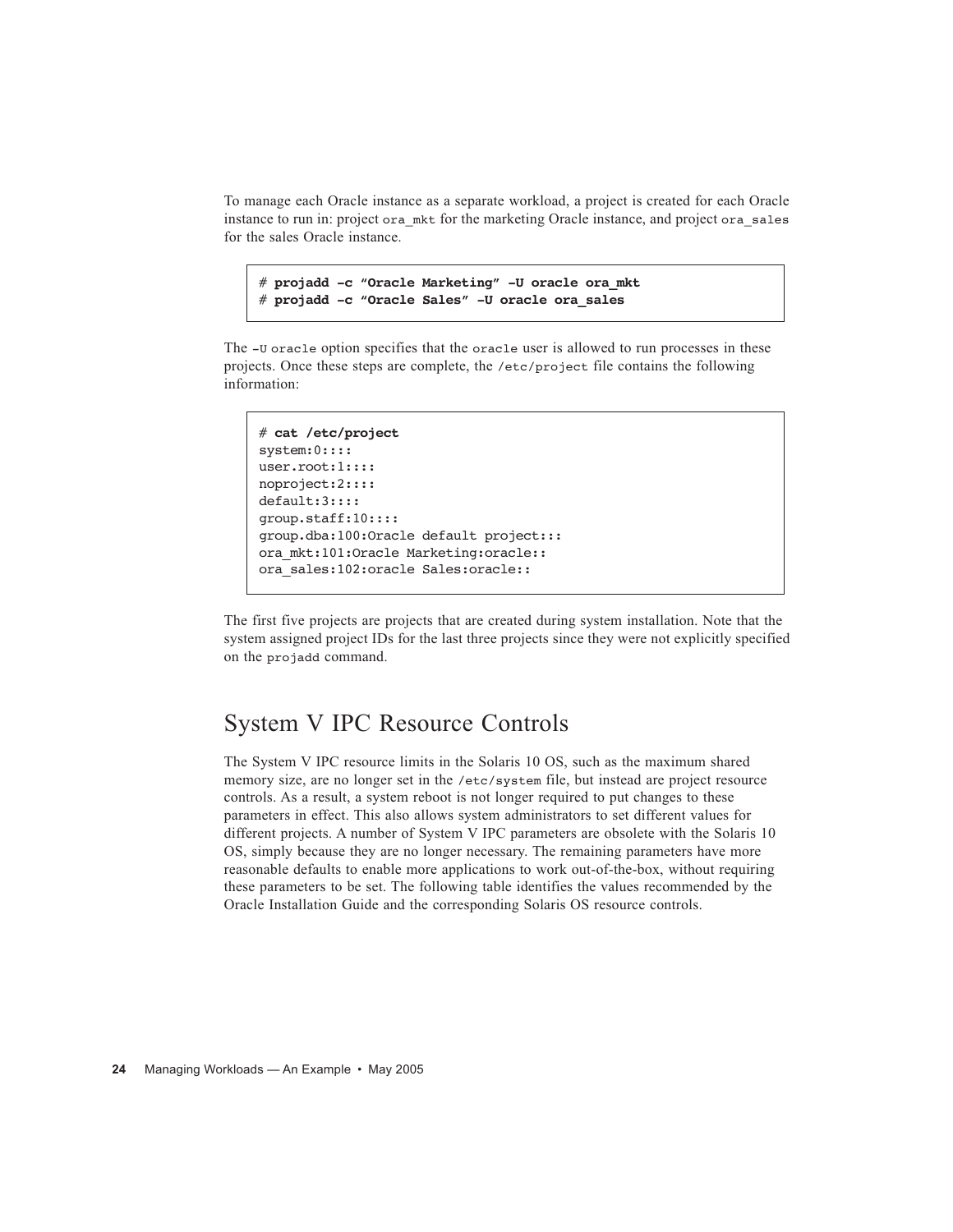To manage each Oracle instance as a separate workload, a project is created for each Oracle instance to run in: project ora_mkt for the marketing Oracle instance, and project ora_sales for the sales Oracle instance.

```
# projadd -c “Oracle Marketing” -U oracle ora_mkt
# projadd -c “Oracle Sales” -U oracle ora_sales
```

The -U oracle option specifies that the oracle user is allowed to run processes in these projects. Once these steps are complete, the /etc/project file contains the following information:

```
# cat /etc/project
system:0::::
user.root:1::::
noproject:2::::
default:3::::
group.staff:10::::
group.dba:100:Oracle default project:::
ora_mkt:101:Oracle Marketing:oracle::
ora_sales:102:oracle Sales:oracle::
```

The first five projects are projects that are created during system installation. Note that the system assigned project IDs for the last three projects since they were not explicitly specified on the projadd command.

## System V IPC Resource Controls

The System V IPC resource limits in the Solaris 10 OS, such as the maximum shared memory size, are no longer set in the /etc/system file, but instead are project resource controls. As a result, a system reboot is not longer required to put changes to these parameters in effect. This also allows system administrators to set different values for different projects. A number of System V IPC parameters are obsolete with the Solaris 10 OS, simply because they are no longer necessary. The remaining parameters have more reasonable defaults to enable more applications to work out-of-the-box, without requiring these parameters to be set. The following table identifies the values recommended by the Oracle Installation Guide and the corresponding Solaris OS resource controls.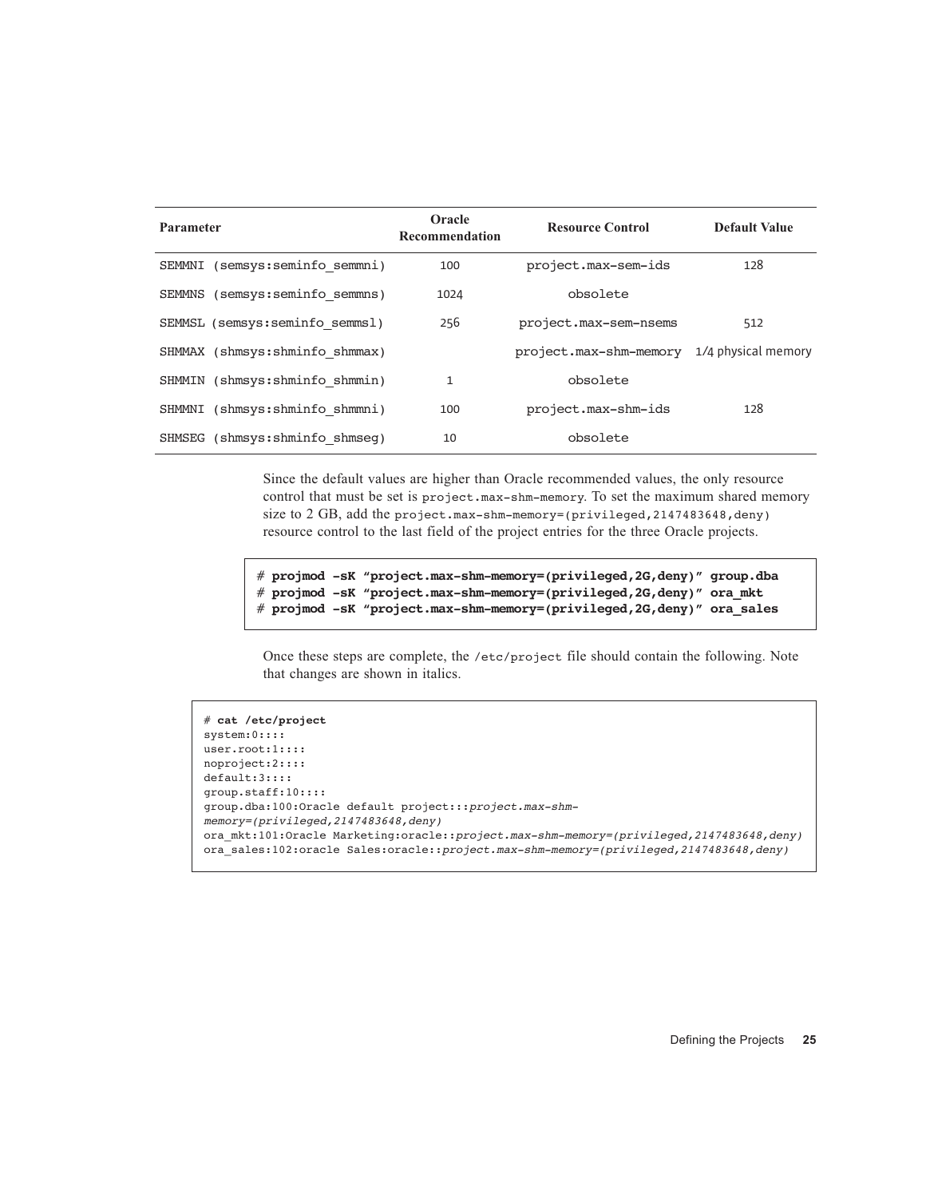| Parameter | Oracle Recommendation | Resource Control | Default Value |
|---|---|---|---|
| SEMMNI (semsys:seminfo_semmni) | 100 | project.max-sem-ids | 128 |
| SEMMNS (semsys:seminfo_semmns) | 1024 | obsolete | |
| SEMMSL (semsys:seminfo_semmsl) | 256 | project.max-sem-nsems | 512 |
| SHMMAX (shmsys:shminfo_shmmax) | | project.max-shm-memory | 1/4 physical memory |
| SHMMIN (shmsys:shminfo_shmmin) | 1 | obsolete | |
| SHMMNI (shmsys:shminfo_shmmni) | 100 | project.max-shm-ids | 128 |
| SHMSEG (shmsys:shminfo_shmseg) | 10 | obsolete | |

Since the default values are higher than Oracle recommended values, the only resource control that must be set is `project.max-shm-memory`. To set the maximum shared memory size to 2 GB, add the `project.max-shm-memory=(privileged,2147483648,deny)` resource control to the last field of the project entries for the three Oracle projects.

```
# projmod -sK "project.max-shm-memory=(privileged,2G,deny)" group.dba
# projmod -sK "project.max-shm-memory=(privileged,2G,deny)" ora_mkt
# projmod -sK "project.max-shm-memory=(privileged,2G,deny)" ora_sales
```

Once these steps are complete, the `/etc/project` file should contain the following. Note that changes are shown in italics.

```
# cat /etc/project
system:0::::
user.root:1::::
noproject:2::::
default:3::::
group.staff:10::::
group.dba:100:Oracle default project:::project.max-shm-
memory=(privileged,2147483648,deny)
ora_mkt:101:Oracle Marketing:oracle::project.max-shm-memory=(privileged,2147483648,deny)
ora_sales:102:oracle Sales:oracle::project.max-shm-memory=(privileged,2147483648,deny)
```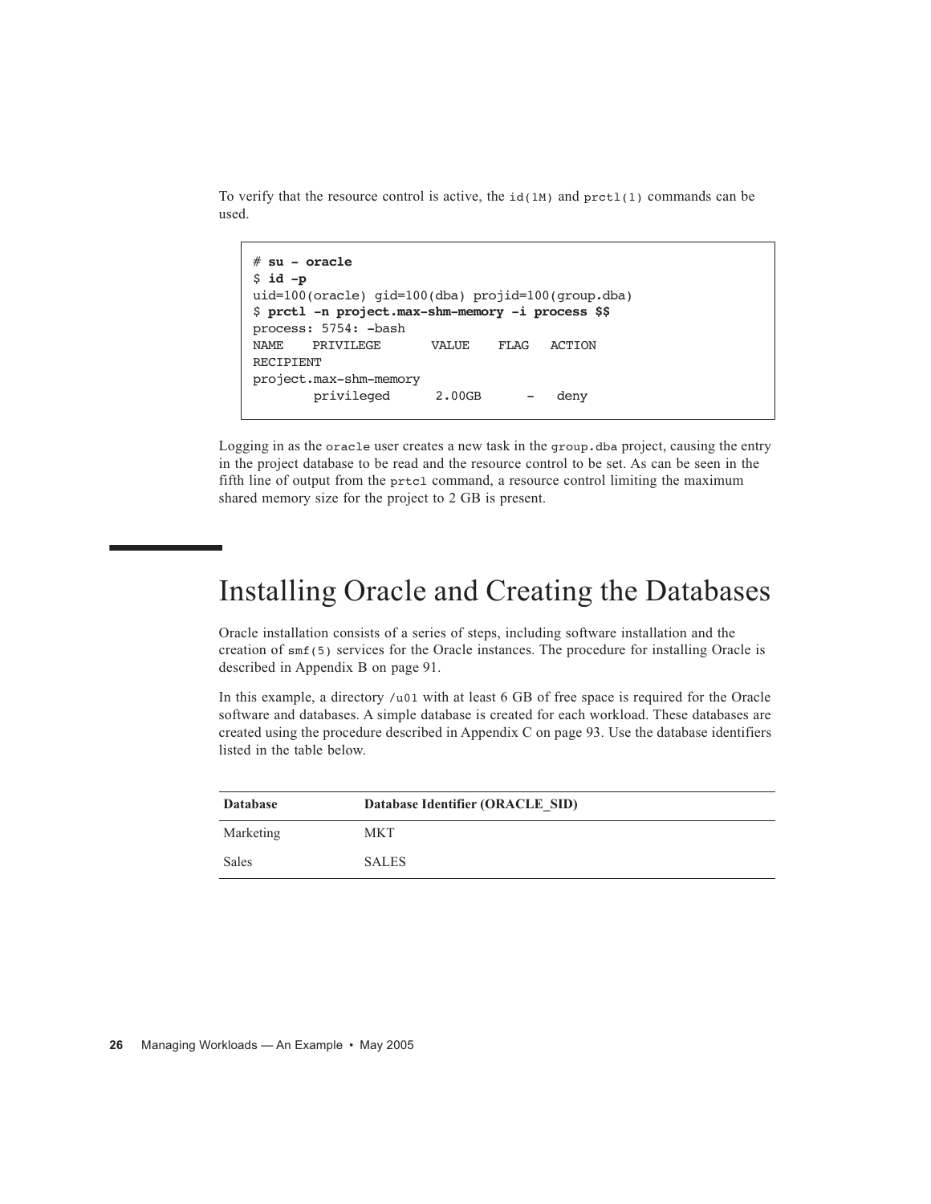To verify that the resource control is active, the `id(1M)` and `prctl(1)` commands can be used.

```
# su - oracle
$ id -p
uid=100(oracle) gid=100(dba) projid=100(group.dba)
$ prctl -n project.max-shm-memory -i process $$
process: 5754: -bash
NAME    PRIVILEGE       VALUE    FLAG   ACTION
RECIPIENT
project.max-shm-memory
        privileged      2.00GB      -   deny
```

Logging in as the `oracle` user creates a new task in the `group.dba` project, causing the entry in the project database to be read and the resource control to be set. As can be seen in the fifth line of output from the `prtcl` command, a resource control limiting the maximum shared memory size for the project to 2 GB is present.

# Installing Oracle and Creating the Databases

Oracle installation consists of a series of steps, including software installation and the creation of `smf(5)` services for the Oracle instances. The procedure for installing Oracle is described in Appendix B on page 91.

In this example, a directory `/u01` with at least 6 GB of free space is required for the Oracle software and databases. A simple database is created for each workload. These databases are created using the procedure described in Appendix C on page 93. Use the database identifiers listed in the table below.

| Database | Database Identifier (ORACLE_SID) |
| --- | --- |
| Marketing | MKT |
| Sales | SALES |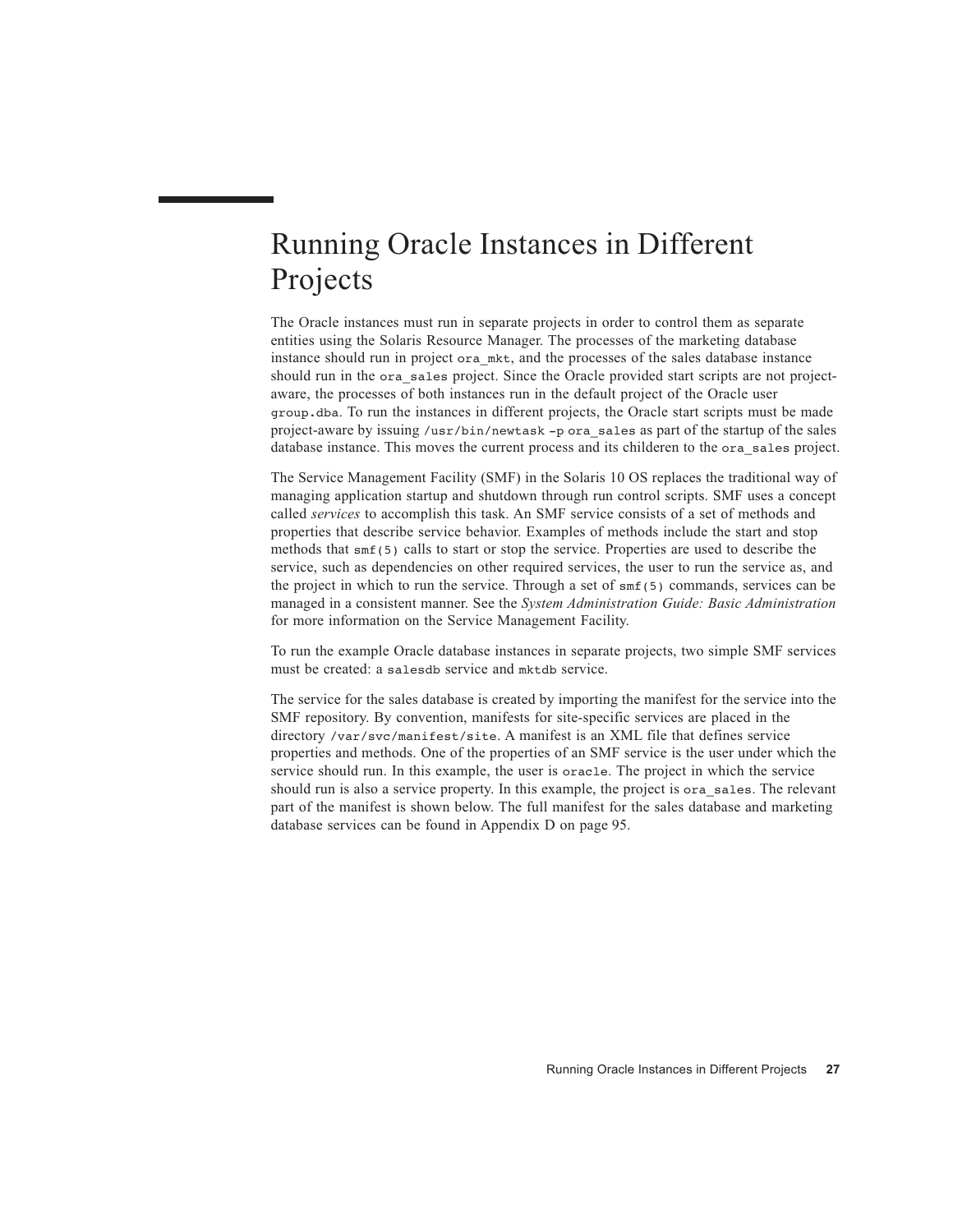# Running Oracle Instances in Different Projects

The Oracle instances must run in separate projects in order to control them as separate entities using the Solaris Resource Manager. The processes of the marketing database instance should run in project `ora_mkt`, and the processes of the sales database instance should run in the `ora_sales` project. Since the Oracle provided start scripts are not project-aware, the processes of both instances run in the default project of the Oracle user `group.dba`. To run the instances in different projects, the Oracle start scripts must be made project-aware by issuing `/usr/bin/newtask -p ora_sales` as part of the startup of the sales database instance. This moves the current process and its childeren to the `ora_sales` project.

The Service Management Facility (SMF) in the Solaris 10 OS replaces the traditional way of managing application startup and shutdown through run control scripts. SMF uses a concept called *services* to accomplish this task. An SMF service consists of a set of methods and properties that describe service behavior. Examples of methods include the start and stop methods that `smf(5)` calls to start or stop the service. Properties are used to describe the service, such as dependencies on other required services, the user to run the service as, and the project in which to run the service. Through a set of `smf(5)` commands, services can be managed in a consistent manner. See the *System Administration Guide: Basic Administration* for more information on the Service Management Facility.

To run the example Oracle database instances in separate projects, two simple SMF services must be created: a `salesdb` service and `mktdb` service.

The service for the sales database is created by importing the manifest for the service into the SMF repository. By convention, manifests for site-specific services are placed in the directory `/var/svc/manifest/site`. A manifest is an XML file that defines service properties and methods. One of the properties of an SMF service is the user under which the service should run. In this example, the user is `oracle`. The project in which the service should run is also a service property. In this example, the project is `ora_sales`. The relevant part of the manifest is shown below. The full manifest for the sales database and marketing database services can be found in Appendix D on page 95.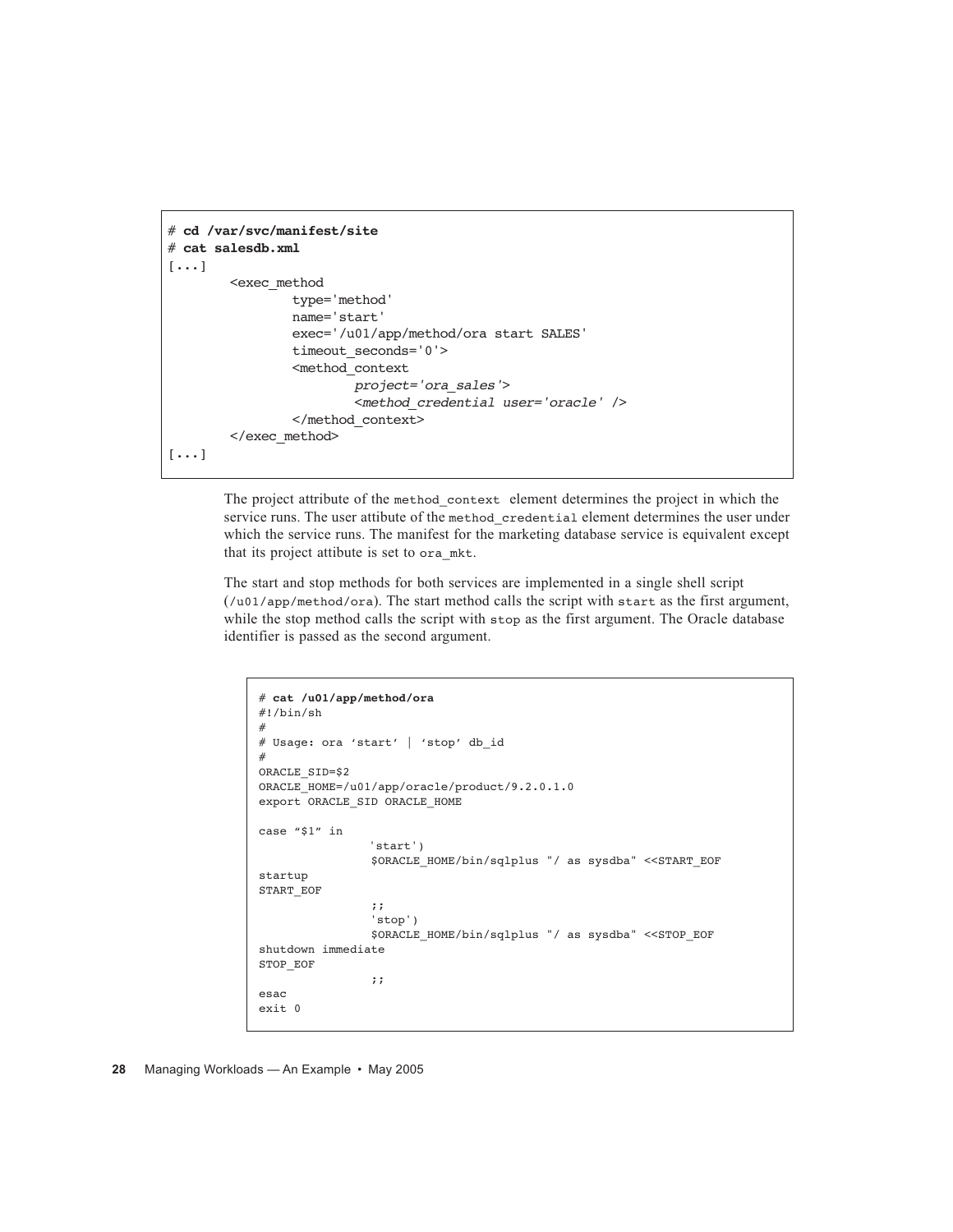```
# cd /var/svc/manifest/site
# cat salesdb.xml
[...]
        <exec_method
                type='method'
                name='start'
                exec='/u01/app/method/ora start SALES'
                timeout_seconds='0'>
                <method_context
                        project='ora_sales'>
                        <method_credential user='oracle' />
                </method_context>
        </exec_method>
[...]
```

The project attribute of the `method_context` element determines the project in which the service runs. The user attibute of the `method_credential` element determines the user under which the service runs. The manifest for the marketing database service is equivalent except that its project attibute is set to `ora_mkt`.

The start and stop methods for both services are implemented in a single shell script (`/u01/app/method/ora`). The start method calls the script with `start` as the first argument, while the stop method calls the script with `stop` as the first argument. The Oracle database identifier is passed as the second argument.

```
# cat /u01/app/method/ora
#!/bin/sh
#
# Usage: ora 'start' | 'stop' db_id
#
ORACLE_SID=$2
ORACLE_HOME=/u01/app/oracle/product/9.2.0.1.0
export ORACLE_SID ORACLE_HOME

case "$1" in
                'start')
                $ORACLE_HOME/bin/sqlplus "/ as sysdba" <<START_EOF
startup
START_EOF
                ;;
                'stop')
                $ORACLE_HOME/bin/sqlplus "/ as sysdba" <<STOP_EOF
shutdown immediate
STOP_EOF
                ;;
esac
exit 0
```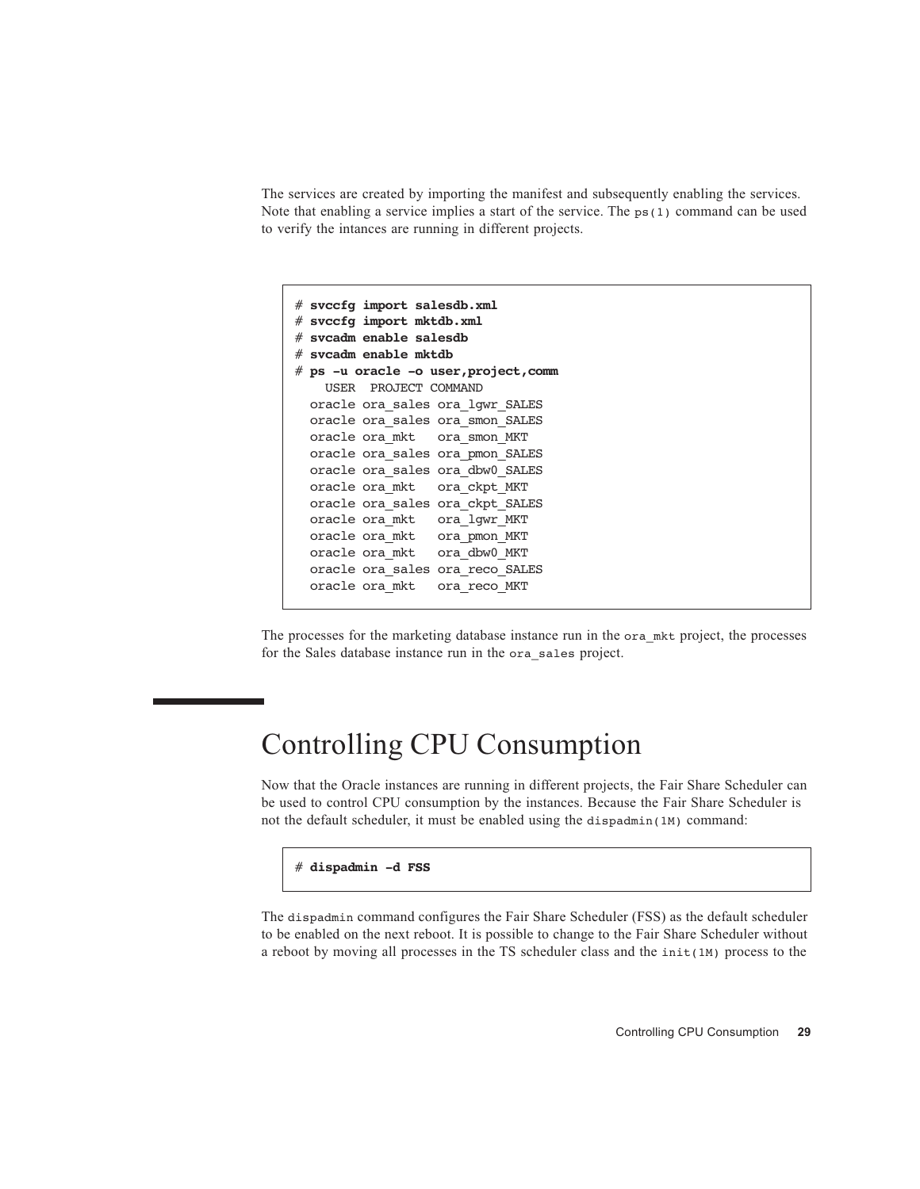The services are created by importing the manifest and subsequently enabling the services. Note that enabling a service implies a start of the service. The `ps(1)` command can be used to verify the intances are running in different projects.

```
# svccfg import salesdb.xml
# svccfg import mktdb.xml
# svcadm enable salesdb
# svcadm enable mktdb
# ps -u oracle -o user,project,comm
    USER  PROJECT COMMAND
  oracle ora_sales ora_lgwr_SALES
  oracle ora_sales ora_smon_SALES
  oracle ora_mkt   ora_smon_MKT
  oracle ora_sales ora_pmon_SALES
  oracle ora_sales ora_dbw0_SALES
  oracle ora_mkt   ora_ckpt_MKT
  oracle ora_sales ora_ckpt_SALES
  oracle ora_mkt   ora_lgwr_MKT
  oracle ora_mkt   ora_pmon_MKT
  oracle ora_mkt   ora_dbw0_MKT
  oracle ora_sales ora_reco_SALES
  oracle ora_mkt   ora_reco_MKT
```

The processes for the marketing database instance run in the `ora_mkt` project, the processes for the Sales database instance run in the `ora_sales` project.

# Controlling CPU Consumption

Now that the Oracle instances are running in different projects, the Fair Share Scheduler can be used to control CPU consumption by the instances. Because the Fair Share Scheduler is not the default scheduler, it must be enabled using the `dispadmin(1M)` command:

```
# dispadmin -d FSS
```

The `dispadmin` command configures the Fair Share Scheduler (FSS) as the default scheduler to be enabled on the next reboot. It is possible to change to the Fair Share Scheduler without a reboot by moving all processes in the TS scheduler class and the `init(1M)` process to the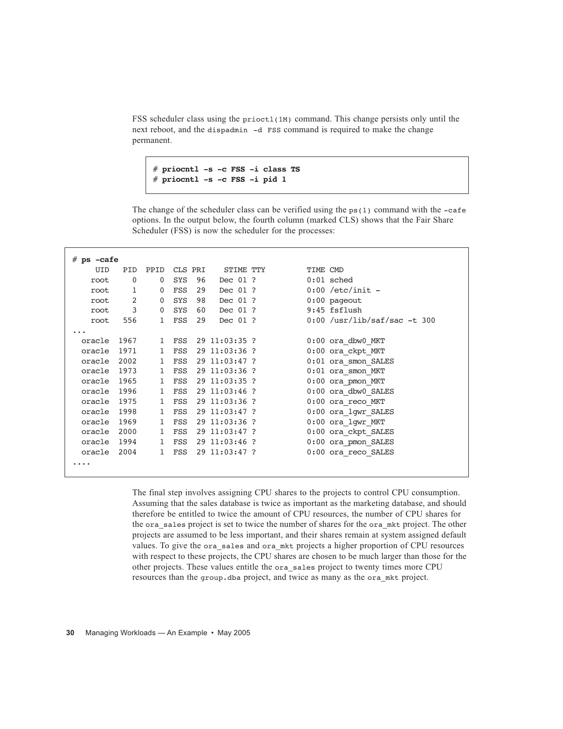FSS scheduler class using the `priocntl(1M)` command. This change persists only until the next reboot, and the `dispadmin -d FSS` command is required to make the change permanent.

```
# priocntl -s -c FSS -i class TS
# priocntl -s -c FSS -i pid 1
```

The change of the scheduler class can be verified using the `ps(1)` command with the `-cafe` options. In the output below, the fourth column (marked CLS) shows that the Fair Share Scheduler (FSS) is now the scheduler for the processes:

```
# ps -cafe
     UID   PID  PPID  CLS PRI    STIME TTY         TIME CMD
    root     0     0  SYS  96   Dec 01 ?           0:01 sched
    root     1     0  FSS  29   Dec 01 ?           0:00 /etc/init -
    root     2     0  SYS  98   Dec 01 ?           0:00 pageout
    root     3     0  SYS  60   Dec 01 ?           9:45 fsflush
    root   556     1  FSS  29   Dec 01 ?           0:00 /usr/lib/saf/sac -t 300
...
  oracle  1967     1  FSS  29 11:03:35 ?           0:00 ora_dbw0_MKT
  oracle  1971     1  FSS  29 11:03:36 ?           0:00 ora_ckpt_MKT
  oracle  2002     1  FSS  29 11:03:47 ?           0:01 ora_smon_SALES
  oracle  1973     1  FSS  29 11:03:36 ?           0:01 ora_smon_MKT
  oracle  1965     1  FSS  29 11:03:35 ?           0:00 ora_pmon_MKT
  oracle  1996     1  FSS  29 11:03:46 ?           0:00 ora_dbw0_SALES
  oracle  1975     1  FSS  29 11:03:36 ?           0:00 ora_reco_MKT
  oracle  1998     1  FSS  29 11:03:47 ?           0:00 ora_lgwr_SALES
  oracle  1969     1  FSS  29 11:03:36 ?           0:00 ora_lgwr_MKT
  oracle  2000     1  FSS  29 11:03:47 ?           0:00 ora_ckpt_SALES
  oracle  1994     1  FSS  29 11:03:46 ?           0:00 ora_pmon_SALES
  oracle  2004     1  FSS  29 11:03:47 ?           0:00 ora_reco_SALES
....
```

The final step involves assigning CPU shares to the projects to control CPU consumption. Assuming that the sales database is twice as important as the marketing database, and should therefore be entitled to twice the amount of CPU resources, the number of CPU shares for the `ora_sales` project is set to twice the number of shares for the `ora_mkt` project. The other projects are assumed to be less important, and their shares remain at system assigned default values. To give the `ora_sales` and `ora_mkt` projects a higher proportion of CPU resources with respect to these projects, the CPU shares are chosen to be much larger than those for the other projects. These values entitle the `ora_sales` project to twenty times more CPU resources than the `group.dba` project, and twice as many as the `ora_mkt` project.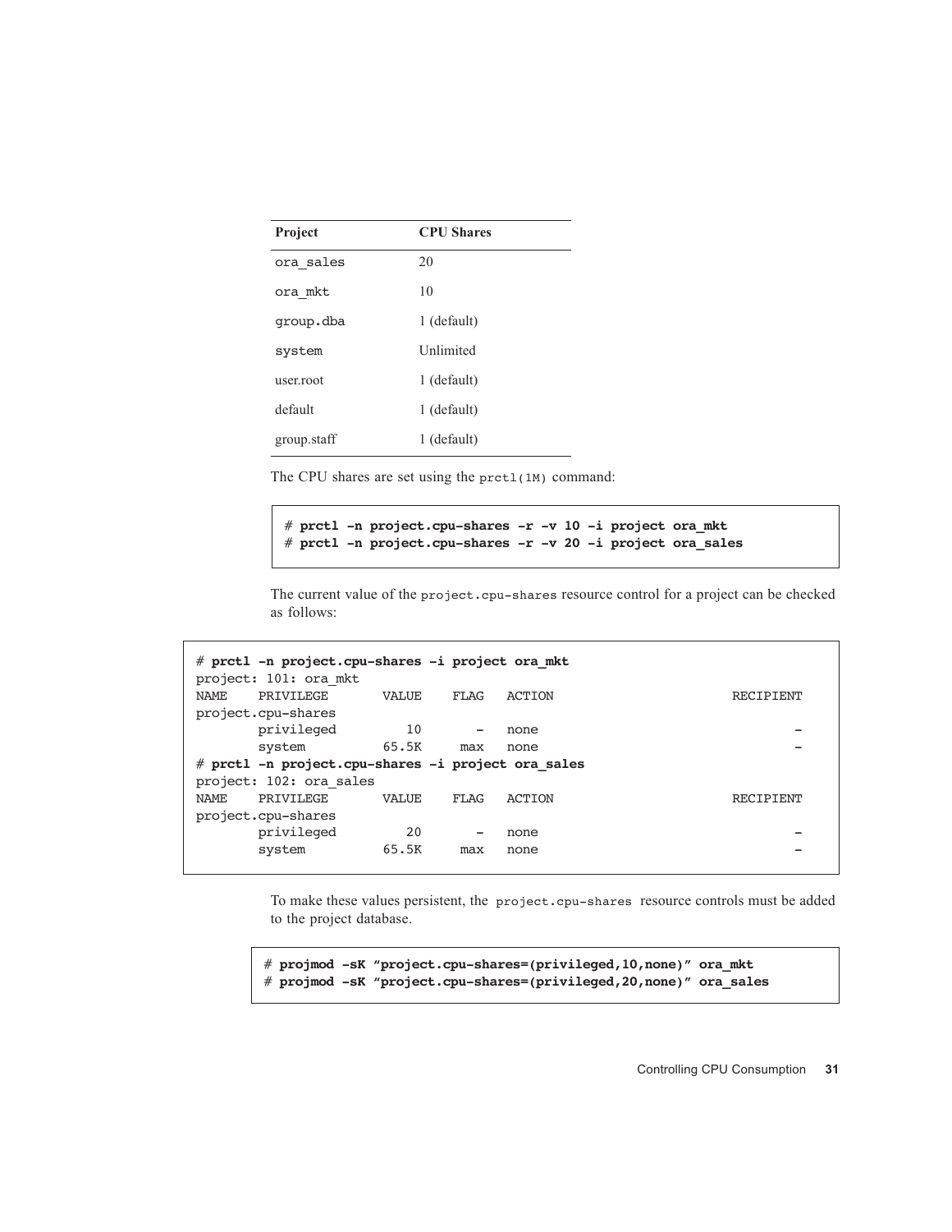| Project | CPU Shares |
| --- | --- |
| ora_sales | 20 |
| ora_mkt | 10 |
| group.dba | 1 (default) |
| system | Unlimited |
| user.root | 1 (default) |
| default | 1 (default) |
| group.staff | 1 (default) |

The CPU shares are set using the prctl(1M) command:

```
# prctl -n project.cpu-shares -r -v 10 -i project ora_mkt
# prctl -n project.cpu-shares -r -v 20 -i project ora_sales
```

The current value of the project.cpu-shares resource control for a project can be checked as follows:

```
# prctl -n project.cpu-shares -i project ora_mkt
project: 101: ora_mkt
NAME    PRIVILEGE       VALUE    FLAG   ACTION                       RECIPIENT
project.cpu-shares
        privileged         10       -   none                                 -
        system          65.5K     max   none                                 -
# prctl -n project.cpu-shares -i project ora_sales
project: 102: ora_sales
NAME    PRIVILEGE       VALUE    FLAG   ACTION                       RECIPIENT
project.cpu-shares
        privileged         20       -   none                                 -
        system          65.5K     max   none                                 -
```

To make these values persistent, the project.cpu-shares resource controls must be added to the project database.

```
# projmod -sK "project.cpu-shares=(privileged,10,none)" ora_mkt
# projmod -sK "project.cpu-shares=(privileged,20,none)" ora_sales
```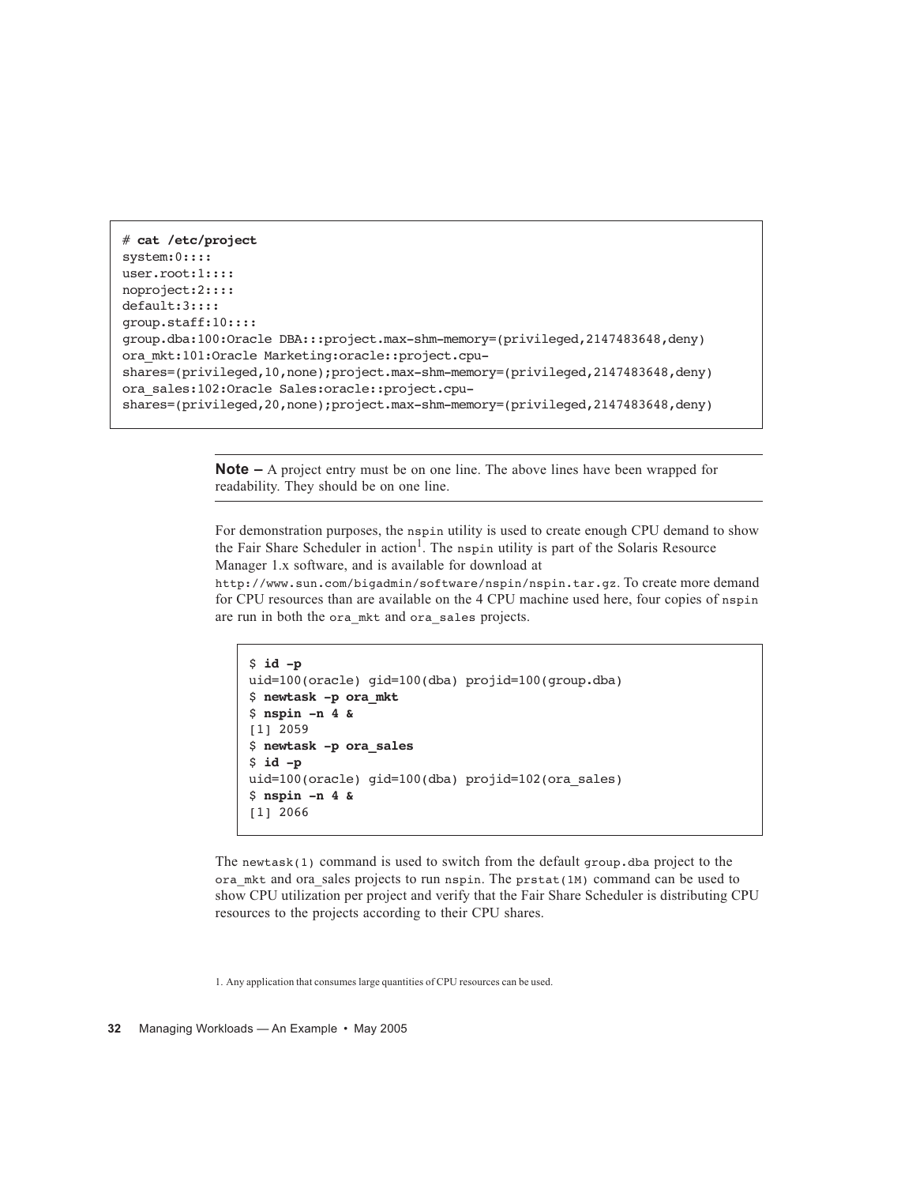```
# cat /etc/project
system:0::::
user.root:1::::
noproject:2::::
default:3::::
group.staff:10::::
group.dba:100:Oracle DBA:::project.max-shm-memory=(privileged,2147483648,deny)
ora_mkt:101:Oracle Marketing:oracle::project.cpu-
shares=(privileged,10,none);project.max-shm-memory=(privileged,2147483648,deny)
ora_sales:102:Oracle Sales:oracle::project.cpu-
shares=(privileged,20,none);project.max-shm-memory=(privileged,2147483648,deny)
```

**Note –** A project entry must be on one line. The above lines have been wrapped for readability. They should be on one line.

For demonstration purposes, the `nspin` utility is used to create enough CPU demand to show the Fair Share Scheduler in action[1]. The `nspin` utility is part of the Solaris Resource Manager 1.x software, and is available for download at `http://www.sun.com/bigadmin/software/nspin/nspin.tar.gz`. To create more demand for CPU resources than are available on the 4 CPU machine used here, four copies of `nspin` are run in both the `ora_mkt` and `ora_sales` projects.

```
$ id -p
uid=100(oracle) gid=100(dba) projid=100(group.dba)
$ newtask -p ora_mkt
$ nspin -n 4 &
[1] 2059
$ newtask -p ora_sales
$ id -p
uid=100(oracle) gid=100(dba) projid=102(ora_sales)
$ nspin -n 4 &
[1] 2066
```

The `newtask(1)` command is used to switch from the default `group.dba` project to the `ora_mkt` and ora_sales projects to run `nspin`. The `prstat(1M)` command can be used to show CPU utilization per project and verify that the Fair Share Scheduler is distributing CPU resources to the projects according to their CPU shares.

1. Any application that consumes large quantities of CPU resources can be used.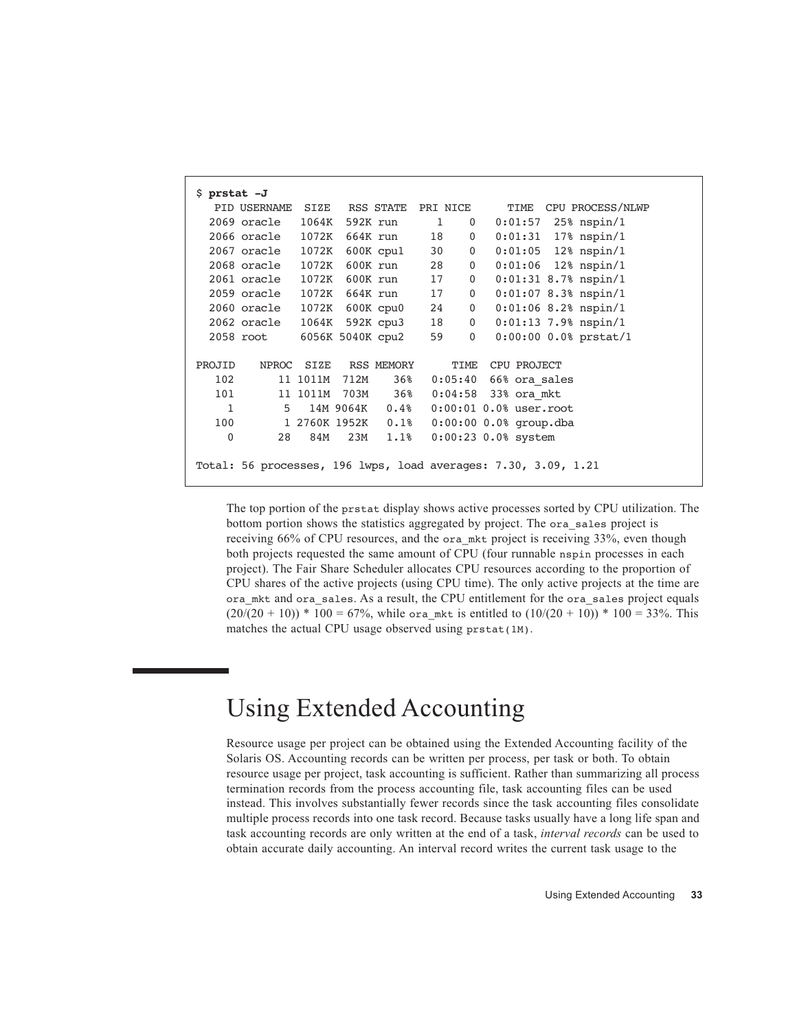```
$ prstat -J
   PID USERNAME  SIZE   RSS STATE  PRI NICE      TIME  CPU PROCESS/NLWP
  2069 oracle   1064K  592K run      1    0   0:01:57  25% nspin/1
  2066 oracle   1072K  664K run     18    0   0:01:31  17% nspin/1
  2067 oracle   1072K  600K cpu1    30    0   0:01:05  12% nspin/1
  2068 oracle   1072K  600K run     28    0   0:01:06  12% nspin/1
  2061 oracle   1072K  600K run     17    0   0:01:31 8.7% nspin/1
  2059 oracle   1072K  664K run     17    0   0:01:07 8.3% nspin/1
  2060 oracle   1072K  600K cpu0    24    0   0:01:06 8.2% nspin/1
  2062 oracle   1064K  592K cpu3    18    0   0:01:13 7.9% nspin/1
  2058 root     6056K 5040K cpu2    59    0   0:00:00 0.0% prstat/1

PROJID    NPROC  SIZE   RSS MEMORY      TIME  CPU PROJECT
   102       11 1011M  712M    36%   0:05:40  66% ora_sales
   101       11 1011M  703M    36%   0:04:58  33% ora_mkt
     1        5   14M 9064K   0.4%   0:00:01 0.0% user.root
   100        1 2760K 1952K   0.1%   0:00:00 0.0% group.dba
     0       28   84M   23M   1.1%   0:00:23 0.0% system

Total: 56 processes, 196 lwps, load averages: 7.30, 3.09, 1.21
```

The top portion of the `prstat` display shows active processes sorted by CPU utilization. The bottom portion shows the statistics aggregated by project. The `ora_sales` project is receiving 66% of CPU resources, and the `ora_mkt` project is receiving 33%, even though both projects requested the same amount of CPU (four runnable `nspin` processes in each project). The Fair Share Scheduler allocates CPU resources according to the proportion of CPU shares of the active projects (using CPU time). The only active projects at the time are `ora_mkt` and `ora_sales`. As a result, the CPU entitlement for the `ora_sales` project equals $(20/(20 + 10)) * 100 = 67\%$, while `ora_mkt` is entitled to $(10/(20 + 10)) * 100 = 33\%$. This matches the actual CPU usage observed using `prstat(1M)`.

# Using Extended Accounting

Resource usage per project can be obtained using the Extended Accounting facility of the Solaris OS. Accounting records can be written per process, per task or both. To obtain resource usage per project, task accounting is sufficient. Rather than summarizing all process termination records from the process accounting file, task accounting files can be used instead. This involves substantially fewer records since the task accounting files consolidate multiple process records into one task record. Because tasks usually have a long life span and task accounting records are only written at the end of a task, *interval records* can be used to obtain accurate daily accounting. An interval record writes the current task usage to the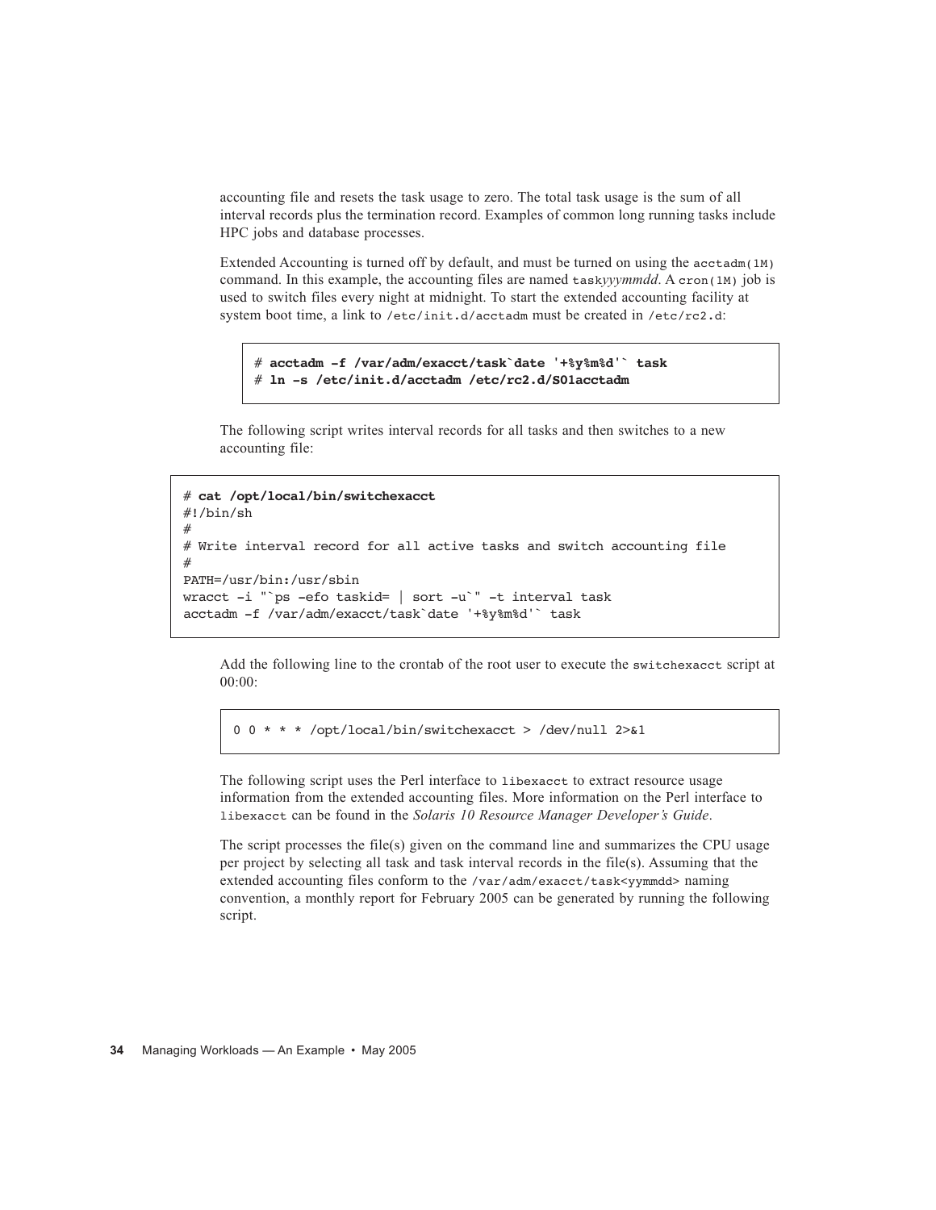accounting file and resets the task usage to zero. The total task usage is the sum of all interval records plus the termination record. Examples of common long running tasks include HPC jobs and database processes.

Extended Accounting is turned off by default, and must be turned on using the `acctadm(1M)` command. In this example, the accounting files are named `task`*yyymmdd*. A `cron(1M)` job is used to switch files every night at midnight. To start the extended accounting facility at system boot time, a link to `/etc/init.d/acctadm` must be created in `/etc/rc2.d`:

```
# acctadm -f /var/adm/exacct/task`date '+%y%m%d'` task
# ln -s /etc/init.d/acctadm /etc/rc2.d/S01acctadm
```

The following script writes interval records for all tasks and then switches to a new accounting file:

```
# cat /opt/local/bin/switchexacct
#!/bin/sh
#
# Write interval record for all active tasks and switch accounting file
#
PATH=/usr/bin:/usr/sbin
wracct -i "`ps -efo taskid= | sort -u`" -t interval task
acctadm -f /var/adm/exacct/task`date '+%y%m%d'` task
```

Add the following line to the crontab of the root user to execute the `switchexacct` script at 00:00:

```
0 0 * * * /opt/local/bin/switchexacct > /dev/null 2>&1
```

The following script uses the Perl interface to `libexacct` to extract resource usage information from the extended accounting files. More information on the Perl interface to `libexacct` can be found in the *Solaris 10 Resource Manager Developer's Guide*.

The script processes the file(s) given on the command line and summarizes the CPU usage per project by selecting all task and task interval records in the file(s). Assuming that the extended accounting files conform to the `/var/adm/exacct/task<yymmdd>` naming convention, a monthly report for February 2005 can be generated by running the following script.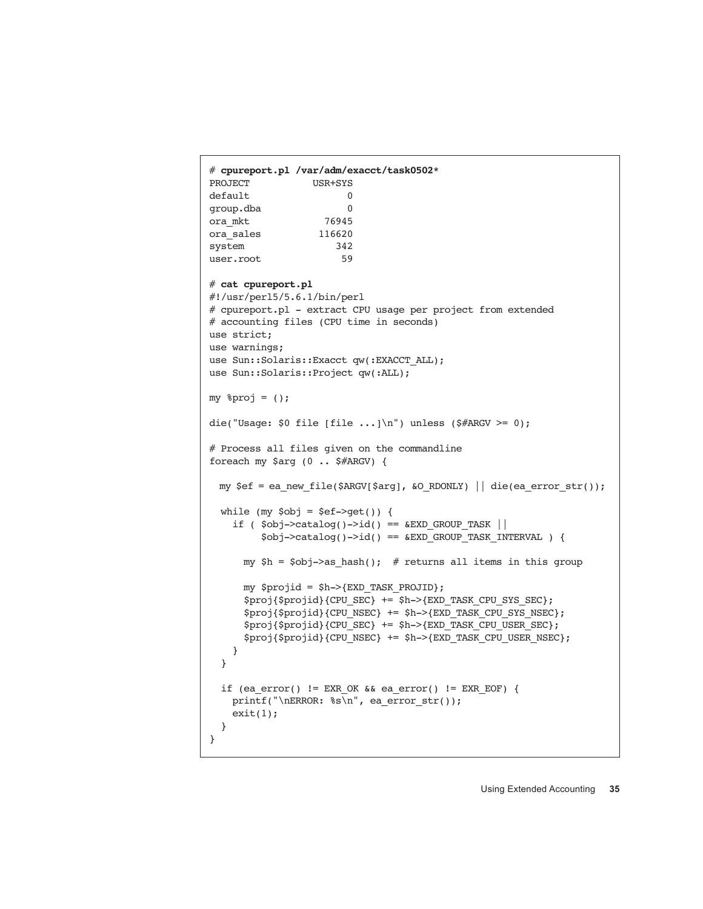```
# cpureport.pl /var/adm/exacct/task0502*
PROJECT           USR+SYS
default                 0
group.dba               0
ora_mkt             76945
ora_sales          116620
system                342
user.root              59

# cat cpureport.pl
#!/usr/perl5/5.6.1/bin/perl
# cpureport.pl - extract CPU usage per project from extended
# accounting files (CPU time in seconds)
use strict;
use warnings;
use Sun::Solaris::Exacct qw(:EXACCT_ALL);
use Sun::Solaris::Project qw(:ALL);

my %proj = ();

die("Usage: $0 file [file ...]\n") unless ($#ARGV >= 0);

# Process all files given on the commandline
foreach my $arg (0 .. $#ARGV) {

  my $ef = ea_new_file($ARGV[$arg], &O_RDONLY) || die(ea_error_str());

  while (my $obj = $ef->get()) {
    if ( $obj->catalog()->id() == &EXD_GROUP_TASK ||
         $obj->catalog()->id() == &EXD_GROUP_TASK_INTERVAL ) {

      my $h = $obj->as_hash();  # returns all items in this group

      my $projid = $h->{EXD_TASK_PROJID};
      $proj{$projid}{CPU_SEC} += $h->{EXD_TASK_CPU_SYS_SEC};
      $proj{$projid}{CPU_NSEC} += $h->{EXD_TASK_CPU_SYS_NSEC};
      $proj{$projid}{CPU_SEC} += $h->{EXD_TASK_CPU_USER_SEC};
      $proj{$projid}{CPU_NSEC} += $h->{EXD_TASK_CPU_USER_NSEC};
    }
  }

  if (ea_error() != EXR_OK && ea_error() != EXR_EOF) {
    printf("\nERROR: %s\n", ea_error_str());
    exit(1);
  }
}
```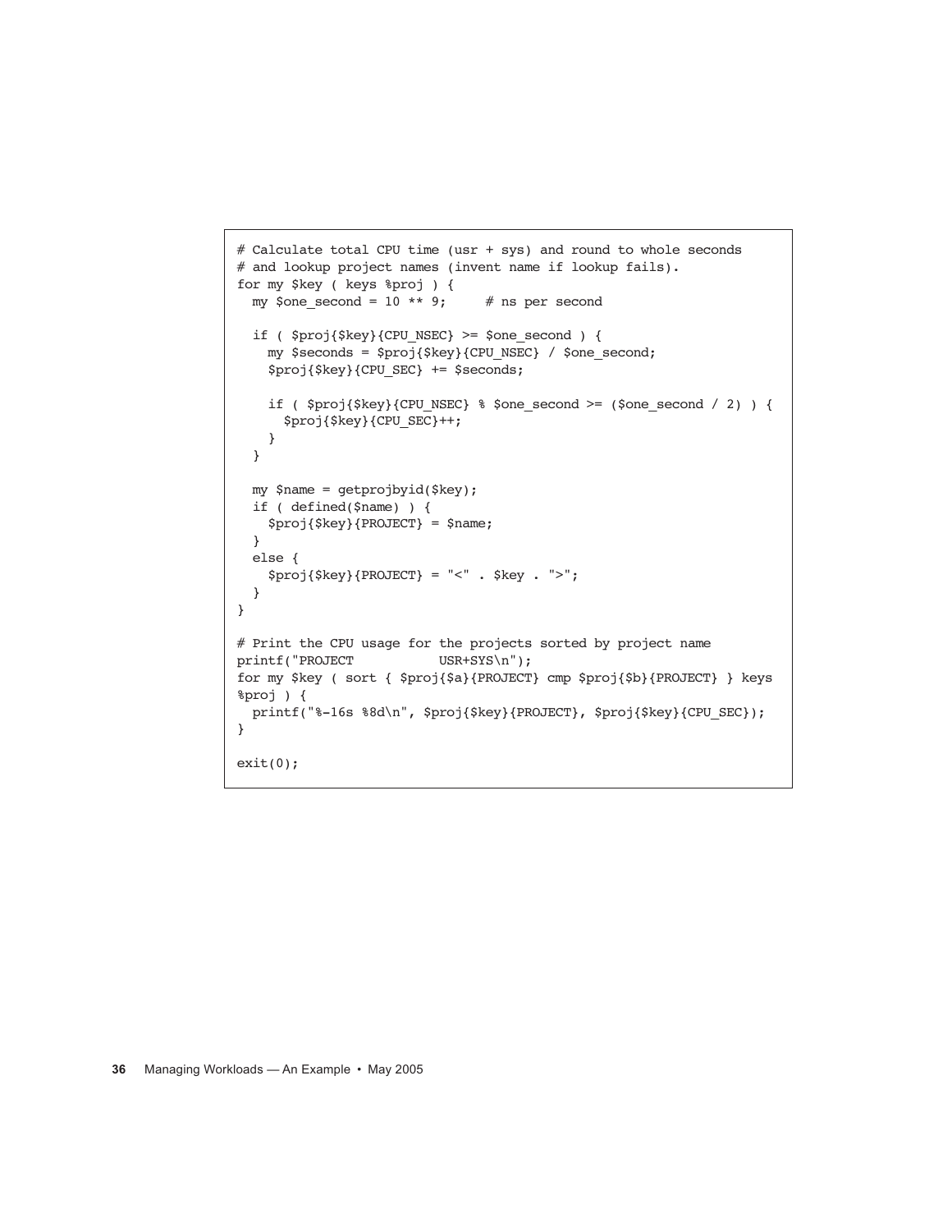```
# Calculate total CPU time (usr + sys) and round to whole seconds
# and lookup project names (invent name if lookup fails).
for my $key ( keys %proj ) {
  my $one_second = 10 ** 9;     # ns per second

  if ( $proj{$key}{CPU_NSEC} >= $one_second ) {
    my $seconds = $proj{$key}{CPU_NSEC} / $one_second;
    $proj{$key}{CPU_SEC} += $seconds;

    if ( $proj{$key}{CPU_NSEC} % $one_second >= ($one_second / 2) ) {
      $proj{$key}{CPU_SEC}++;
    }
  }

  my $name = getprojbyid($key);
  if ( defined($name) ) {
    $proj{$key}{PROJECT} = $name;
  }
  else {
    $proj{$key}{PROJECT} = "<" . $key . ">";
  }
}

# Print the CPU usage for the projects sorted by project name
printf("PROJECT           USR+SYS\n");
for my $key ( sort { $proj{$a}{PROJECT} cmp $proj{$b}{PROJECT} } keys
%proj ) {
  printf("%-16s %8d\n", $proj{$key}{PROJECT}, $proj{$key}{CPU_SEC});
}

exit(0);
```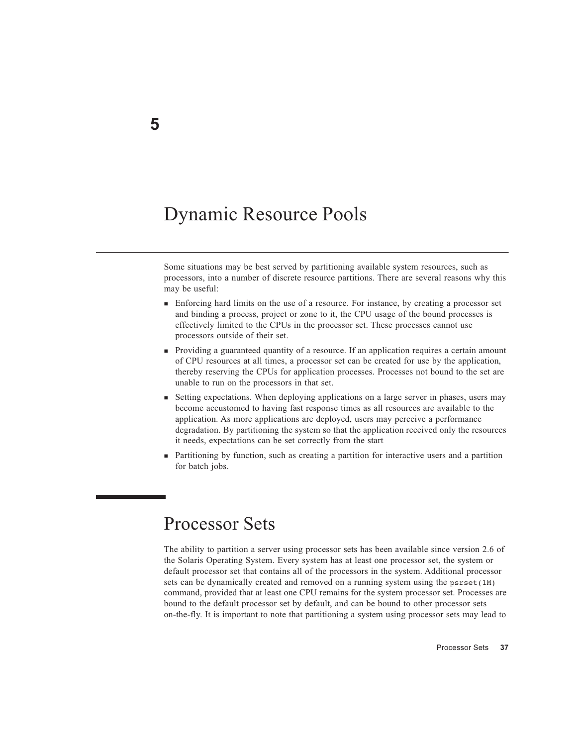# 5

# Dynamic Resource Pools

Some situations may be best served by partitioning available system resources, such as processors, into a number of discrete resource partitions. There are several reasons why this may be useful:

- Enforcing hard limits on the use of a resource. For instance, by creating a processor set and binding a process, project or zone to it, the CPU usage of the bound processes is effectively limited to the CPUs in the processor set. These processes cannot use processors outside of their set.
- Providing a guaranteed quantity of a resource. If an application requires a certain amount of CPU resources at all times, a processor set can be created for use by the application, thereby reserving the CPUs for application processes. Processes not bound to the set are unable to run on the processors in that set.
- Setting expectations. When deploying applications on a large server in phases, users may become accustomed to having fast response times as all resources are available to the application. As more applications are deployed, users may perceive a performance degradation. By partitioning the system so that the application received only the resources it needs, expectations can be set correctly from the start
- Partitioning by function, such as creating a partition for interactive users and a partition for batch jobs.

## Processor Sets

The ability to partition a server using processor sets has been available since version 2.6 of the Solaris Operating System. Every system has at least one processor set, the system or default processor set that contains all of the processors in the system. Additional processor sets can be dynamically created and removed on a running system using the `psrset(1M)` command, provided that at least one CPU remains for the system processor set. Processes are bound to the default processor set by default, and can be bound to other processor sets on-the-fly. It is important to note that partitioning a system using processor sets may lead to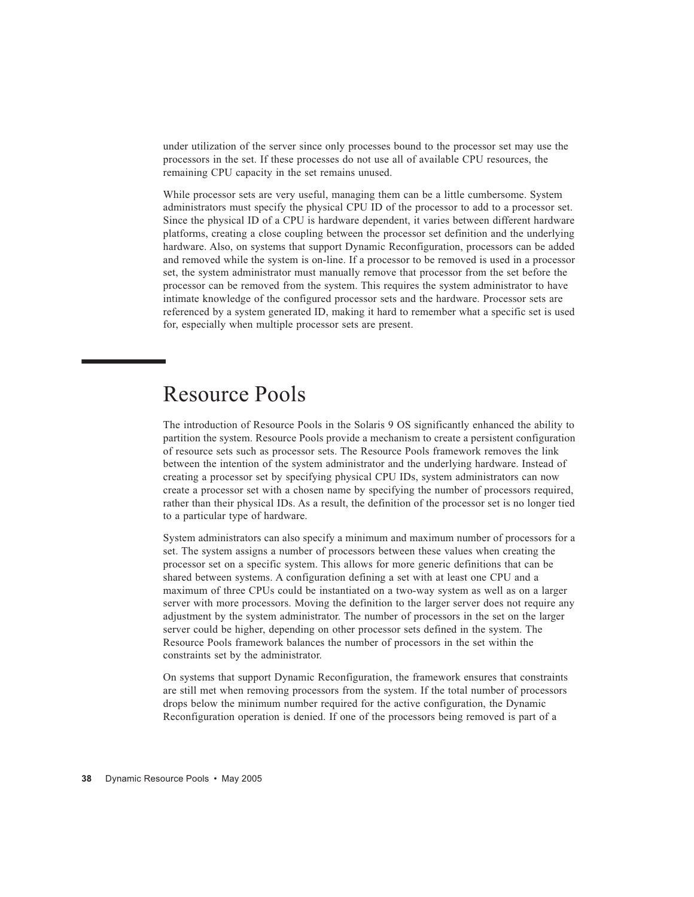under utilization of the server since only processes bound to the processor set may use the processors in the set. If these processes do not use all of available CPU resources, the remaining CPU capacity in the set remains unused.

While processor sets are very useful, managing them can be a little cumbersome. System administrators must specify the physical CPU ID of the processor to add to a processor set. Since the physical ID of a CPU is hardware dependent, it varies between different hardware platforms, creating a close coupling between the processor set definition and the underlying hardware. Also, on systems that support Dynamic Reconfiguration, processors can be added and removed while the system is on-line. If a processor to be removed is used in a processor set, the system administrator must manually remove that processor from the set before the processor can be removed from the system. This requires the system administrator to have intimate knowledge of the configured processor sets and the hardware. Processor sets are referenced by a system generated ID, making it hard to remember what a specific set is used for, especially when multiple processor sets are present.

## Resource Pools

The introduction of Resource Pools in the Solaris 9 OS significantly enhanced the ability to partition the system. Resource Pools provide a mechanism to create a persistent configuration of resource sets such as processor sets. The Resource Pools framework removes the link between the intention of the system administrator and the underlying hardware. Instead of creating a processor set by specifying physical CPU IDs, system administrators can now create a processor set with a chosen name by specifying the number of processors required, rather than their physical IDs. As a result, the definition of the processor set is no longer tied to a particular type of hardware.

System administrators can also specify a minimum and maximum number of processors for a set. The system assigns a number of processors between these values when creating the processor set on a specific system. This allows for more generic definitions that can be shared between systems. A configuration defining a set with at least one CPU and a maximum of three CPUs could be instantiated on a two-way system as well as on a larger server with more processors. Moving the definition to the larger server does not require any adjustment by the system administrator. The number of processors in the set on the larger server could be higher, depending on other processor sets defined in the system. The Resource Pools framework balances the number of processors in the set within the constraints set by the administrator.

On systems that support Dynamic Reconfiguration, the framework ensures that constraints are still met when removing processors from the system. If the total number of processors drops below the minimum number required for the active configuration, the Dynamic Reconfiguration operation is denied. If one of the processors being removed is part of a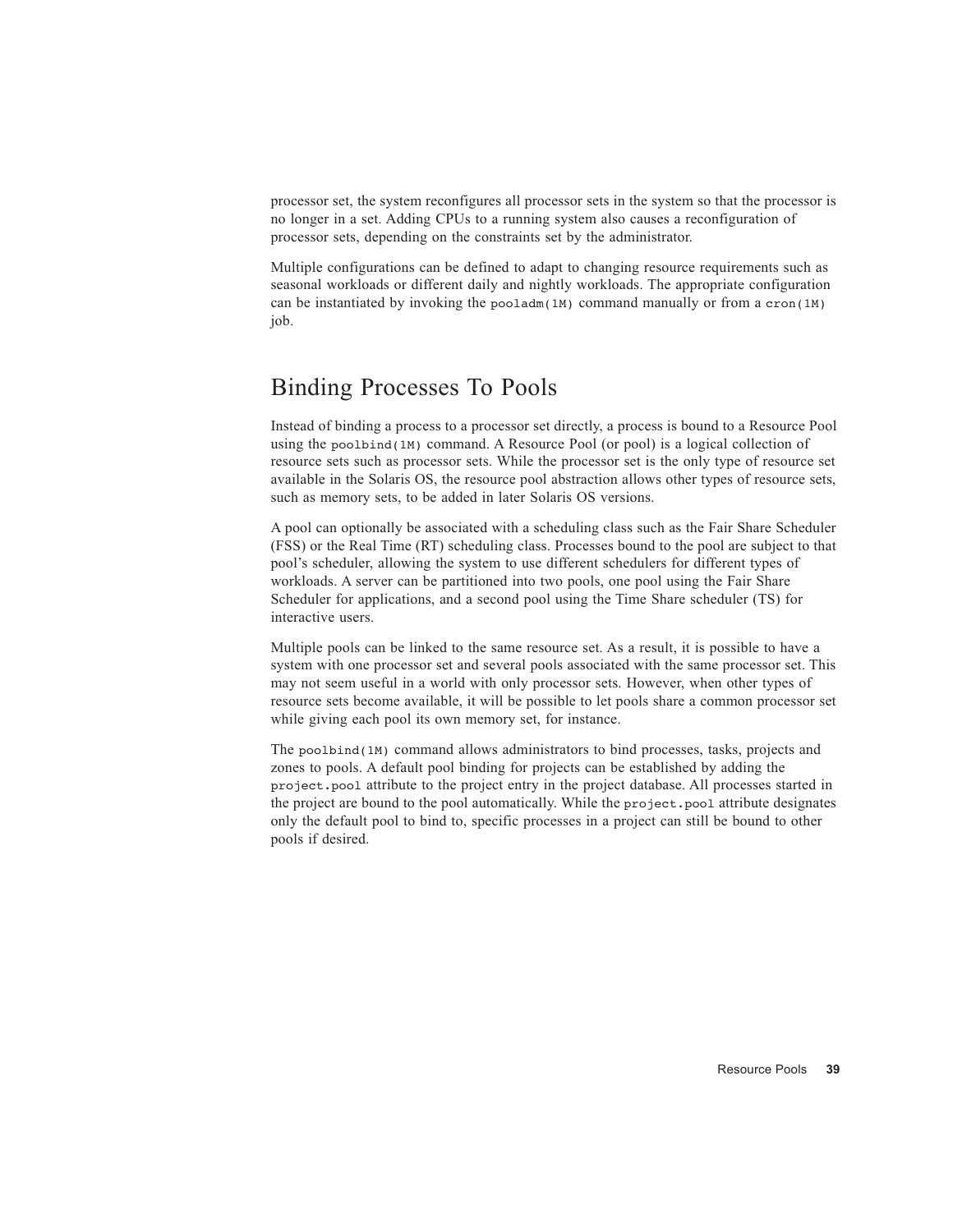processor set, the system reconfigures all processor sets in the system so that the processor is no longer in a set. Adding CPUs to a running system also causes a reconfiguration of processor sets, depending on the constraints set by the administrator.

Multiple configurations can be defined to adapt to changing resource requirements such as seasonal workloads or different daily and nightly workloads. The appropriate configuration can be instantiated by invoking the `pooladm(1M)` command manually or from a `cron(1M)` job.

## Binding Processes To Pools

Instead of binding a process to a processor set directly, a process is bound to a Resource Pool using the `poolbind(1M)` command. A Resource Pool (or pool) is a logical collection of resource sets such as processor sets. While the processor set is the only type of resource set available in the Solaris OS, the resource pool abstraction allows other types of resource sets, such as memory sets, to be added in later Solaris OS versions.

A pool can optionally be associated with a scheduling class such as the Fair Share Scheduler (FSS) or the Real Time (RT) scheduling class. Processes bound to the pool are subject to that pool's scheduler, allowing the system to use different schedulers for different types of workloads. A server can be partitioned into two pools, one pool using the Fair Share Scheduler for applications, and a second pool using the Time Share scheduler (TS) for interactive users.

Multiple pools can be linked to the same resource set. As a result, it is possible to have a system with one processor set and several pools associated with the same processor set. This may not seem useful in a world with only processor sets. However, when other types of resource sets become available, it will be possible to let pools share a common processor set while giving each pool its own memory set, for instance.

The `poolbind(1M)` command allows administrators to bind processes, tasks, projects and zones to pools. A default pool binding for projects can be established by adding the `project.pool` attribute to the project entry in the project database. All processes started in the project are bound to the pool automatically. While the `project.pool` attribute designates only the default pool to bind to, specific processes in a project can still be bound to other pools if desired.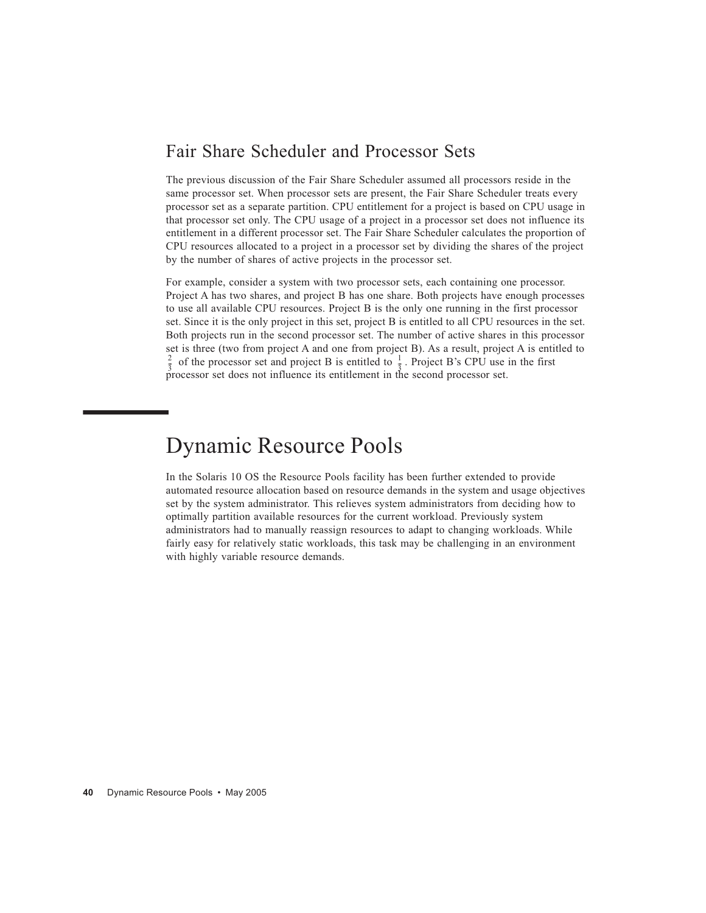## Fair Share Scheduler and Processor Sets

The previous discussion of the Fair Share Scheduler assumed all processors reside in the same processor set. When processor sets are present, the Fair Share Scheduler treats every processor set as a separate partition. CPU entitlement for a project is based on CPU usage in that processor set only. The CPU usage of a project in a processor set does not influence its entitlement in a different processor set. The Fair Share Scheduler calculates the proportion of CPU resources allocated to a project in a processor set by dividing the shares of the project by the number of shares of active projects in the processor set.

For example, consider a system with two processor sets, each containing one processor. Project A has two shares, and project B has one share. Both projects have enough processes to use all available CPU resources. Project B is the only one running in the first processor set. Since it is the only project in this set, project B is entitled to all CPU resources in the set. Both projects run in the second processor set. The number of active shares in this processor set is three (two from project A and one from project B). As a result, project A is entitled to $\frac{2}{3}$ of the processor set and project B is entitled to $\frac{1}{3}$. Project B's CPU use in the first processor set does not influence its entitlement in the second processor set.

# Dynamic Resource Pools

In the Solaris 10 OS the Resource Pools facility has been further extended to provide automated resource allocation based on resource demands in the system and usage objectives set by the system administrator. This relieves system administrators from deciding how to optimally partition available resources for the current workload. Previously system administrators had to manually reassign resources to adapt to changing workloads. While fairly easy for relatively static workloads, this task may be challenging in an environment with highly variable resource demands.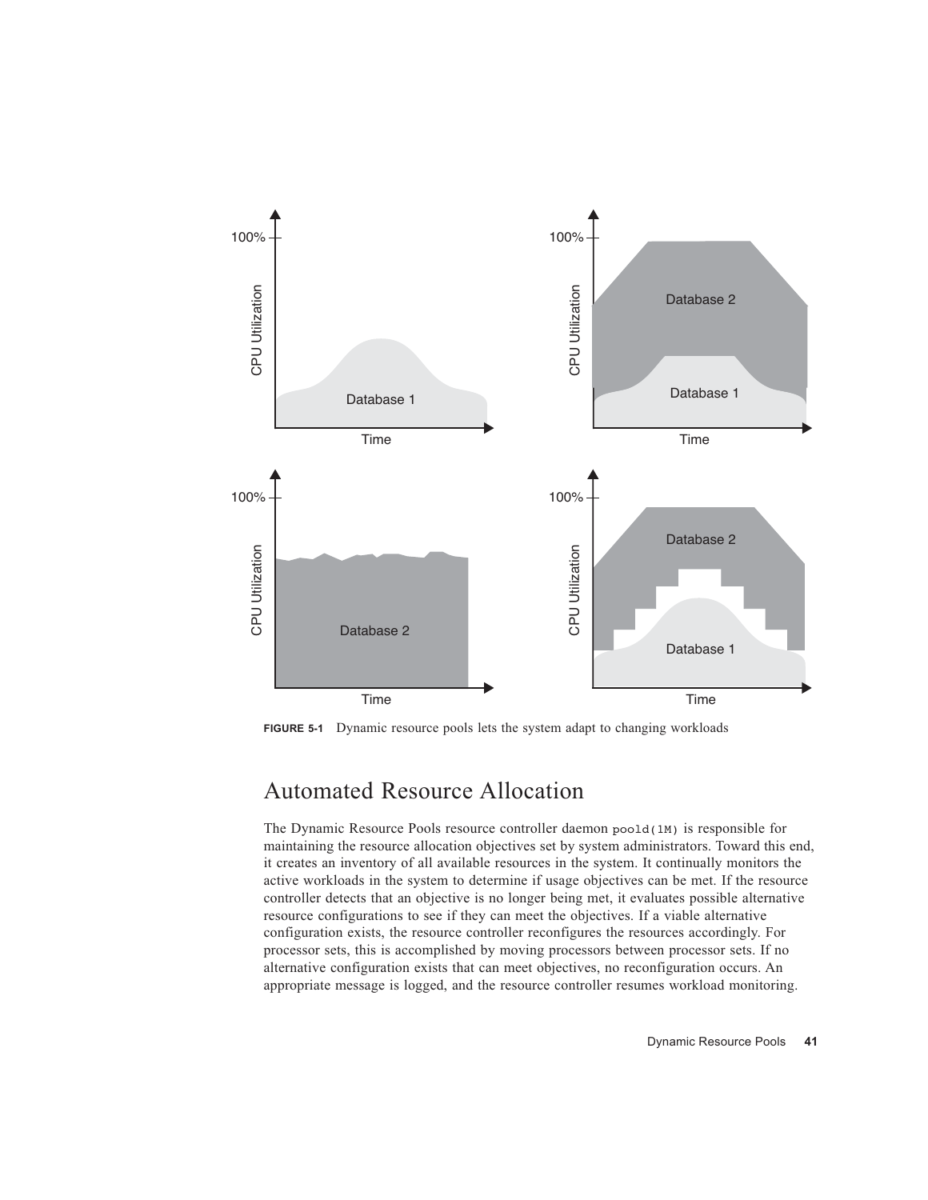**FIGURE 5-1** Dynamic resource pools lets the system adapt to changing workloads

## Automated Resource Allocation

The Dynamic Resource Pools resource controller daemon `poold(1M)` is responsible for maintaining the resource allocation objectives set by system administrators. Toward this end, it creates an inventory of all available resources in the system. It continually monitors the active workloads in the system to determine if usage objectives can be met. If the resource controller detects that an objective is no longer being met, it evaluates possible alternative resource configurations to see if they can meet the objectives. If a viable alternative configuration exists, the resource controller reconfigures the resources accordingly. For processor sets, this is accomplished by moving processors between processor sets. If no alternative configuration exists that can meet objectives, no reconfiguration occurs. An appropriate message is logged, and the resource controller resumes workload monitoring.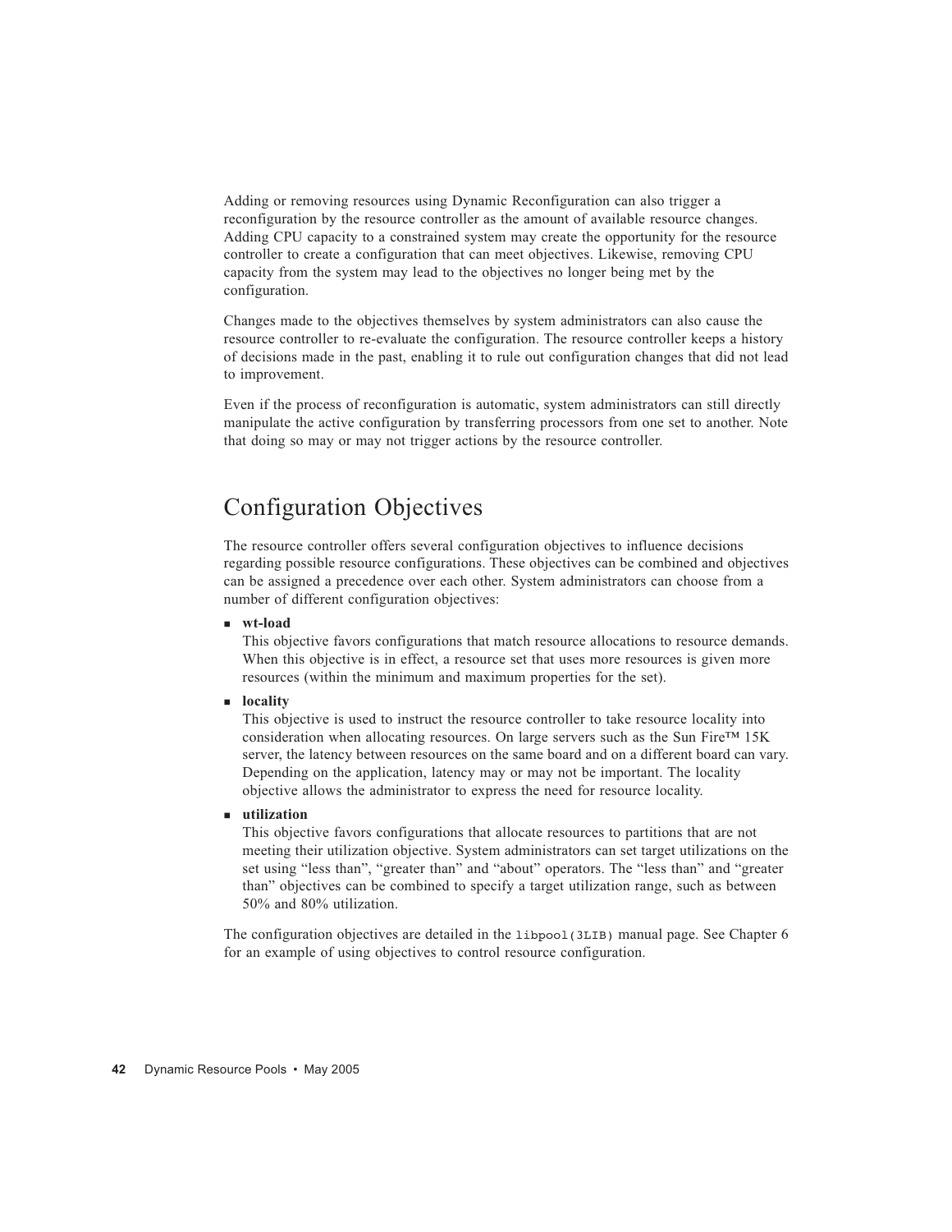Adding or removing resources using Dynamic Reconfiguration can also trigger a reconfiguration by the resource controller as the amount of available resource changes. Adding CPU capacity to a constrained system may create the opportunity for the resource controller to create a configuration that can meet objectives. Likewise, removing CPU capacity from the system may lead to the objectives no longer being met by the configuration.

Changes made to the objectives themselves by system administrators can also cause the resource controller to re-evaluate the configuration. The resource controller keeps a history of decisions made in the past, enabling it to rule out configuration changes that did not lead to improvement.

Even if the process of reconfiguration is automatic, system administrators can still directly manipulate the active configuration by transferring processors from one set to another. Note that doing so may or may not trigger actions by the resource controller.

## Configuration Objectives

The resource controller offers several configuration objectives to influence decisions regarding possible resource configurations. These objectives can be combined and objectives can be assigned a precedence over each other. System administrators can choose from a number of different configuration objectives:

- **wt-load**
  This objective favors configurations that match resource allocations to resource demands. When this objective is in effect, a resource set that uses more resources is given more resources (within the minimum and maximum properties for the set).
- **locality**
  This objective is used to instruct the resource controller to take resource locality into consideration when allocating resources. On large servers such as the Sun Fire™ 15K server, the latency between resources on the same board and on a different board can vary. Depending on the application, latency may or may not be important. The locality objective allows the administrator to express the need for resource locality.
- **utilization**
  This objective favors configurations that allocate resources to partitions that are not meeting their utilization objective. System administrators can set target utilizations on the set using “less than”, “greater than” and “about” operators. The “less than” and “greater than” objectives can be combined to specify a target utilization range, such as between 50% and 80% utilization.

The configuration objectives are detailed in the `libpool(3LIB)` manual page. See Chapter 6 for an example of using objectives to control resource configuration.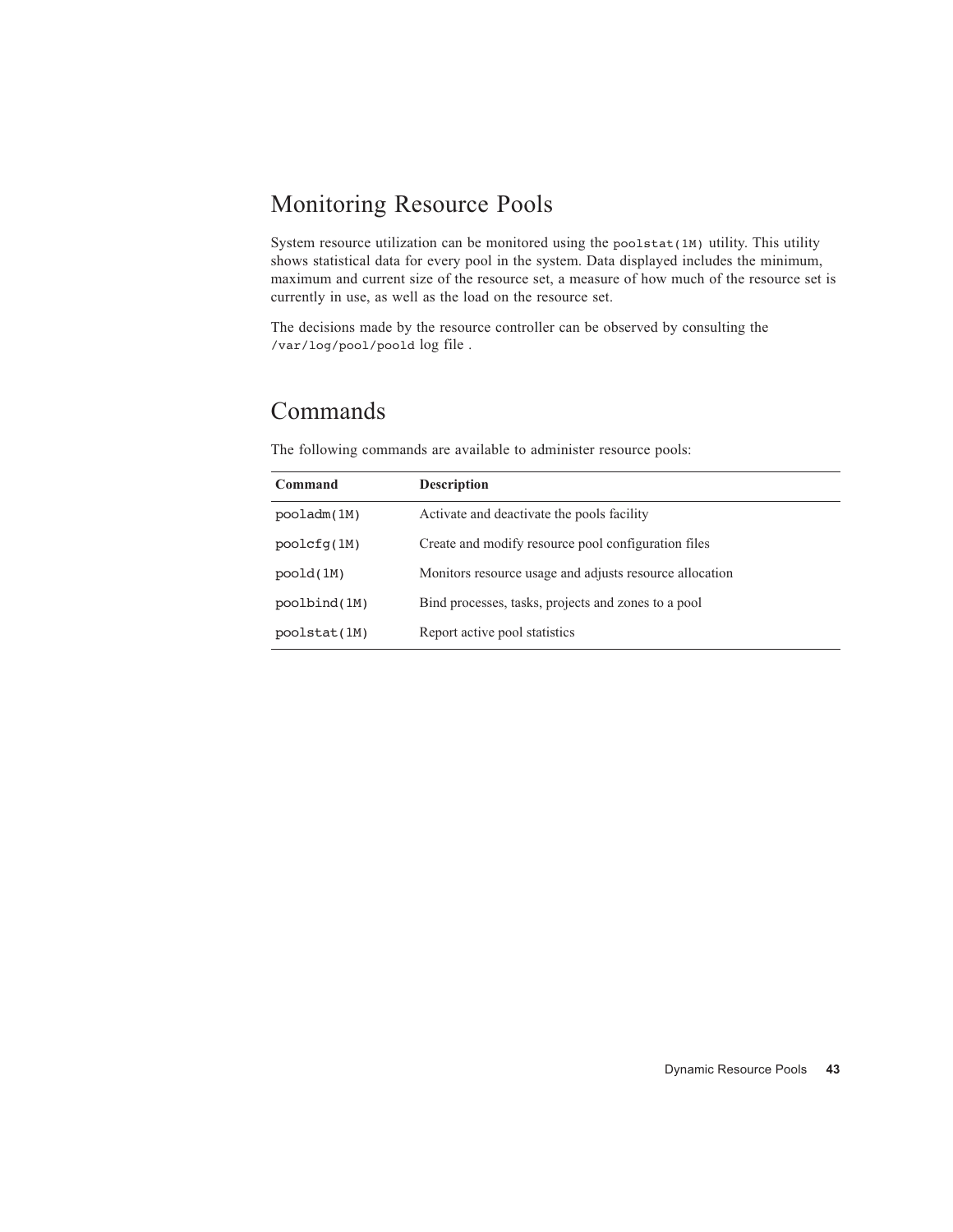## Monitoring Resource Pools

System resource utilization can be monitored using the `poolstat(1M)` utility. This utility shows statistical data for every pool in the system. Data displayed includes the minimum, maximum and current size of the resource set, a measure of how much of the resource set is currently in use, as well as the load on the resource set.

The decisions made by the resource controller can be observed by consulting the `/var/log/pool/poold` log file .

## Commands

The following commands are available to administer resource pools:

| Command | Description |
| --- | --- |
| `pooladm(1M)` | Activate and deactivate the pools facility |
| `poolcfg(1M)` | Create and modify resource pool configuration files |
| `poold(1M)` | Monitors resource usage and adjusts resource allocation |
| `poolbind(1M)` | Bind processes, tasks, projects and zones to a pool |
| `poolstat(1M)` | Report active pool statistics |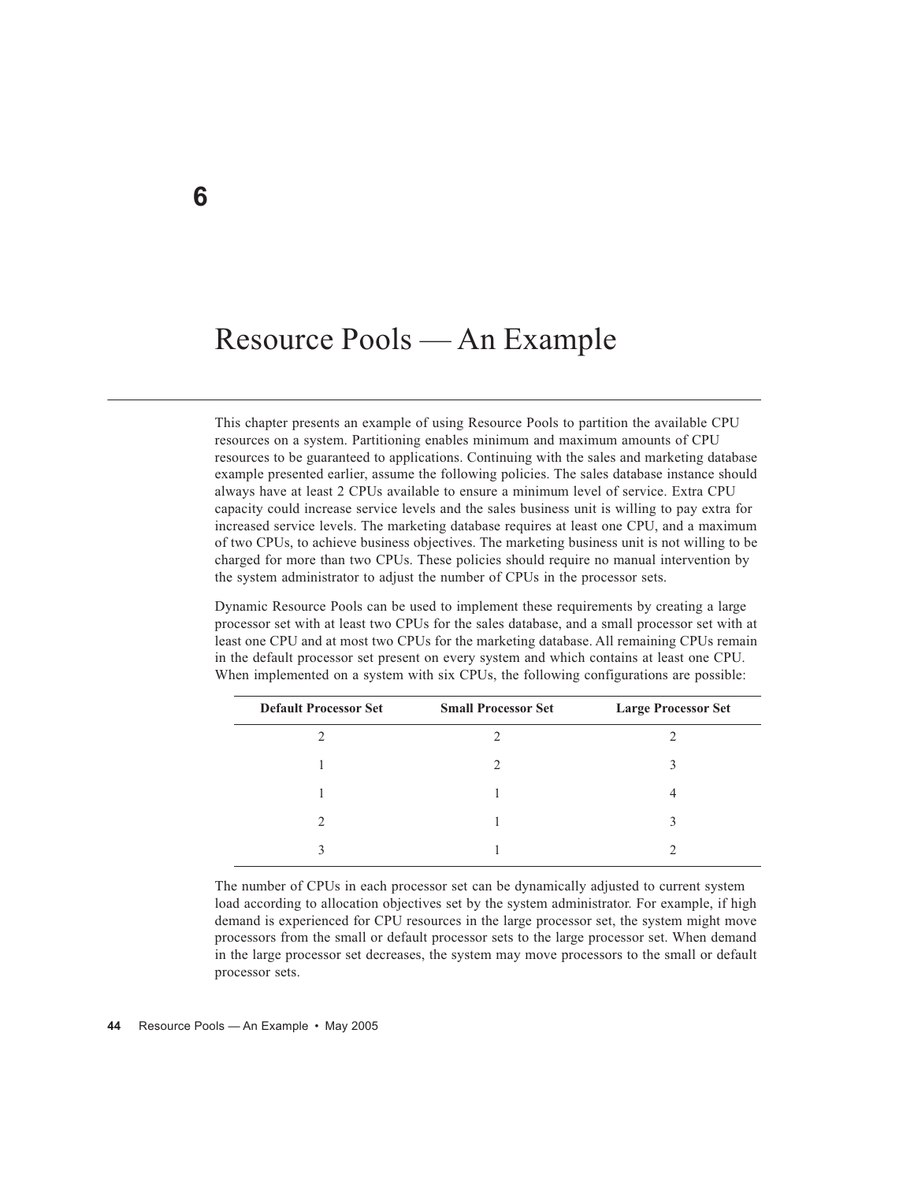# 6

# Resource Pools — An Example

This chapter presents an example of using Resource Pools to partition the available CPU resources on a system. Partitioning enables minimum and maximum amounts of CPU resources to be guaranteed to applications. Continuing with the sales and marketing database example presented earlier, assume the following policies. The sales database instance should always have at least 2 CPUs available to ensure a minimum level of service. Extra CPU capacity could increase service levels and the sales business unit is willing to pay extra for increased service levels. The marketing database requires at least one CPU, and a maximum of two CPUs, to achieve business objectives. The marketing business unit is not willing to be charged for more than two CPUs. These policies should require no manual intervention by the system administrator to adjust the number of CPUs in the processor sets.

Dynamic Resource Pools can be used to implement these requirements by creating a large processor set with at least two CPUs for the sales database, and a small processor set with at least one CPU and at most two CPUs for the marketing database. All remaining CPUs remain in the default processor set present on every system and which contains at least one CPU. When implemented on a system with six CPUs, the following configurations are possible:

| Default Processor Set | Small Processor Set | Large Processor Set |
|---|---|---|
| 2 | 2 | 2 |
| 1 | 2 | 3 |
| 1 | 1 | 4 |
| 2 | 1 | 3 |
| 3 | 1 | 2 |

The number of CPUs in each processor set can be dynamically adjusted to current system load according to allocation objectives set by the system administrator. For example, if high demand is experienced for CPU resources in the large processor set, the system might move processors from the small or default processor sets to the large processor set. When demand in the large processor set decreases, the system may move processors to the small or default processor sets.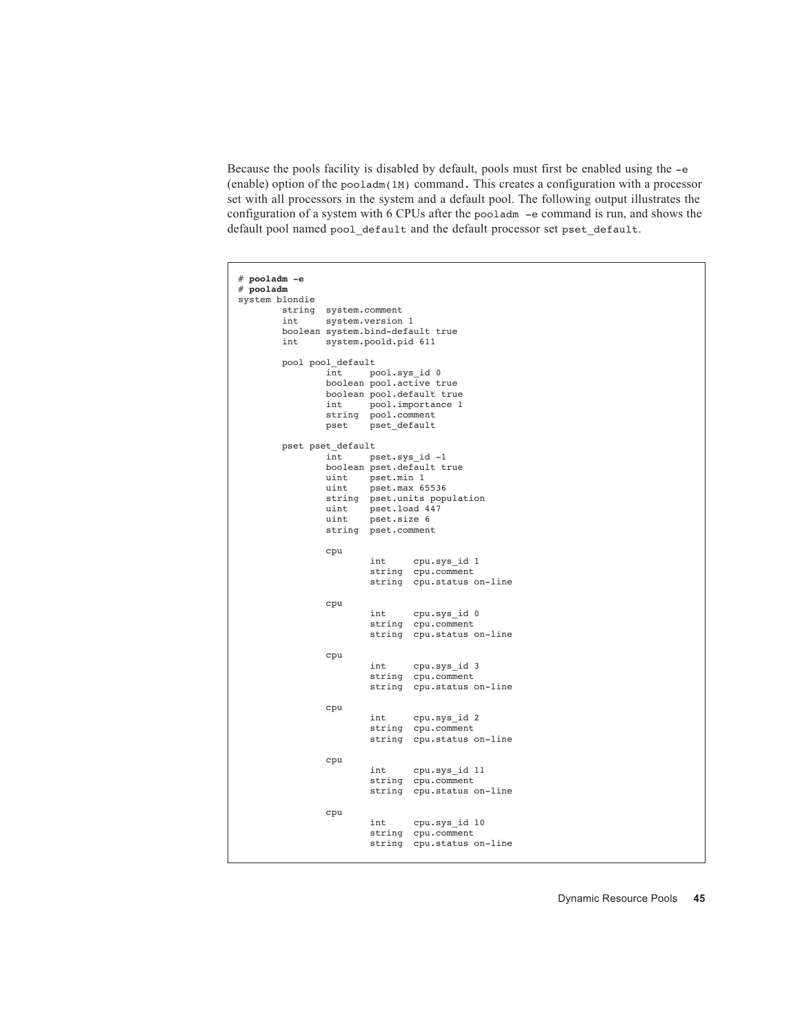Because the pools facility is disabled by default, pools must first be enabled using the `-e` (enable) option of the `pooladm(1M)` command. This creates a configuration with a processor set with all processors in the system and a default pool. The following output illustrates the configuration of a system with 6 CPUs after the `pooladm -e` command is run, and shows the default pool named `pool_default` and the default processor set `pset_default`.

```
# pooladm -e
# pooladm
system blondie
        string  system.comment
        int     system.version 1
        boolean system.bind-default true
        int     system.poold.pid 611

        pool pool_default
                int     pool.sys_id 0
                boolean pool.active true
                boolean pool.default true
                int     pool.importance 1
                string  pool.comment
                pset    pset_default

        pset pset_default
                int     pset.sys_id -1
                boolean pset.default true
                uint    pset.min 1
                uint    pset.max 65536
                string  pset.units population
                uint    pset.load 447
                uint    pset.size 6
                string  pset.comment

                cpu
                        int     cpu.sys_id 1
                        string  cpu.comment
                        string  cpu.status on-line

                cpu
                        int     cpu.sys_id 0
                        string  cpu.comment
                        string  cpu.status on-line

                cpu
                        int     cpu.sys_id 3
                        string  cpu.comment
                        string  cpu.status on-line

                cpu
                        int     cpu.sys_id 2
                        string  cpu.comment
                        string  cpu.status on-line

                cpu
                        int     cpu.sys_id 11
                        string  cpu.comment
                        string  cpu.status on-line

                cpu
                        int     cpu.sys_id 10
                        string  cpu.comment
                        string  cpu.status on-line
```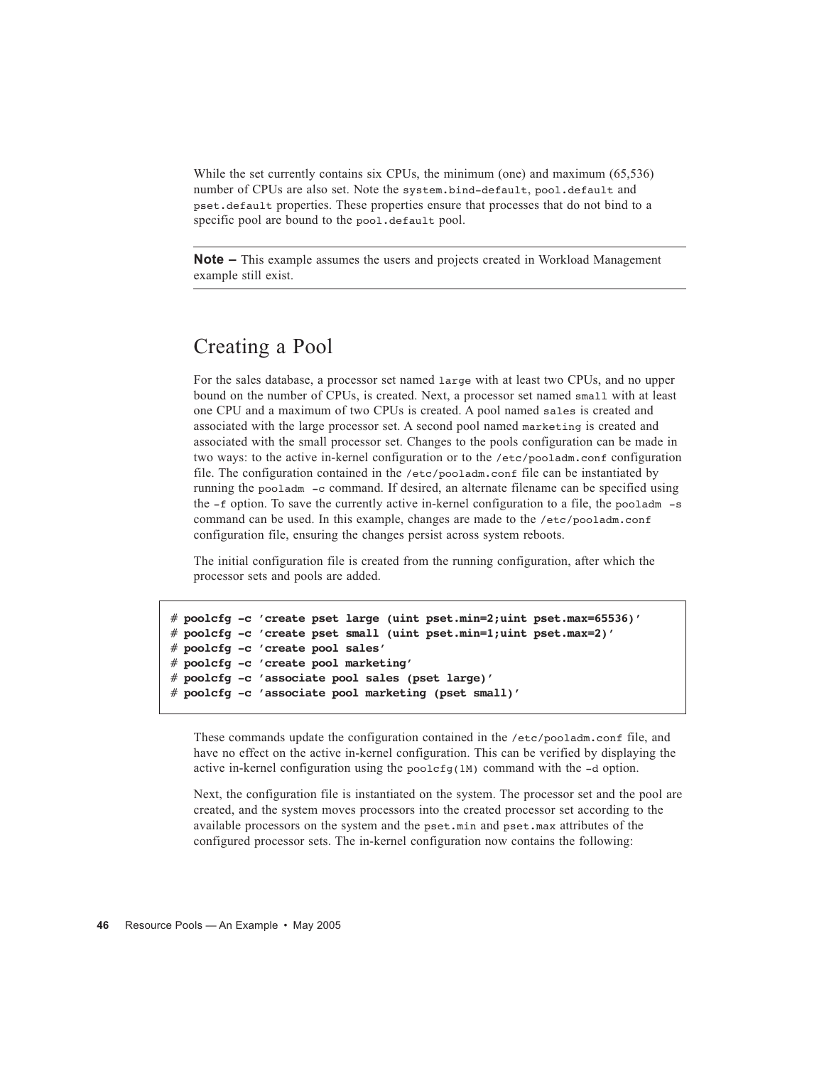While the set currently contains six CPUs, the minimum (one) and maximum (65,536) number of CPUs are also set. Note the `system.bind-default`, `pool.default` and `pset.default` properties. These properties ensure that processes that do not bind to a specific pool are bound to the `pool.default` pool.

---

**Note –** This example assumes the users and projects created in Workload Management example still exist.

---

## Creating a Pool

For the sales database, a processor set named `large` with at least two CPUs, and no upper bound on the number of CPUs, is created. Next, a processor set named `small` with at least one CPU and a maximum of two CPUs is created. A pool named `sales` is created and associated with the large processor set. A second pool named `marketing` is created and associated with the small processor set. Changes to the pools configuration can be made in two ways: to the active in-kernel configuration or to the `/etc/pooladm.conf` configuration file. The configuration contained in the `/etc/pooladm.conf` file can be instantiated by running the `pooladm -c` command. If desired, an alternate filename can be specified using the `-f` option. To save the currently active in-kernel configuration to a file, the `pooladm -s` command can be used. In this example, changes are made to the `/etc/pooladm.conf` configuration file, ensuring the changes persist across system reboots.

The initial configuration file is created from the running configuration, after which the processor sets and pools are added.

```
# poolcfg -c 'create pset large (uint pset.min=2;uint pset.max=65536)'
# poolcfg -c 'create pset small (uint pset.min=1;uint pset.max=2)'
# poolcfg -c 'create pool sales'
# poolcfg -c 'create pool marketing'
# poolcfg -c 'associate pool sales (pset large)'
# poolcfg -c 'associate pool marketing (pset small)'
```

These commands update the configuration contained in the `/etc/pooladm.conf` file, and have no effect on the active in-kernel configuration. This can be verified by displaying the active in-kernel configuration using the `poolcfg(1M)` command with the `-d` option.

Next, the configuration file is instantiated on the system. The processor set and the pool are created, and the system moves processors into the created processor set according to the available processors on the system and the `pset.min` and `pset.max` attributes of the configured processor sets. The in-kernel configuration now contains the following: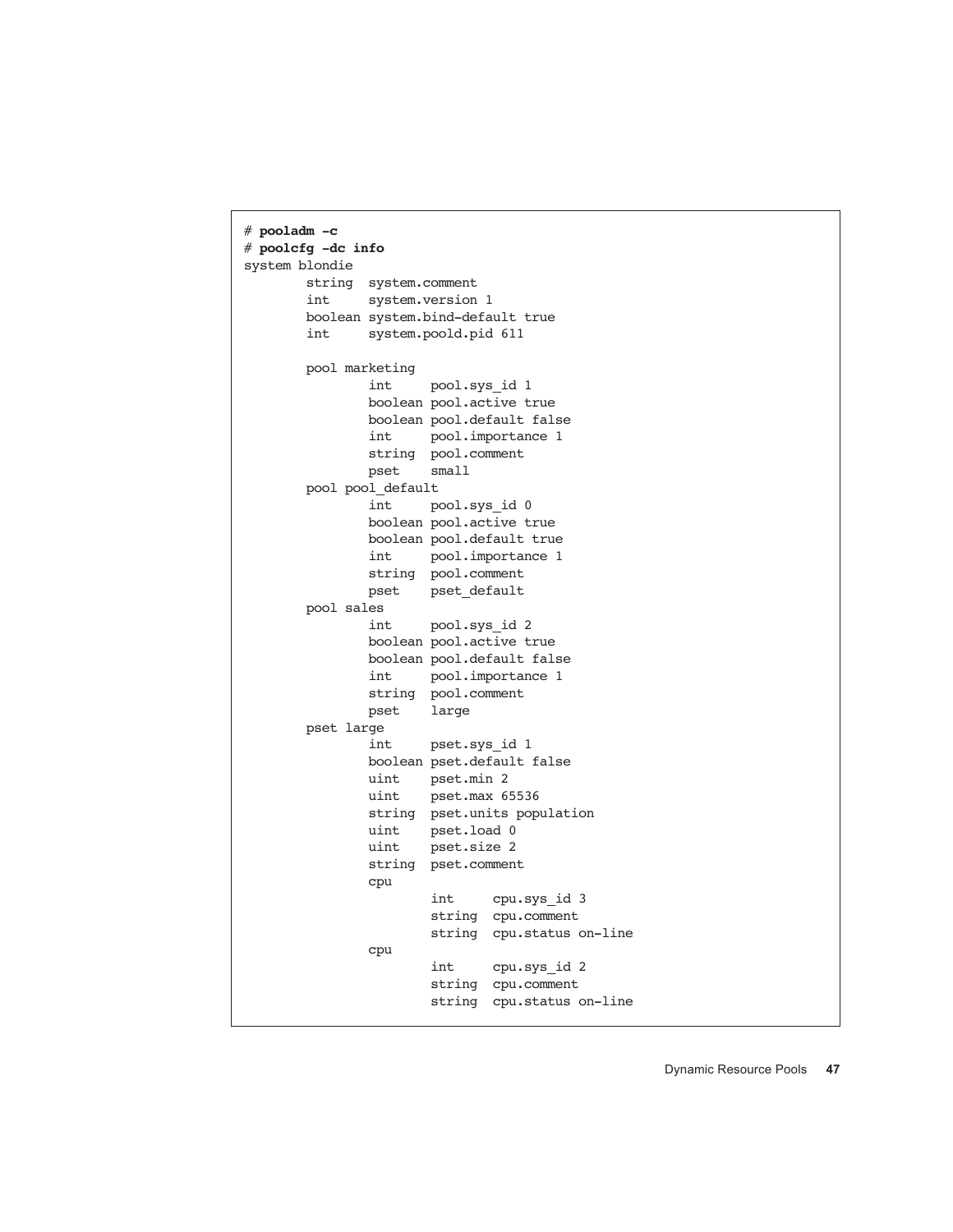```
# pooladm -c
# poolcfg -dc info
system blondie
        string  system.comment
        int     system.version 1
        boolean system.bind-default true
        int     system.poold.pid 611

        pool marketing
                int     pool.sys_id 1
                boolean pool.active true
                boolean pool.default false
                int     pool.importance 1
                string  pool.comment
                pset    small
        pool pool_default
                int     pool.sys_id 0
                boolean pool.active true
                boolean pool.default true
                int     pool.importance 1
                string  pool.comment
                pset    pset_default
        pool sales
                int     pool.sys_id 2
                boolean pool.active true
                boolean pool.default false
                int     pool.importance 1
                string  pool.comment
                pset    large
        pset large
                int     pset.sys_id 1
                boolean pset.default false
                uint    pset.min 2
                uint    pset.max 65536
                string  pset.units population
                uint    pset.load 0
                uint    pset.size 2
                string  pset.comment
                cpu
                        int     cpu.sys_id 3
                        string  cpu.comment
                        string  cpu.status on-line
                cpu
                        int     cpu.sys_id 2
                        string  cpu.comment
                        string  cpu.status on-line
```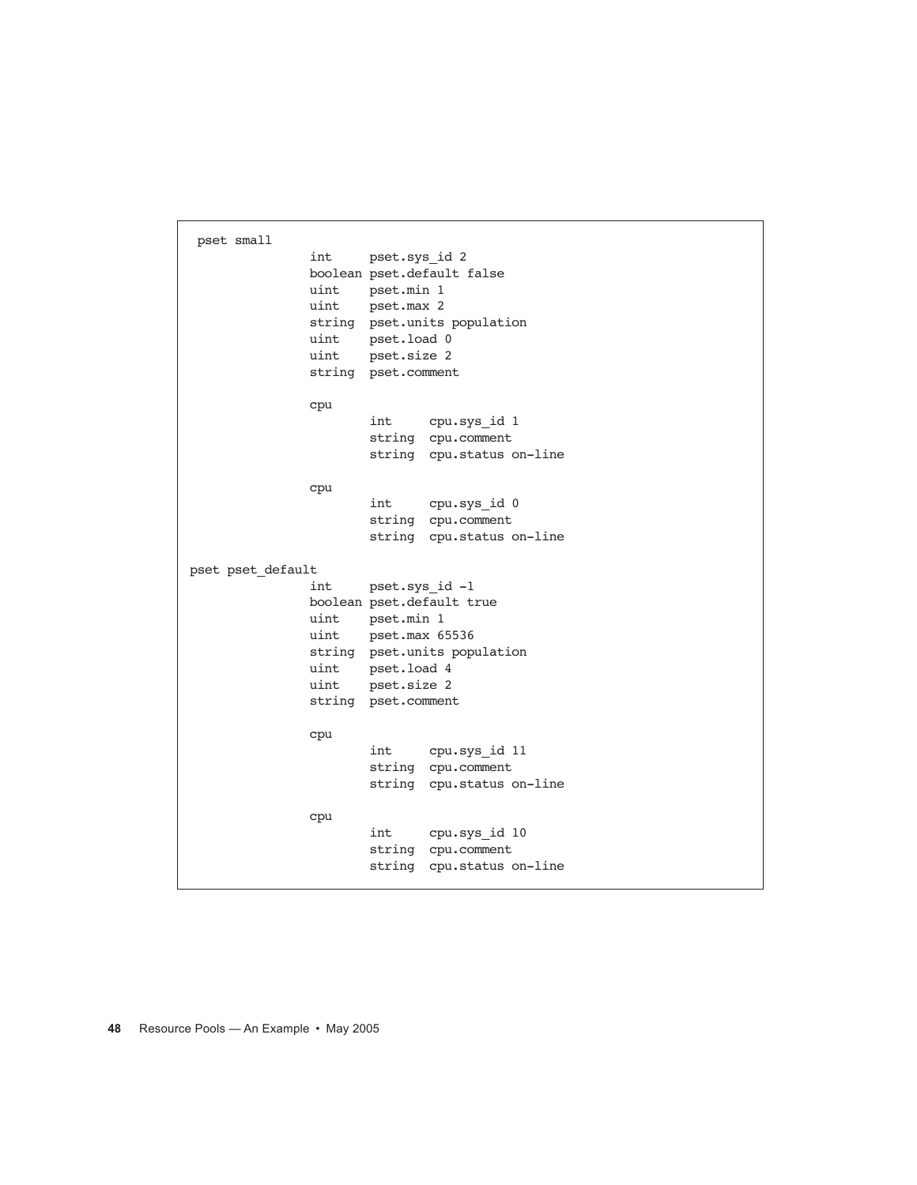```
 pset small
                int     pset.sys_id 2
                boolean pset.default false
                uint    pset.min 1
                uint    pset.max 2
                string  pset.units population
                uint    pset.load 0
                uint    pset.size 2
                string  pset.comment

                cpu
                        int     cpu.sys_id 1
                        string  cpu.comment
                        string  cpu.status on-line

                cpu
                        int     cpu.sys_id 0
                        string  cpu.comment
                        string  cpu.status on-line

pset pset_default
                int     pset.sys_id -1
                boolean pset.default true
                uint    pset.min 1
                uint    pset.max 65536
                string  pset.units population
                uint    pset.load 4
                uint    pset.size 2
                string  pset.comment

                cpu
                        int     cpu.sys_id 11
                        string  cpu.comment
                        string  cpu.status on-line

                cpu
                        int     cpu.sys_id 10
                        string  cpu.comment
                        string  cpu.status on-line
```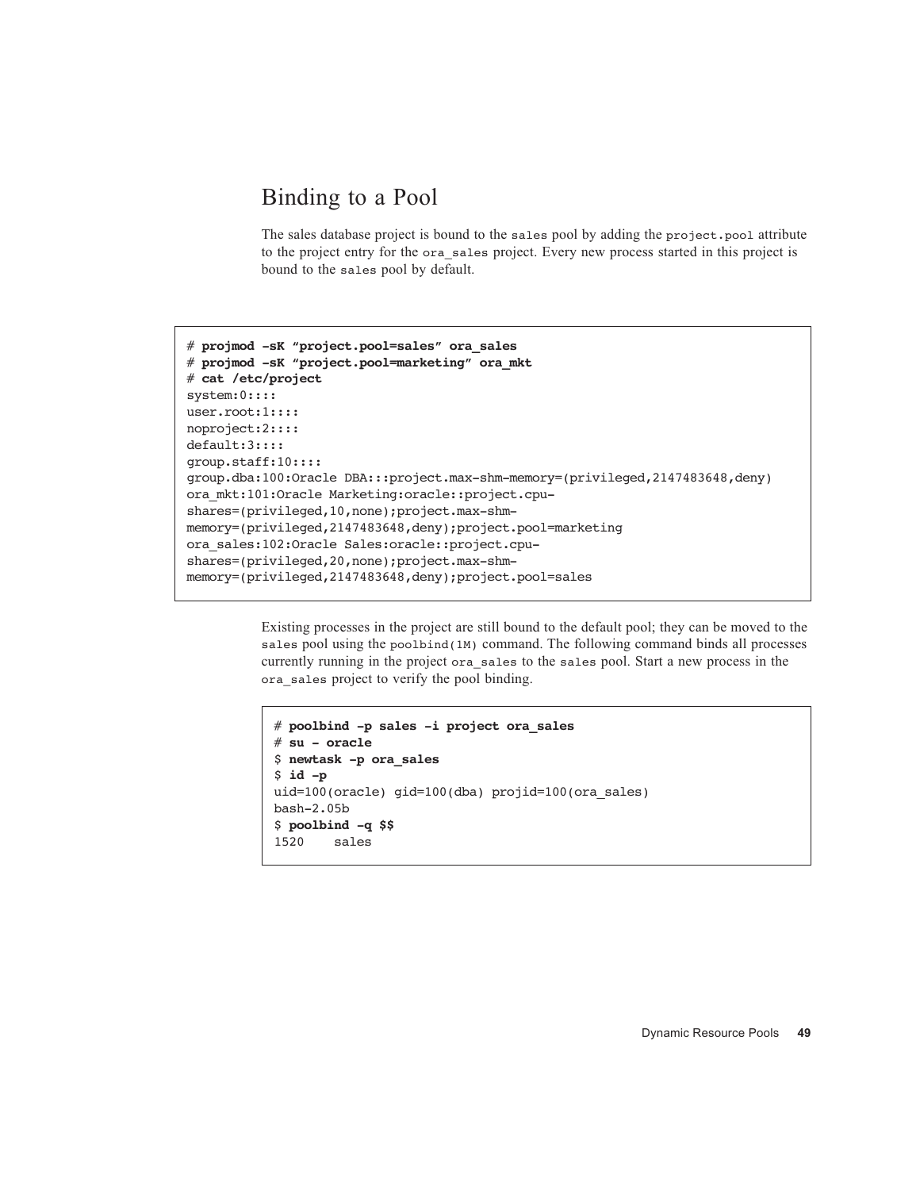## Binding to a Pool

The sales database project is bound to the `sales` pool by adding the `project.pool` attribute to the project entry for the `ora_sales` project. Every new process started in this project is bound to the `sales` pool by default.

```
# projmod -sK "project.pool=sales" ora_sales
# projmod -sK "project.pool=marketing" ora_mkt
# cat /etc/project
system:0::::
user.root:1::::
noproject:2::::
default:3::::
group.staff:10::::
group.dba:100:Oracle DBA:::project.max-shm-memory=(privileged,2147483648,deny)
ora_mkt:101:Oracle Marketing:oracle::project.cpu-
shares=(privileged,10,none);project.max-shm-
memory=(privileged,2147483648,deny);project.pool=marketing
ora_sales:102:Oracle Sales:oracle::project.cpu-
shares=(privileged,20,none);project.max-shm-
memory=(privileged,2147483648,deny);project.pool=sales
```

Existing processes in the project are still bound to the default pool; they can be moved to the `sales` pool using the `poolbind(1M)` command. The following command binds all processes currently running in the project `ora_sales` to the `sales` pool. Start a new process in the `ora_sales` project to verify the pool binding.

```
# poolbind -p sales -i project ora_sales
# su - oracle
$ newtask -p ora_sales
$ id -p
uid=100(oracle) gid=100(dba) projid=100(ora_sales)
bash-2.05b
$ poolbind -q $$
1520    sales
```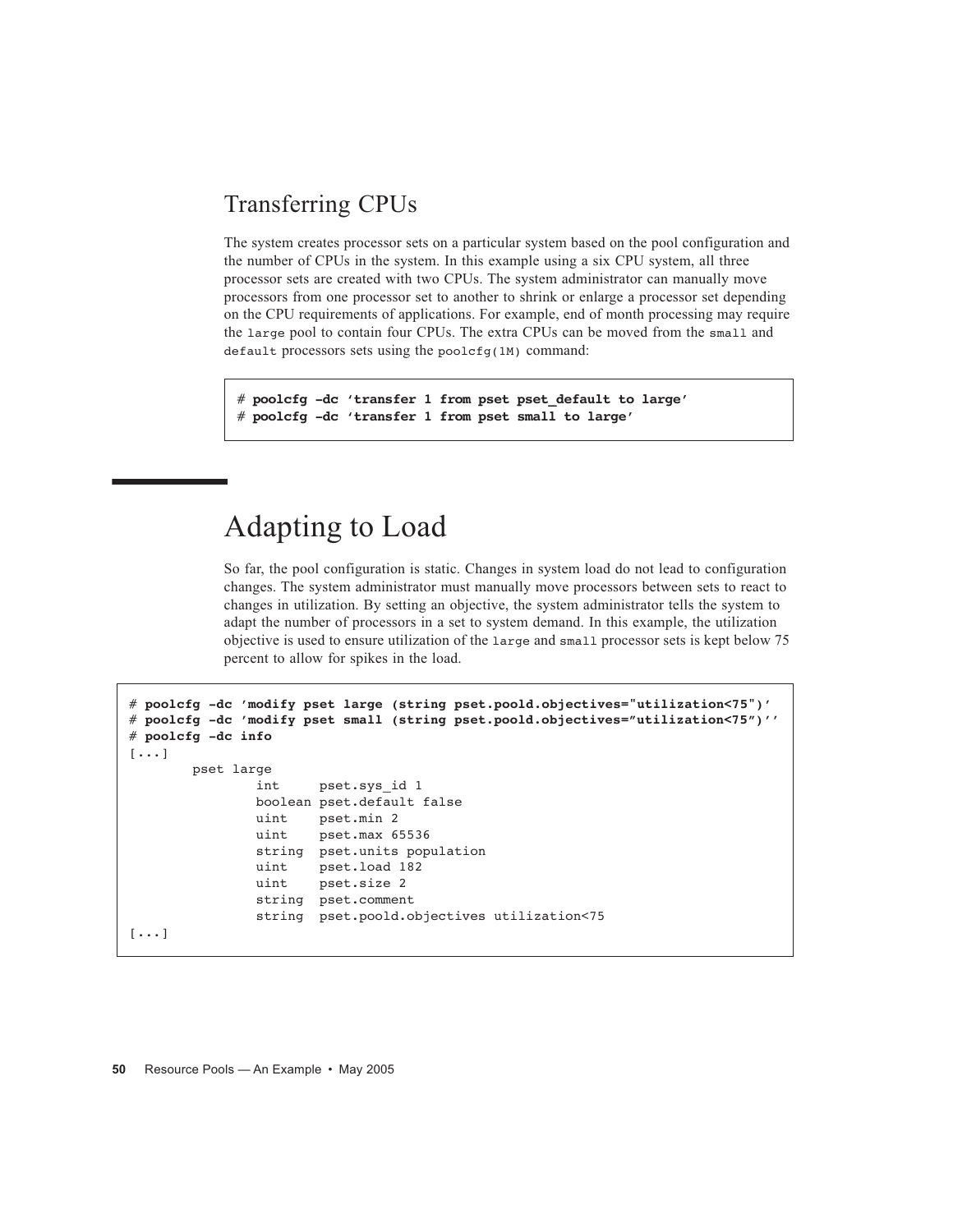## Transferring CPUs

The system creates processor sets on a particular system based on the pool configuration and the number of CPUs in the system. In this example using a six CPU system, all three processor sets are created with two CPUs. The system administrator can manually move processors from one processor set to another to shrink or enlarge a processor set depending on the CPU requirements of applications. For example, end of month processing may require the `large` pool to contain four CPUs. The extra CPUs can be moved from the `small` and `default` processors sets using the `poolcfg(1M)` command:

```
# poolcfg -dc 'transfer 1 from pset pset_default to large'
# poolcfg -dc 'transfer 1 from pset small to large'
```

# Adapting to Load

So far, the pool configuration is static. Changes in system load do not lead to configuration changes. The system administrator must manually move processors between sets to react to changes in utilization. By setting an objective, the system administrator tells the system to adapt the number of processors in a set to system demand. In this example, the utilization objective is used to ensure utilization of the `large` and `small` processor sets is kept below 75 percent to allow for spikes in the load.

```
# poolcfg -dc 'modify pset large (string pset.poold.objectives="utilization<75")'
# poolcfg -dc 'modify pset small (string pset.poold.objectives="utilization<75")''
# poolcfg -dc info
[...]
        pset large
                int     pset.sys_id 1
                boolean pset.default false
                uint    pset.min 2
                uint    pset.max 65536
                string  pset.units population
                uint    pset.load 182
                uint    pset.size 2
                string  pset.comment
                string  pset.poold.objectives utilization<75
[...]
```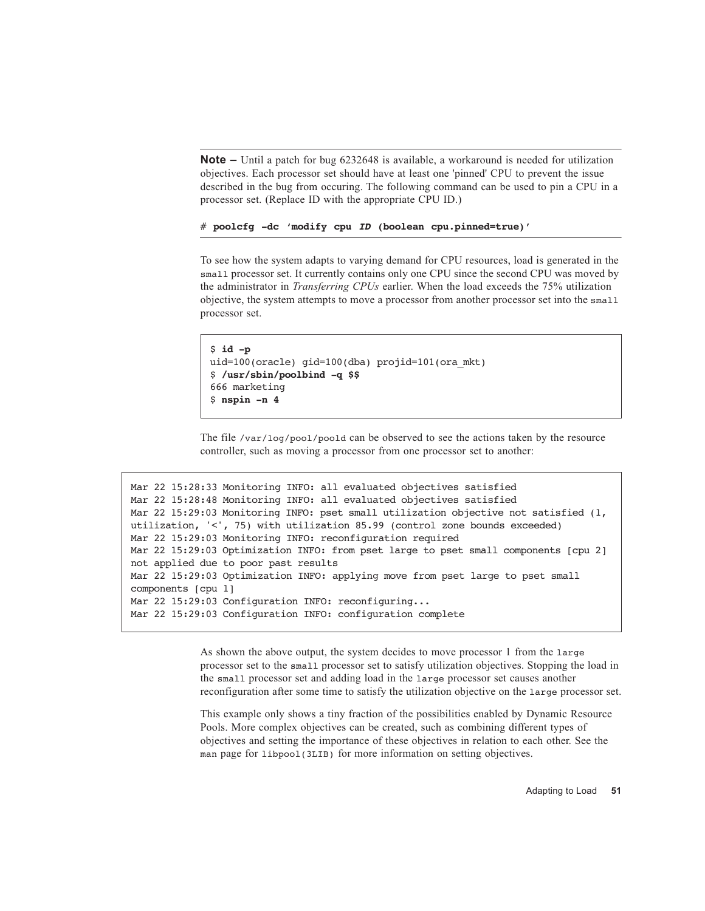**Note –** Until a patch for bug 6232648 is available, a workaround is needed for utilization objectives. Each processor set should have at least one 'pinned' CPU to prevent the issue described in the bug from occuring. The following command can be used to pin a CPU in a processor set. (Replace ID with the appropriate CPU ID.)

```
# poolcfg -dc 'modify cpu ID (boolean cpu.pinned=true)'
```

To see how the system adapts to varying demand for CPU resources, load is generated in the `small` processor set. It currently contains only one CPU since the second CPU was moved by the administrator in *Transferring CPUs* earlier. When the load exceeds the 75% utilization objective, the system attempts to move a processor from another processor set into the `small` processor set.

```
$ id -p
uid=100(oracle) gid=100(dba) projid=101(ora_mkt)
$ /usr/sbin/poolbind -q $$
666 marketing
$ nspin -n 4
```

The file `/var/log/pool/poold` can be observed to see the actions taken by the resource controller, such as moving a processor from one processor set to another:

```
Mar 22 15:28:33 Monitoring INFO: all evaluated objectives satisfied
Mar 22 15:28:48 Monitoring INFO: all evaluated objectives satisfied
Mar 22 15:29:03 Monitoring INFO: pset small utilization objective not satisfied (1,
utilization, '<', 75) with utilization 85.99 (control zone bounds exceeded)
Mar 22 15:29:03 Monitoring INFO: reconfiguration required
Mar 22 15:29:03 Optimization INFO: from pset large to pset small components [cpu 2]
not applied due to poor past results
Mar 22 15:29:03 Optimization INFO: applying move from pset large to pset small
components [cpu 1]
Mar 22 15:29:03 Configuration INFO: reconfiguring...
Mar 22 15:29:03 Configuration INFO: configuration complete
```

As shown the above output, the system decides to move processor 1 from the `large` processor set to the `small` processor set to satisfy utilization objectives. Stopping the load in the `small` processor set and adding load in the `large` processor set causes another reconfiguration after some time to satisfy the utilization objective on the `large` processor set.

This example only shows a tiny fraction of the possibilities enabled by Dynamic Resource Pools. More complex objectives can be created, such as combining different types of objectives and setting the importance of these objectives in relation to each other. See the `man` page for `libpool(3LIB)` for more information on setting objectives.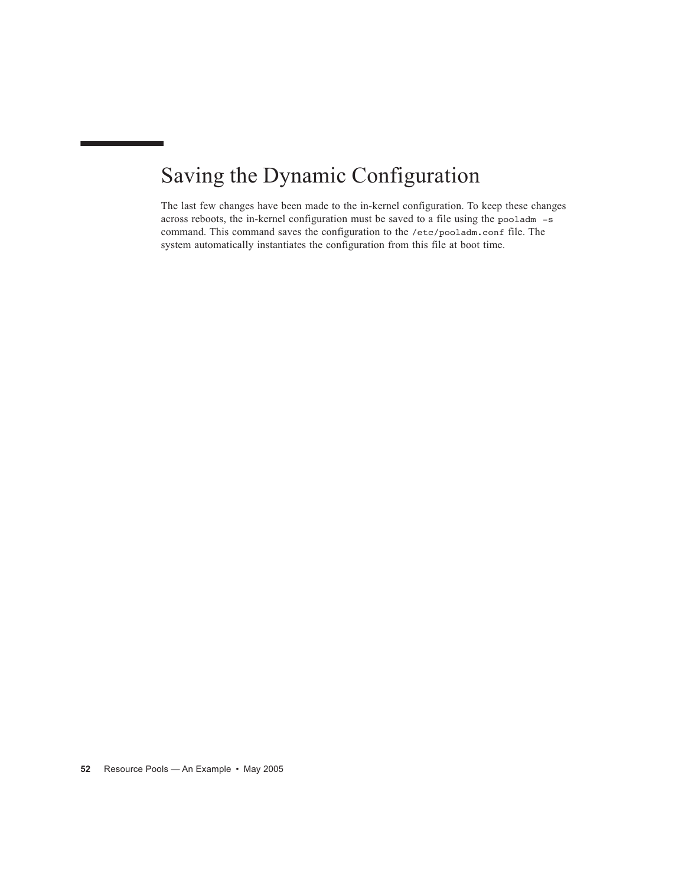# Saving the Dynamic Configuration

The last few changes have been made to the in-kernel configuration. To keep these changes across reboots, the in-kernel configuration must be saved to a file using the `pooladm -s` command. This command saves the configuration to the `/etc/pooladm.conf` file. The system automatically instantiates the configuration from this file at boot time.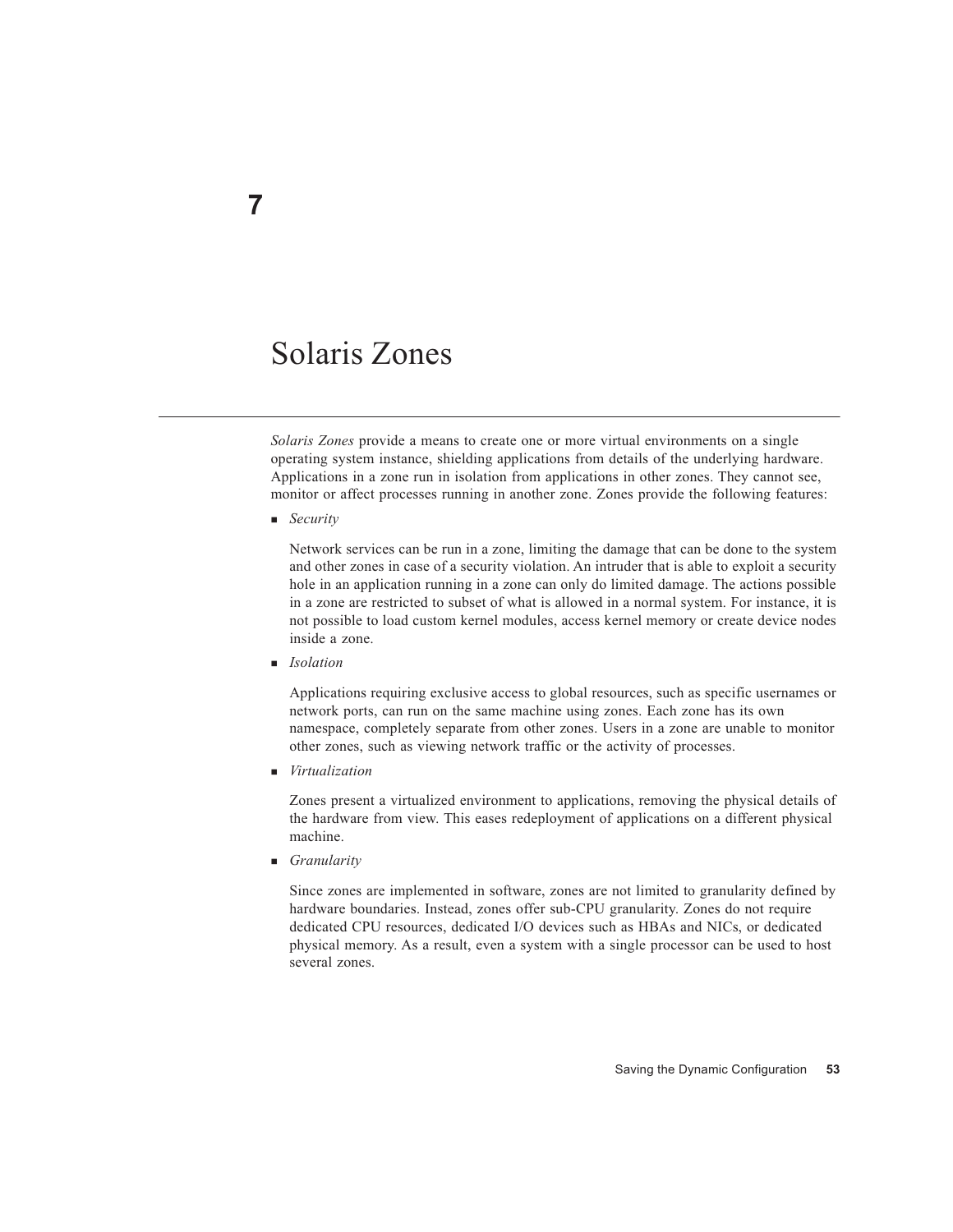# 7

# Solaris Zones

*Solaris Zones* provide a means to create one or more virtual environments on a single operating system instance, shielding applications from details of the underlying hardware. Applications in a zone run in isolation from applications in other zones. They cannot see, monitor or affect processes running in another zone. Zones provide the following features:

- *Security*

  Network services can be run in a zone, limiting the damage that can be done to the system and other zones in case of a security violation. An intruder that is able to exploit a security hole in an application running in a zone can only do limited damage. The actions possible in a zone are restricted to subset of what is allowed in a normal system. For instance, it is not possible to load custom kernel modules, access kernel memory or create device nodes inside a zone.

- *Isolation*

  Applications requiring exclusive access to global resources, such as specific usernames or network ports, can run on the same machine using zones. Each zone has its own namespace, completely separate from other zones. Users in a zone are unable to monitor other zones, such as viewing network traffic or the activity of processes.

- *Virtualization*

  Zones present a virtualized environment to applications, removing the physical details of the hardware from view. This eases redeployment of applications on a different physical machine.

- *Granularity*

  Since zones are implemented in software, zones are not limited to granularity defined by hardware boundaries. Instead, zones offer sub-CPU granularity. Zones do not require dedicated CPU resources, dedicated I/O devices such as HBAs and NICs, or dedicated physical memory. As a result, even a system with a single processor can be used to host several zones.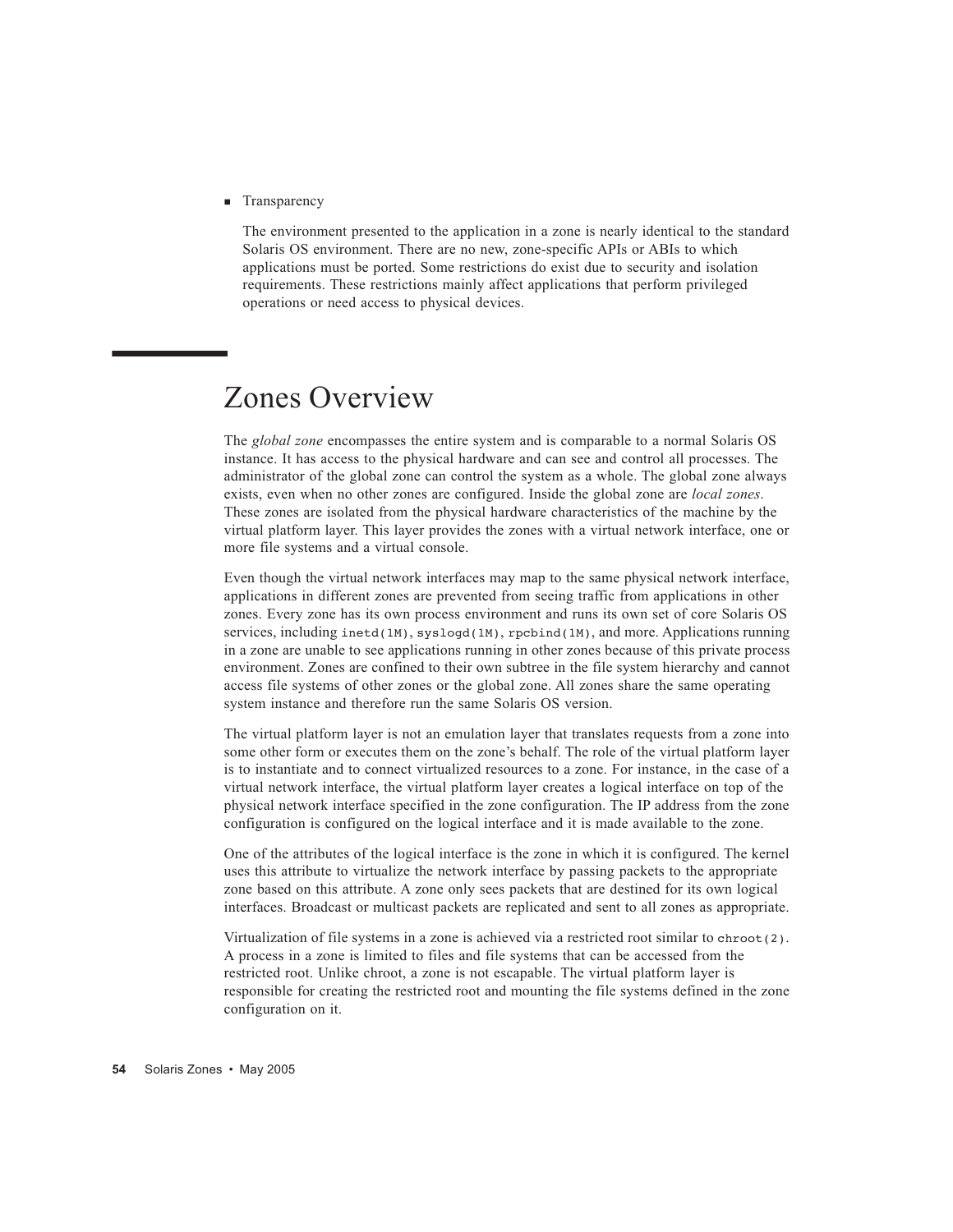- Transparency

  The environment presented to the application in a zone is nearly identical to the standard Solaris OS environment. There are no new, zone-specific APIs or ABIs to which applications must be ported. Some restrictions do exist due to security and isolation requirements. These restrictions mainly affect applications that perform privileged operations or need access to physical devices.

# Zones Overview

The *global zone* encompasses the entire system and is comparable to a normal Solaris OS instance. It has access to the physical hardware and can see and control all processes. The administrator of the global zone can control the system as a whole. The global zone always exists, even when no other zones are configured. Inside the global zone are *local zones*. These zones are isolated from the physical hardware characteristics of the machine by the virtual platform layer. This layer provides the zones with a virtual network interface, one or more file systems and a virtual console.

Even though the virtual network interfaces may map to the same physical network interface, applications in different zones are prevented from seeing traffic from applications in other zones. Every zone has its own process environment and runs its own set of core Solaris OS services, including `inetd(1M)`, `syslogd(1M)`, `rpcbind(1M)`, and more. Applications running in a zone are unable to see applications running in other zones because of this private process environment. Zones are confined to their own subtree in the file system hierarchy and cannot access file systems of other zones or the global zone. All zones share the same operating system instance and therefore run the same Solaris OS version.

The virtual platform layer is not an emulation layer that translates requests from a zone into some other form or executes them on the zone's behalf. The role of the virtual platform layer is to instantiate and to connect virtualized resources to a zone. For instance, in the case of a virtual network interface, the virtual platform layer creates a logical interface on top of the physical network interface specified in the zone configuration. The IP address from the zone configuration is configured on the logical interface and it is made available to the zone.

One of the attributes of the logical interface is the zone in which it is configured. The kernel uses this attribute to virtualize the network interface by passing packets to the appropriate zone based on this attribute. A zone only sees packets that are destined for its own logical interfaces. Broadcast or multicast packets are replicated and sent to all zones as appropriate.

Virtualization of file systems in a zone is achieved via a restricted root similar to `chroot(2)`. A process in a zone is limited to files and file systems that can be accessed from the restricted root. Unlike chroot, a zone is not escapable. The virtual platform layer is responsible for creating the restricted root and mounting the file systems defined in the zone configuration on it.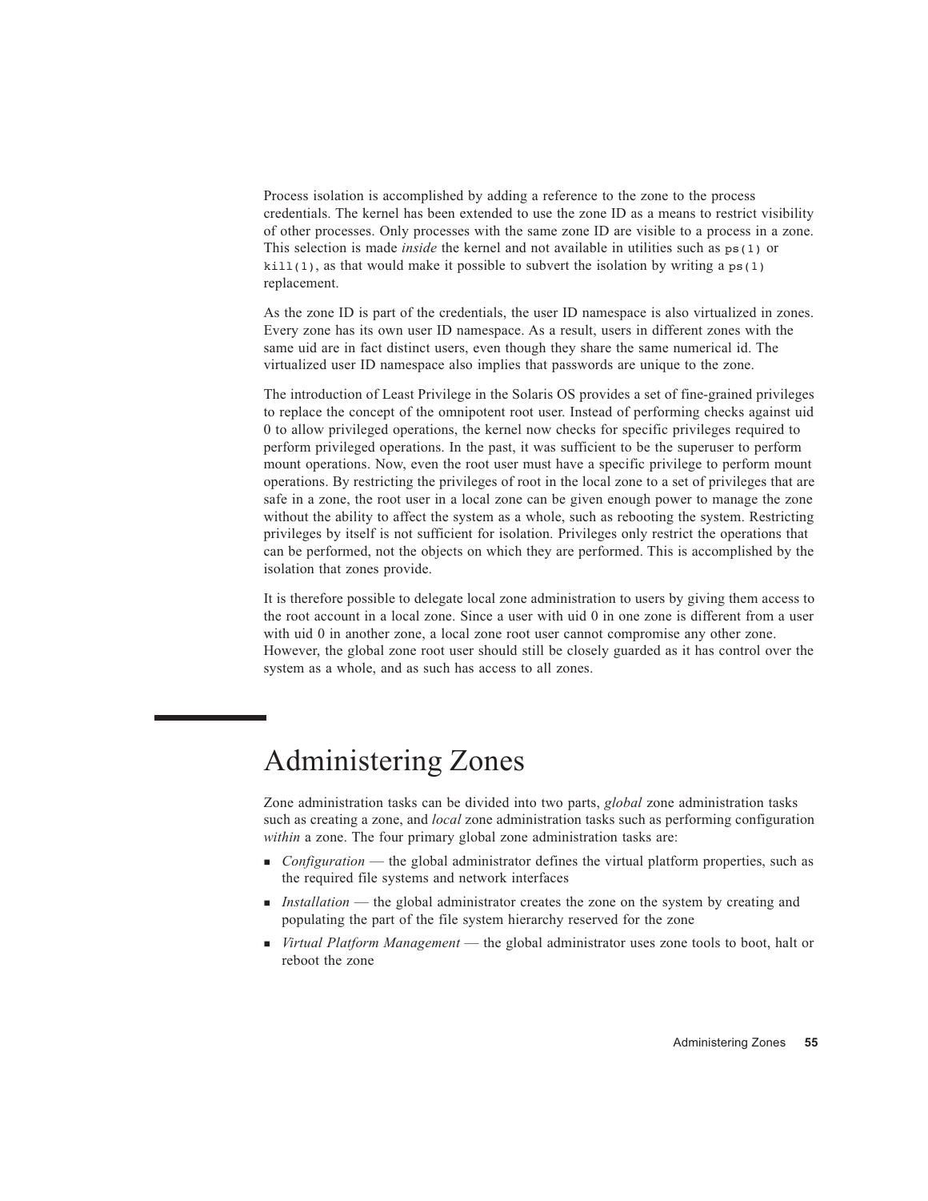Process isolation is accomplished by adding a reference to the zone to the process credentials. The kernel has been extended to use the zone ID as a means to restrict visibility of other processes. Only processes with the same zone ID are visible to a process in a zone. This selection is made *inside* the kernel and not available in utilities such as `ps(1)` or `kill(1)`, as that would make it possible to subvert the isolation by writing a `ps(1)` replacement.

As the zone ID is part of the credentials, the user ID namespace is also virtualized in zones. Every zone has its own user ID namespace. As a result, users in different zones with the same uid are in fact distinct users, even though they share the same numerical id. The virtualized user ID namespace also implies that passwords are unique to the zone.

The introduction of Least Privilege in the Solaris OS provides a set of fine-grained privileges to replace the concept of the omnipotent root user. Instead of performing checks against uid 0 to allow privileged operations, the kernel now checks for specific privileges required to perform privileged operations. In the past, it was sufficient to be the superuser to perform mount operations. Now, even the root user must have a specific privilege to perform mount operations. By restricting the privileges of root in the local zone to a set of privileges that are safe in a zone, the root user in a local zone can be given enough power to manage the zone without the ability to affect the system as a whole, such as rebooting the system. Restricting privileges by itself is not sufficient for isolation. Privileges only restrict the operations that can be performed, not the objects on which they are performed. This is accomplished by the isolation that zones provide.

It is therefore possible to delegate local zone administration to users by giving them access to the root account in a local zone. Since a user with uid 0 in one zone is different from a user with uid 0 in another zone, a local zone root user cannot compromise any other zone. However, the global zone root user should still be closely guarded as it has control over the system as a whole, and as such has access to all zones.

# Administering Zones

Zone administration tasks can be divided into two parts, *global* zone administration tasks such as creating a zone, and *local* zone administration tasks such as performing configuration *within* a zone. The four primary global zone administration tasks are:

- *Configuration* — the global administrator defines the virtual platform properties, such as the required file systems and network interfaces
- *Installation* — the global administrator creates the zone on the system by creating and populating the part of the file system hierarchy reserved for the zone
- *Virtual Platform Management* — the global administrator uses zone tools to boot, halt or reboot the zone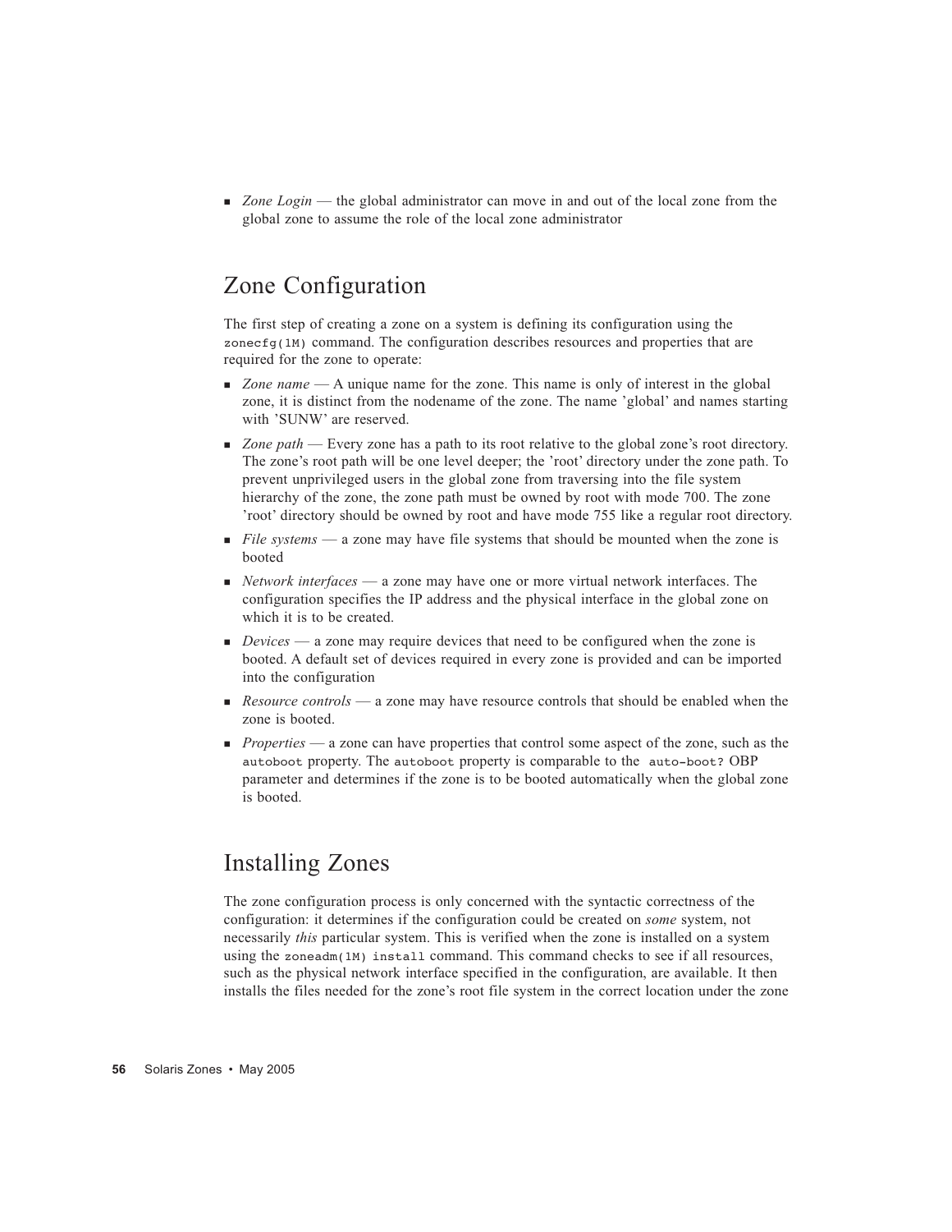- *Zone Login* — the global administrator can move in and out of the local zone from the global zone to assume the role of the local zone administrator

## Zone Configuration

The first step of creating a zone on a system is defining its configuration using the `zonecfg(1M)` command. The configuration describes resources and properties that are required for the zone to operate:

- *Zone name* — A unique name for the zone. This name is only of interest in the global zone, it is distinct from the nodename of the zone. The name 'global' and names starting with 'SUNW' are reserved.
- *Zone path* — Every zone has a path to its root relative to the global zone's root directory. The zone's root path will be one level deeper; the 'root' directory under the zone path. To prevent unprivileged users in the global zone from traversing into the file system hierarchy of the zone, the zone path must be owned by root with mode 700. The zone 'root' directory should be owned by root and have mode 755 like a regular root directory.
- *File systems* — a zone may have file systems that should be mounted when the zone is booted
- *Network interfaces* — a zone may have one or more virtual network interfaces. The configuration specifies the IP address and the physical interface in the global zone on which it is to be created.
- *Devices* — a zone may require devices that need to be configured when the zone is booted. A default set of devices required in every zone is provided and can be imported into the configuration
- *Resource controls* — a zone may have resource controls that should be enabled when the zone is booted.
- *Properties* — a zone can have properties that control some aspect of the zone, such as the `autoboot` property. The `autoboot` property is comparable to the `auto-boot?` OBP parameter and determines if the zone is to be booted automatically when the global zone is booted.

## Installing Zones

The zone configuration process is only concerned with the syntactic correctness of the configuration: it determines if the configuration could be created on *some* system, not necessarily *this* particular system. This is verified when the zone is installed on a system using the `zoneadm(1M) install` command. This command checks to see if all resources, such as the physical network interface specified in the configuration, are available. It then installs the files needed for the zone's root file system in the correct location under the zone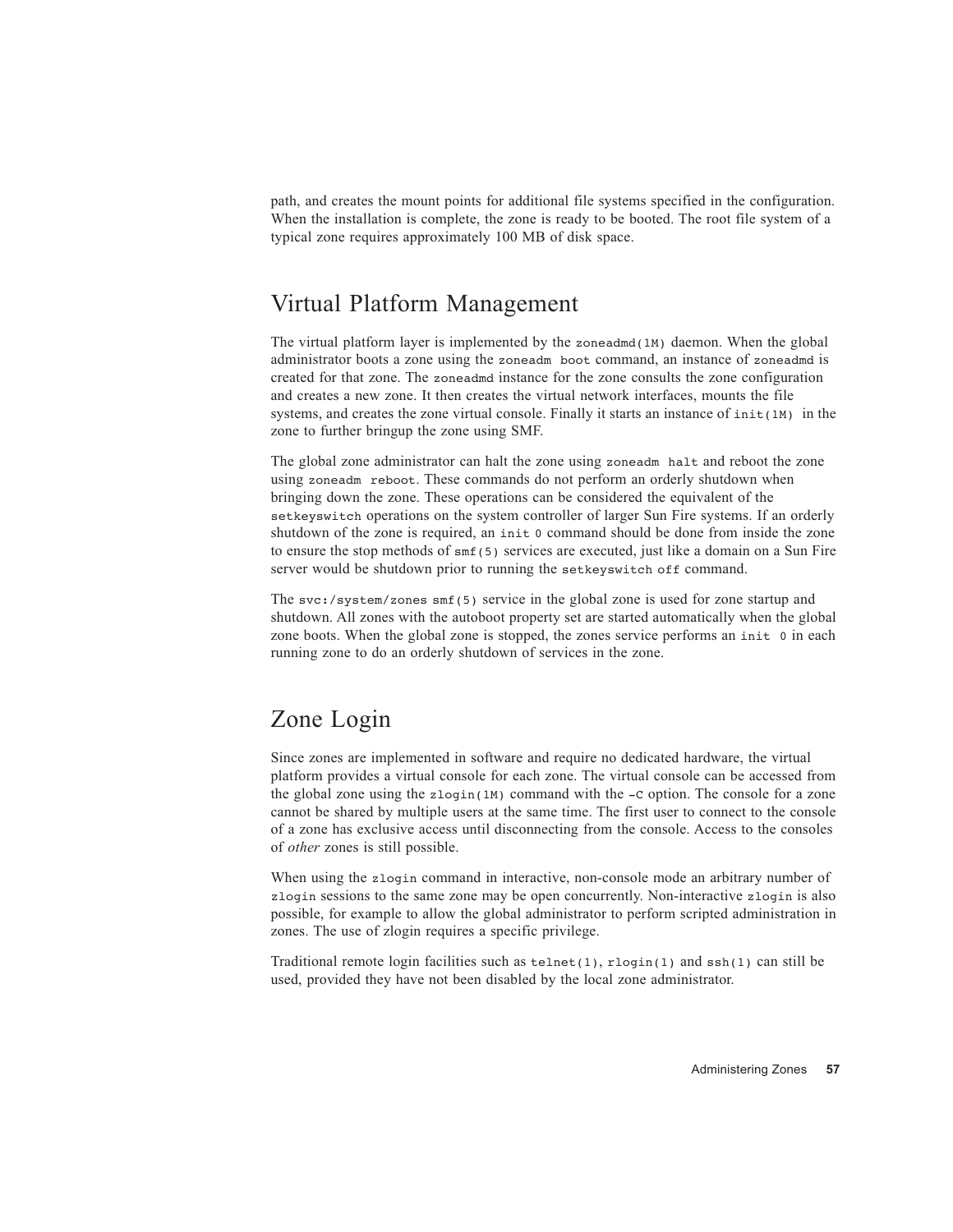path, and creates the mount points for additional file systems specified in the configuration. When the installation is complete, the zone is ready to be booted. The root file system of a typical zone requires approximately 100 MB of disk space.

## Virtual Platform Management

The virtual platform layer is implemented by the `zoneadmd(1M)` daemon. When the global administrator boots a zone using the `zoneadm boot` command, an instance of `zoneadmd` is created for that zone. The `zoneadmd` instance for the zone consults the zone configuration and creates a new zone. It then creates the virtual network interfaces, mounts the file systems, and creates the zone virtual console. Finally it starts an instance of `init(1M)` in the zone to further bringup the zone using SMF.

The global zone administrator can halt the zone using `zoneadm halt` and reboot the zone using `zoneadm reboot`. These commands do not perform an orderly shutdown when bringing down the zone. These operations can be considered the equivalent of the `setkeyswitch` operations on the system controller of larger Sun Fire systems. If an orderly shutdown of the zone is required, an `init 0` command should be done from inside the zone to ensure the stop methods of `smf(5)` services are executed, just like a domain on a Sun Fire server would be shutdown prior to running the `setkeyswitch off` command.

The `svc:/system/zones smf(5)` service in the global zone is used for zone startup and shutdown. All zones with the autoboot property set are started automatically when the global zone boots. When the global zone is stopped, the zones service performs an `init 0` in each running zone to do an orderly shutdown of services in the zone.

## Zone Login

Since zones are implemented in software and require no dedicated hardware, the virtual platform provides a virtual console for each zone. The virtual console can be accessed from the global zone using the `zlogin(1M)` command with the `-C` option. The console for a zone cannot be shared by multiple users at the same time. The first user to connect to the console of a zone has exclusive access until disconnecting from the console. Access to the consoles of *other* zones is still possible.

When using the `zlogin` command in interactive, non-console mode an arbitrary number of `zlogin` sessions to the same zone may be open concurrently. Non-interactive `zlogin` is also possible, for example to allow the global administrator to perform scripted administration in zones. The use of zlogin requires a specific privilege.

Traditional remote login facilities such as `telnet(1)`, `rlogin(1)` and `ssh(1)` can still be used, provided they have not been disabled by the local zone administrator.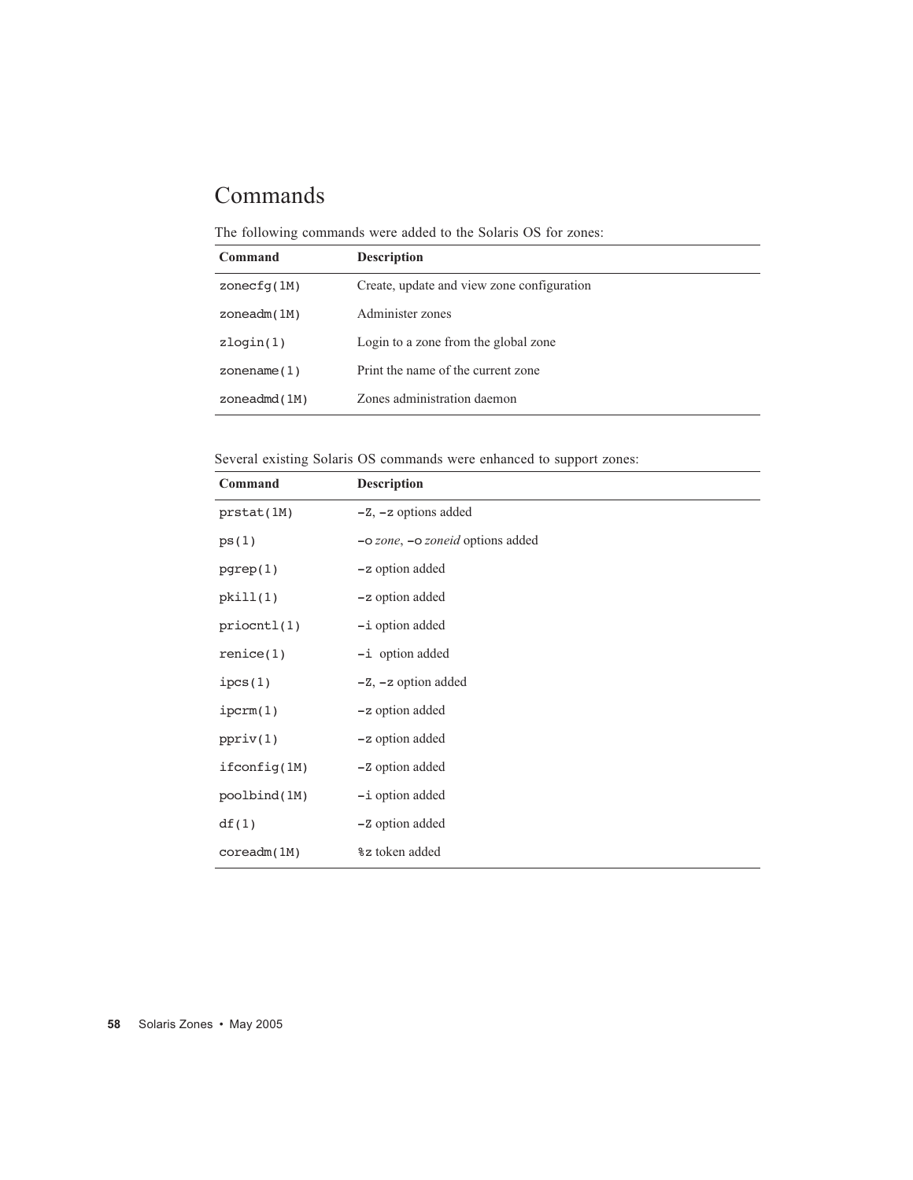## Commands

The following commands were added to the Solaris OS for zones:

| Command | Description |
| --- | --- |
| zonecfg(1M) | Create, update and view zone configuration |
| zoneadm(1M) | Administer zones |
| zlogin(1) | Login to a zone from the global zone |
| zonename(1) | Print the name of the current zone |
| zoneadmd(1M) | Zones administration daemon |

Several existing Solaris OS commands were enhanced to support zones:

| Command | Description |
| --- | --- |
| prstat(1M) | -Z, -z options added |
| ps(1) | -o *zone*, -o *zoneid* options added |
| pgrep(1) | -z option added |
| pkill(1) | -z option added |
| priocntl(1) | -i option added |
| renice(1) | -i option added |
| ipcs(1) | -Z, -z option added |
| ipcrm(1) | -z option added |
| ppriv(1) | -z option added |
| ifconfig(1M) | -Z option added |
| poolbind(1M) | -i option added |
| df(1) | -Z option added |
| coreadm(1M) | %z token added |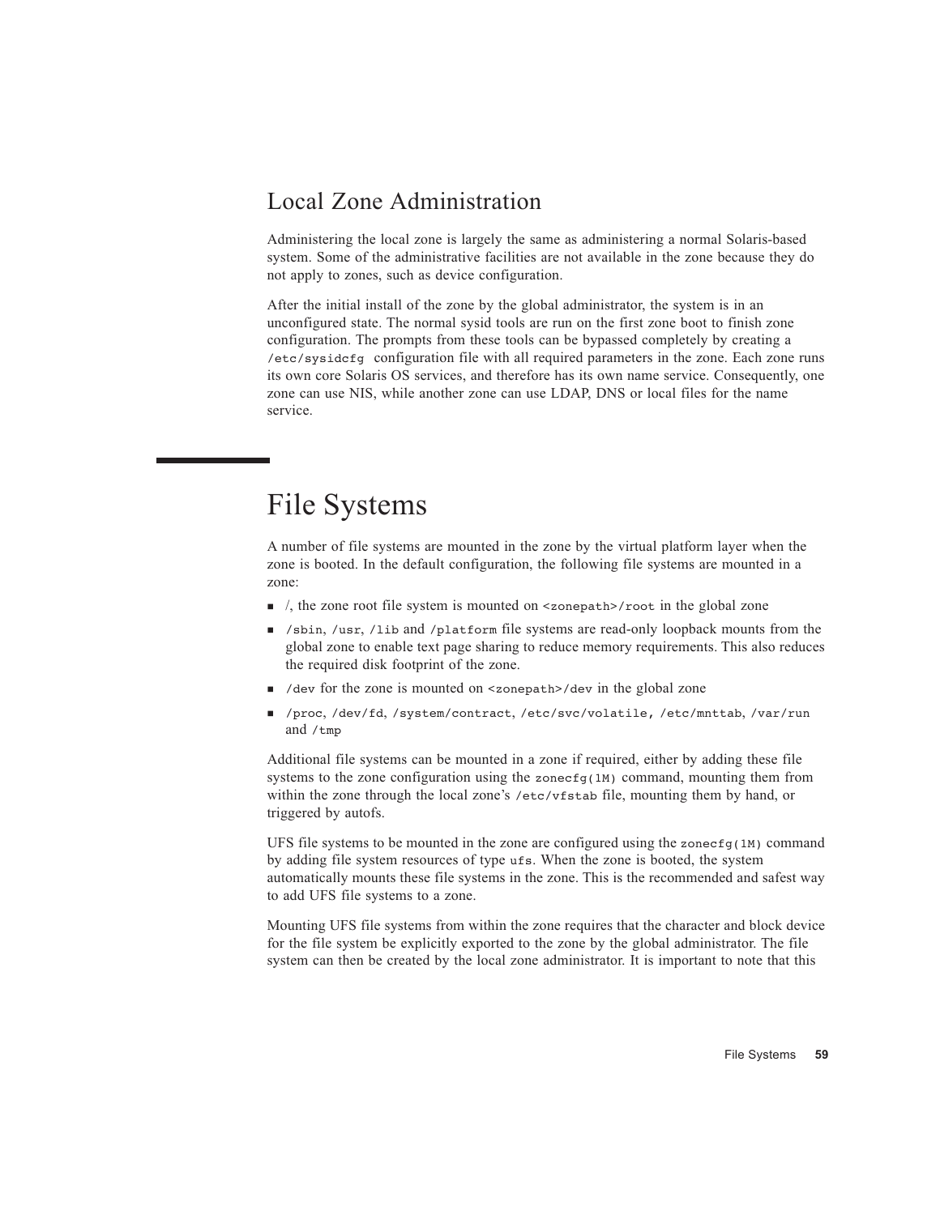## Local Zone Administration

Administering the local zone is largely the same as administering a normal Solaris-based system. Some of the administrative facilities are not available in the zone because they do not apply to zones, such as device configuration.

After the initial install of the zone by the global administrator, the system is in an unconfigured state. The normal sysid tools are run on the first zone boot to finish zone configuration. The prompts from these tools can be bypassed completely by creating a `/etc/sysidcfg` configuration file with all required parameters in the zone. Each zone runs its own core Solaris OS services, and therefore has its own name service. Consequently, one zone can use NIS, while another zone can use LDAP, DNS or local files for the name service.

# File Systems

A number of file systems are mounted in the zone by the virtual platform layer when the zone is booted. In the default configuration, the following file systems are mounted in a zone:

- /, the zone root file system is mounted on `<zonepath>/root` in the global zone
- `/sbin`, `/usr`, `/lib` and `/platform` file systems are read-only loopback mounts from the global zone to enable text page sharing to reduce memory requirements. This also reduces the required disk footprint of the zone.
- `/dev` for the zone is mounted on `<zonepath>/dev` in the global zone
- `/proc`, `/dev/fd`, `/system/contract`, `/etc/svc/volatile`, `/etc/mnttab`, `/var/run` and `/tmp`

Additional file systems can be mounted in a zone if required, either by adding these file systems to the zone configuration using the `zonecfg(1M)` command, mounting them from within the zone through the local zone's `/etc/vfstab` file, mounting them by hand, or triggered by autofs.

UFS file systems to be mounted in the zone are configured using the `zonecfg(1M)` command by adding file system resources of type `ufs`. When the zone is booted, the system automatically mounts these file systems in the zone. This is the recommended and safest way to add UFS file systems to a zone.

Mounting UFS file systems from within the zone requires that the character and block device for the file system be explicitly exported to the zone by the global administrator. The file system can then be created by the local zone administrator. It is important to note that this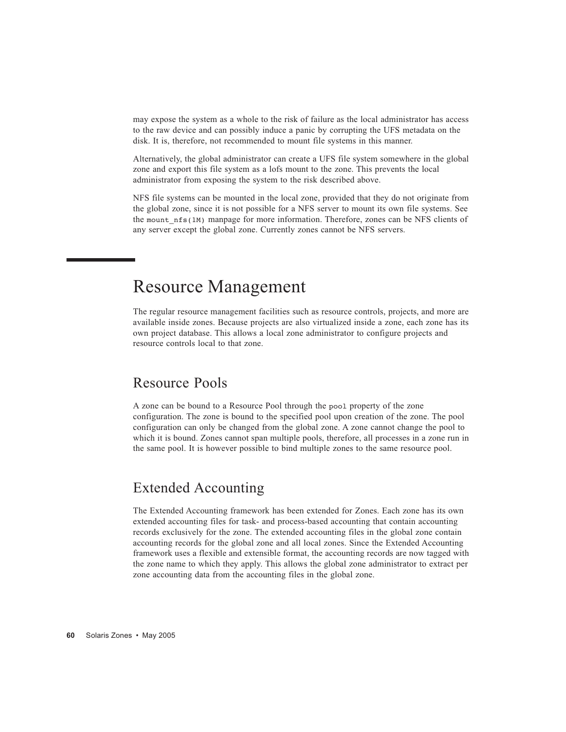may expose the system as a whole to the risk of failure as the local administrator has access to the raw device and can possibly induce a panic by corrupting the UFS metadata on the disk. It is, therefore, not recommended to mount file systems in this manner.

Alternatively, the global administrator can create a UFS file system somewhere in the global zone and export this file system as a lofs mount to the zone. This prevents the local administrator from exposing the system to the risk described above.

NFS file systems can be mounted in the local zone, provided that they do not originate from the global zone, since it is not possible for a NFS server to mount its own file systems. See the `mount_nfs(1M)` manpage for more information. Therefore, zones can be NFS clients of any server except the global zone. Currently zones cannot be NFS servers.

# Resource Management

The regular resource management facilities such as resource controls, projects, and more are available inside zones. Because projects are also virtualized inside a zone, each zone has its own project database. This allows a local zone administrator to configure projects and resource controls local to that zone.

## Resource Pools

A zone can be bound to a Resource Pool through the `pool` property of the zone configuration. The zone is bound to the specified pool upon creation of the zone. The pool configuration can only be changed from the global zone. A zone cannot change the pool to which it is bound. Zones cannot span multiple pools, therefore, all processes in a zone run in the same pool. It is however possible to bind multiple zones to the same resource pool.

## Extended Accounting

The Extended Accounting framework has been extended for Zones. Each zone has its own extended accounting files for task- and process-based accounting that contain accounting records exclusively for the zone. The extended accounting files in the global zone contain accounting records for the global zone and all local zones. Since the Extended Accounting framework uses a flexible and extensible format, the accounting records are now tagged with the zone name to which they apply. This allows the global zone administrator to extract per zone accounting data from the accounting files in the global zone.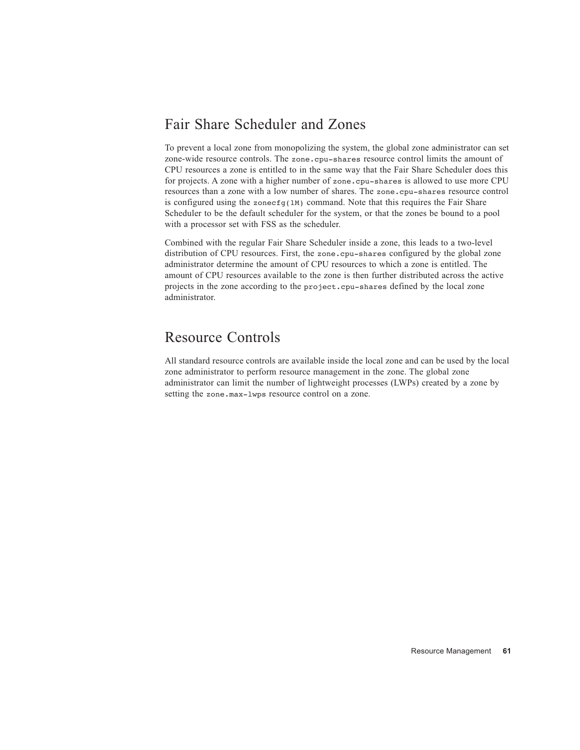## Fair Share Scheduler and Zones

To prevent a local zone from monopolizing the system, the global zone administrator can set zone-wide resource controls. The `zone.cpu-shares` resource control limits the amount of CPU resources a zone is entitled to in the same way that the Fair Share Scheduler does this for projects. A zone with a higher number of `zone.cpu-shares` is allowed to use more CPU resources than a zone with a low number of shares. The `zone.cpu-shares` resource control is configured using the `zonecfg(1M)` command. Note that this requires the Fair Share Scheduler to be the default scheduler for the system, or that the zones be bound to a pool with a processor set with FSS as the scheduler.

Combined with the regular Fair Share Scheduler inside a zone, this leads to a two-level distribution of CPU resources. First, the `zone.cpu-shares` configured by the global zone administrator determine the amount of CPU resources to which a zone is entitled. The amount of CPU resources available to the zone is then further distributed across the active projects in the zone according to the `project.cpu-shares` defined by the local zone administrator.

## Resource Controls

All standard resource controls are available inside the local zone and can be used by the local zone administrator to perform resource management in the zone. The global zone administrator can limit the number of lightweight processes (LWPs) created by a zone by setting the `zone.max-lwps` resource control on a zone.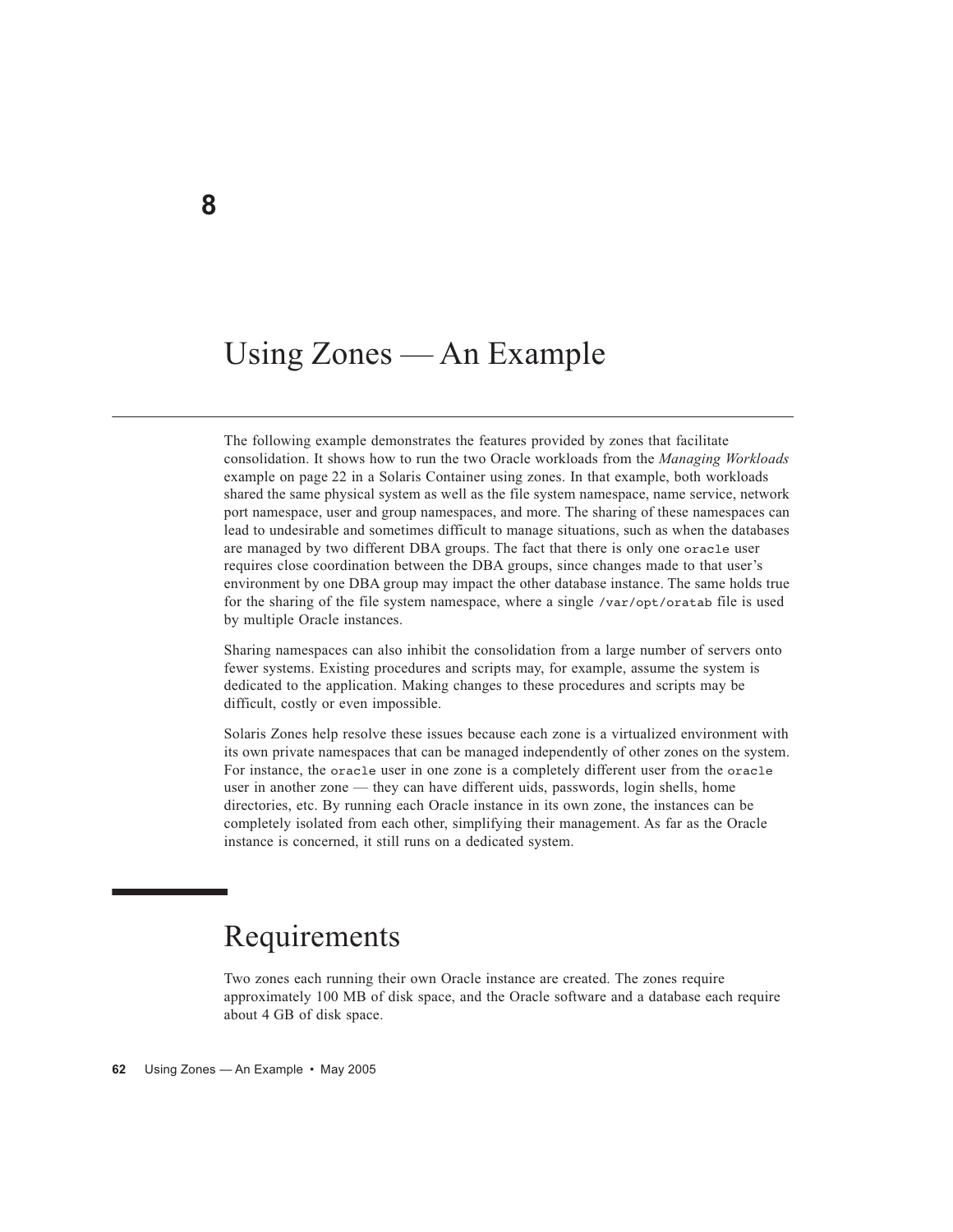# 8

# Using Zones — An Example

The following example demonstrates the features provided by zones that facilitate consolidation. It shows how to run the two Oracle workloads from the *Managing Workloads* example on page 22 in a Solaris Container using zones. In that example, both workloads shared the same physical system as well as the file system namespace, name service, network port namespace, user and group namespaces, and more. The sharing of these namespaces can lead to undesirable and sometimes difficult to manage situations, such as when the databases are managed by two different DBA groups. The fact that there is only one `oracle` user requires close coordination between the DBA groups, since changes made to that user's environment by one DBA group may impact the other database instance. The same holds true for the sharing of the file system namespace, where a single `/var/opt/oratab` file is used by multiple Oracle instances.

Sharing namespaces can also inhibit the consolidation from a large number of servers onto fewer systems. Existing procedures and scripts may, for example, assume the system is dedicated to the application. Making changes to these procedures and scripts may be difficult, costly or even impossible.

Solaris Zones help resolve these issues because each zone is a virtualized environment with its own private namespaces that can be managed independently of other zones on the system. For instance, the `oracle` user in one zone is a completely different user from the `oracle` user in another zone — they can have different uids, passwords, login shells, home directories, etc. By running each Oracle instance in its own zone, the instances can be completely isolated from each other, simplifying their management. As far as the Oracle instance is concerned, it still runs on a dedicated system.

## Requirements

Two zones each running their own Oracle instance are created. The zones require approximately 100 MB of disk space, and the Oracle software and a database each require about 4 GB of disk space.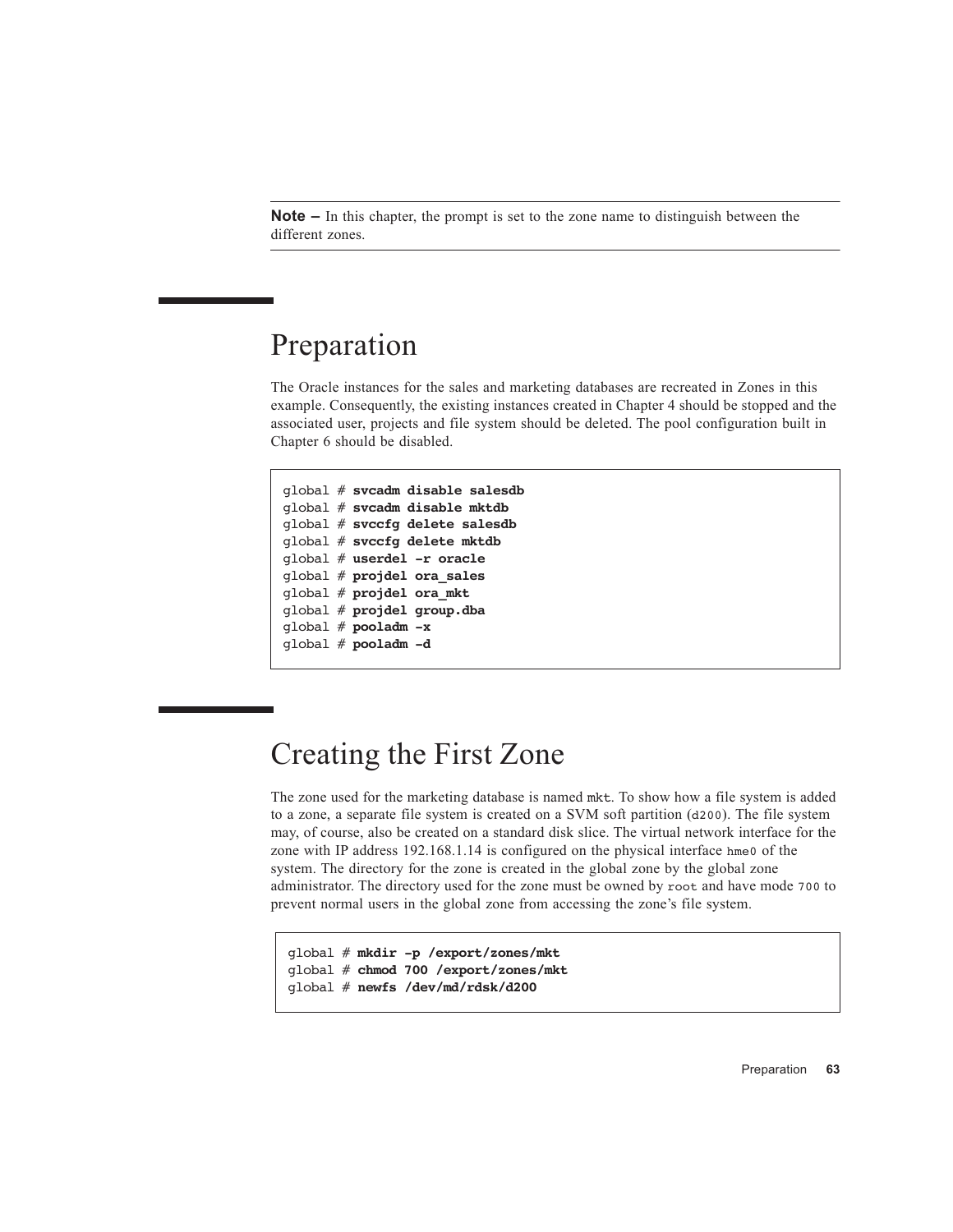---

**Note –** In this chapter, the prompt is set to the zone name to distinguish between the different zones.

---

## Preparation

The Oracle instances for the sales and marketing databases are recreated in Zones in this example. Consequently, the existing instances created in Chapter 4 should be stopped and the associated user, projects and file system should be deleted. The pool configuration built in Chapter 6 should be disabled.

```
global # svcadm disable salesdb
global # svcadm disable mktdb
global # svccfg delete salesdb
global # svccfg delete mktdb
global # userdel -r oracle
global # projdel ora_sales
global # projdel ora_mkt
global # projdel group.dba
global # pooladm -x
global # pooladm -d
```

## Creating the First Zone

The zone used for the marketing database is named `mkt`. To show how a file system is added to a zone, a separate file system is created on a SVM soft partition (`d200`). The file system may, of course, also be created on a standard disk slice. The virtual network interface for the zone with IP address 192.168.1.14 is configured on the physical interface `hme0` of the system. The directory for the zone is created in the global zone by the global zone administrator. The directory used for the zone must be owned by `root` and have mode `700` to prevent normal users in the global zone from accessing the zone's file system.

```
global # mkdir -p /export/zones/mkt
global # chmod 700 /export/zones/mkt
global # newfs /dev/md/rdsk/d200
```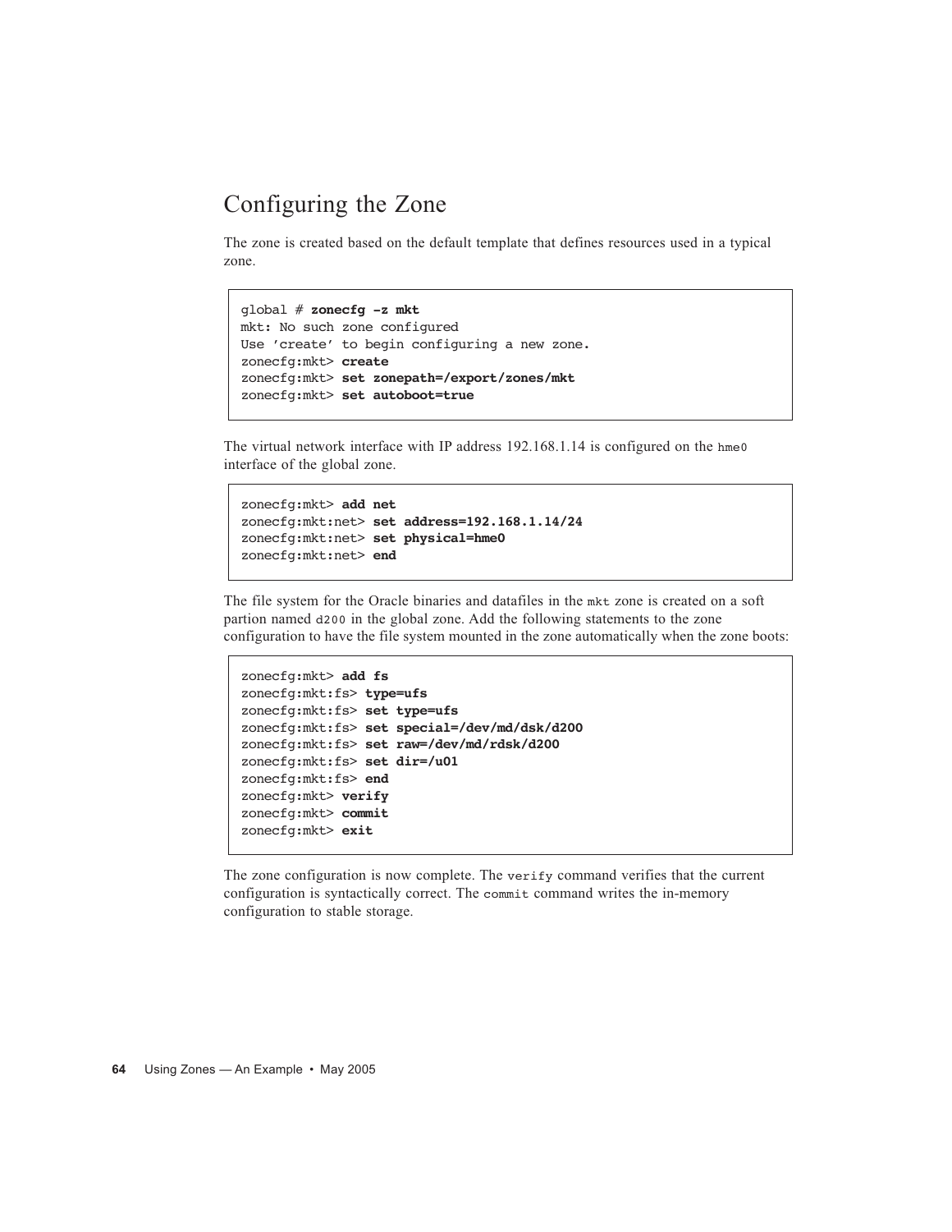## Configuring the Zone

The zone is created based on the default template that defines resources used in a typical zone.

```
global # zonecfg -z mkt
mkt: No such zone configured
Use 'create' to begin configuring a new zone.
zonecfg:mkt> create
zonecfg:mkt> set zonepath=/export/zones/mkt
zonecfg:mkt> set autoboot=true
```

The virtual network interface with IP address 192.168.1.14 is configured on the `hme0` interface of the global zone.

```
zonecfg:mkt> add net
zonecfg:mkt:net> set address=192.168.1.14/24
zonecfg:mkt:net> set physical=hme0
zonecfg:mkt:net> end
```

The file system for the Oracle binaries and datafiles in the `mkt` zone is created on a soft partion named `d200` in the global zone. Add the following statements to the zone configuration to have the file system mounted in the zone automatically when the zone boots:

```
zonecfg:mkt> add fs
zonecfg:mkt:fs> type=ufs
zonecfg:mkt:fs> set type=ufs
zonecfg:mkt:fs> set special=/dev/md/dsk/d200
zonecfg:mkt:fs> set raw=/dev/md/rdsk/d200
zonecfg:mkt:fs> set dir=/u01
zonecfg:mkt:fs> end
zonecfg:mkt> verify
zonecfg:mkt> commit
zonecfg:mkt> exit
```

The zone configuration is now complete. The `verify` command verifies that the current configuration is syntactically correct. The `commit` command writes the in-memory configuration to stable storage.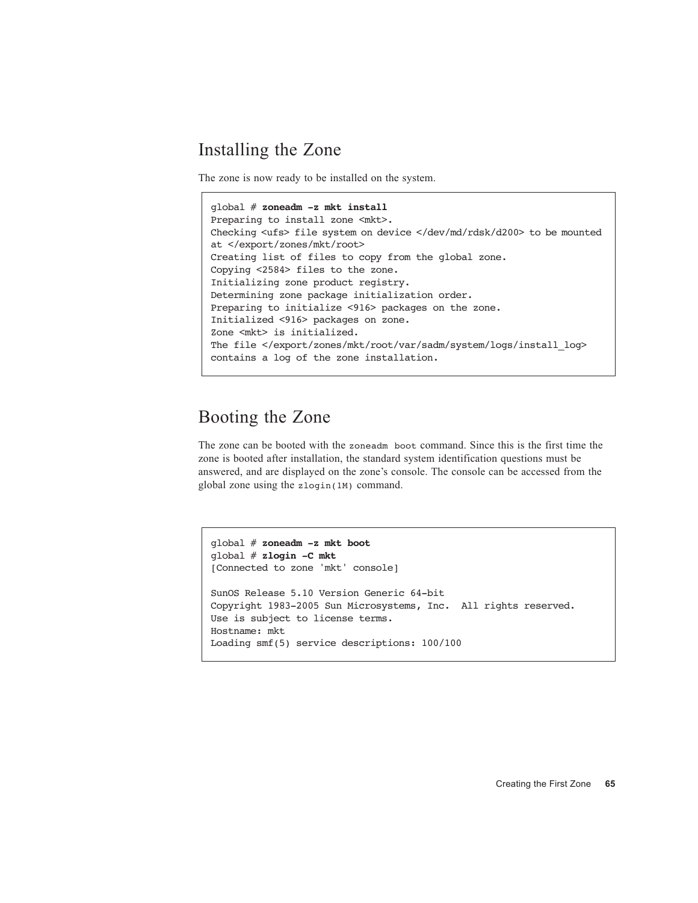## Installing the Zone

The zone is now ready to be installed on the system.

```
global # zoneadm -z mkt install
Preparing to install zone <mkt>.
Checking <ufs> file system on device </dev/md/rdsk/d200> to be mounted
at </export/zones/mkt/root>
Creating list of files to copy from the global zone.
Copying <2584> files to the zone.
Initializing zone product registry.
Determining zone package initialization order.
Preparing to initialize <916> packages on the zone.
Initialized <916> packages on zone.
Zone <mkt> is initialized.
The file </export/zones/mkt/root/var/sadm/system/logs/install_log>
contains a log of the zone installation.
```

## Booting the Zone

The zone can be booted with the `zoneadm boot` command. Since this is the first time the zone is booted after installation, the standard system identification questions must be answered, and are displayed on the zone's console. The console can be accessed from the global zone using the `zlogin(1M)` command.

```
global # zoneadm -z mkt boot
global # zlogin -C mkt
[Connected to zone 'mkt' console]

SunOS Release 5.10 Version Generic 64-bit
Copyright 1983-2005 Sun Microsystems, Inc.  All rights reserved.
Use is subject to license terms.
Hostname: mkt
Loading smf(5) service descriptions: 100/100
```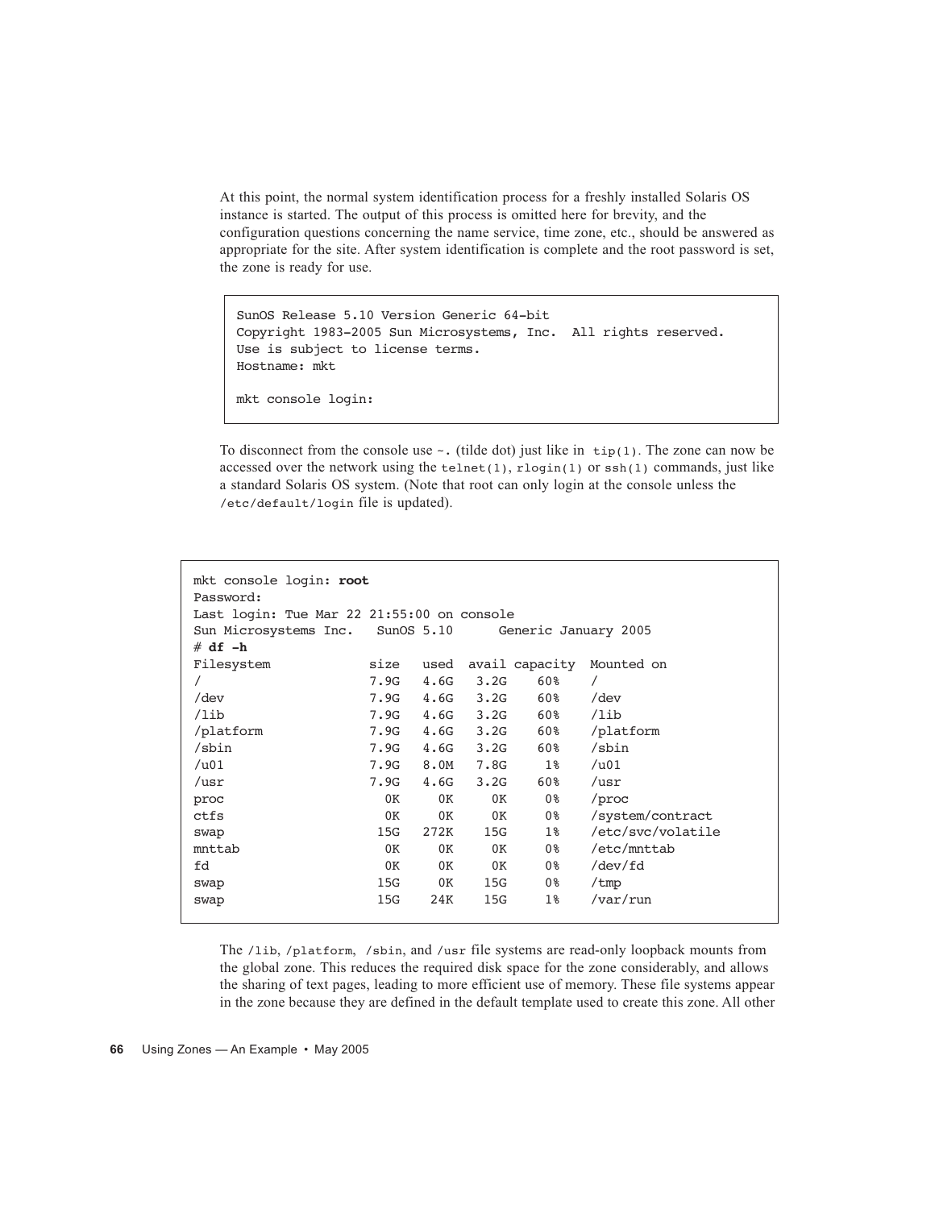At this point, the normal system identification process for a freshly installed Solaris OS instance is started. The output of this process is omitted here for brevity, and the configuration questions concerning the name service, time zone, etc., should be answered as appropriate for the site. After system identification is complete and the root password is set, the zone is ready for use.

```
SunOS Release 5.10 Version Generic 64-bit
Copyright 1983-2005 Sun Microsystems, Inc.  All rights reserved.
Use is subject to license terms.
Hostname: mkt

mkt console login:
```

To disconnect from the console use `~.` (tilde dot) just like in `tip(1)`. The zone can now be accessed over the network using the `telnet(1)`, `rlogin(1)` or `ssh(1)` commands, just like a standard Solaris OS system. (Note that root can only login at the console unless the `/etc/default/login` file is updated).

```
mkt console login: root
Password:
Last login: Tue Mar 22 21:55:00 on console
Sun Microsystems Inc.   SunOS 5.10      Generic January 2005
# df -h
Filesystem             size   used  avail capacity  Mounted on
/                      7.9G   4.6G   3.2G    60%    /
/dev                   7.9G   4.6G   3.2G    60%    /dev
/lib                   7.9G   4.6G   3.2G    60%    /lib
/platform              7.9G   4.6G   3.2G    60%    /platform
/sbin                  7.9G   4.6G   3.2G    60%    /sbin
/u01                   7.9G   8.0M   7.8G     1%    /u01
/usr                   7.9G   4.6G   3.2G    60%    /usr
proc                     0K     0K     0K     0%    /proc
ctfs                     0K     0K     0K     0%    /system/contract
swap                    15G   272K    15G     1%    /etc/svc/volatile
mnttab                   0K     0K     0K     0%    /etc/mnttab
fd                       0K     0K     0K     0%    /dev/fd
swap                    15G     0K    15G     0%    /tmp
swap                    15G    24K    15G     1%    /var/run
```

The `/lib`, `/platform`, `/sbin`, and `/usr` file systems are read-only loopback mounts from the global zone. This reduces the required disk space for the zone considerably, and allows the sharing of text pages, leading to more efficient use of memory. These file systems appear in the zone because they are defined in the default template used to create this zone. All other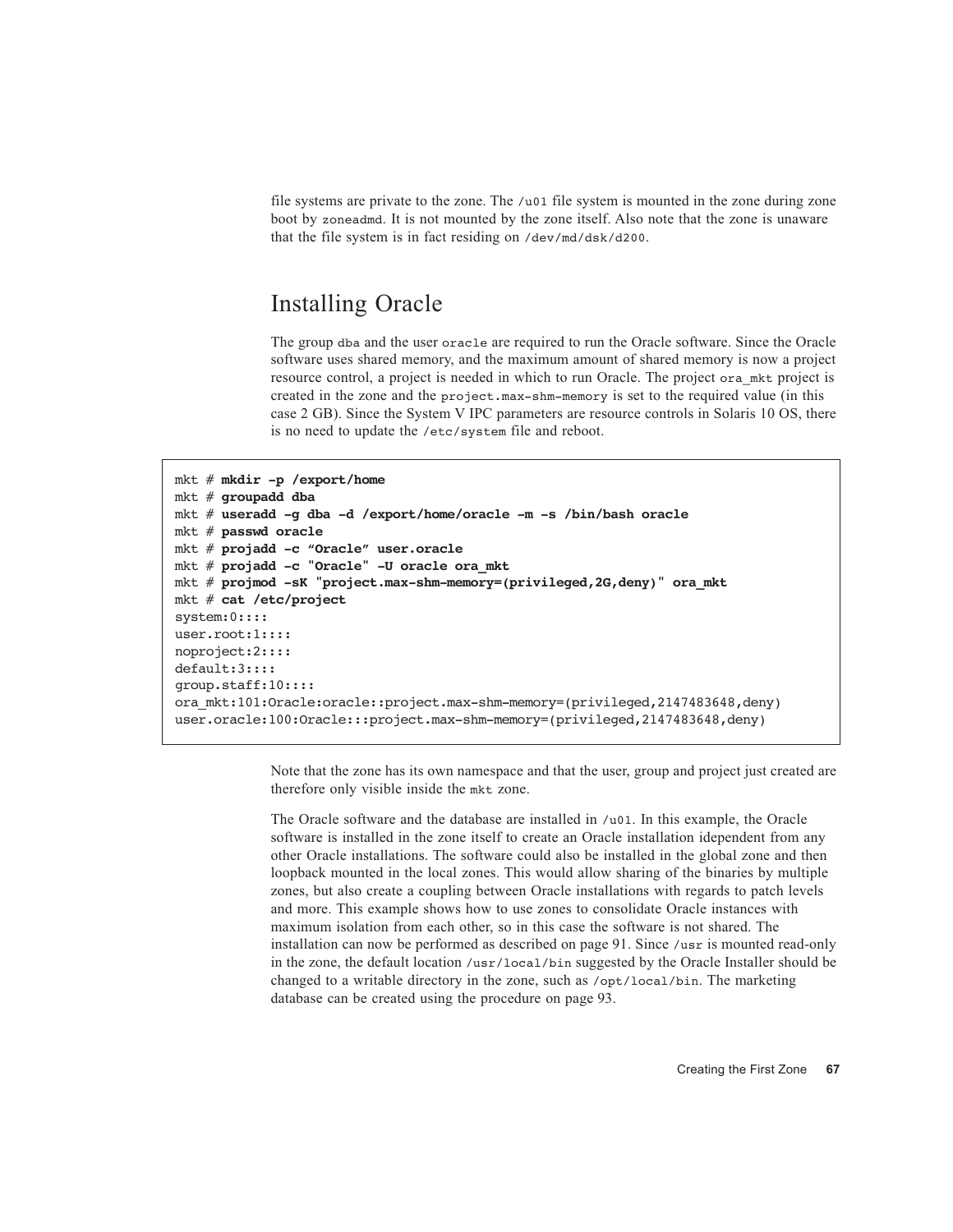file systems are private to the zone. The `/u01` file system is mounted in the zone during zone boot by `zoneadmd`. It is not mounted by the zone itself. Also note that the zone is unaware that the file system is in fact residing on `/dev/md/dsk/d200`.

## Installing Oracle

The group `dba` and the user `oracle` are required to run the Oracle software. Since the Oracle software uses shared memory, and the maximum amount of shared memory is now a project resource control, a project is needed in which to run Oracle. The project `ora_mkt` project is created in the zone and the `project.max-shm-memory` is set to the required value (in this case 2 GB). Since the System V IPC parameters are resource controls in Solaris 10 OS, there is no need to update the `/etc/system` file and reboot.

```
mkt # mkdir -p /export/home
mkt # groupadd dba
mkt # useradd -g dba -d /export/home/oracle -m -s /bin/bash oracle
mkt # passwd oracle
mkt # projadd -c “Oracle” user.oracle
mkt # projadd -c "Oracle" -U oracle ora_mkt
mkt # projmod -sK "project.max-shm-memory=(privileged,2G,deny)" ora_mkt
mkt # cat /etc/project
system:0::::
user.root:1::::
noproject:2::::
default:3::::
group.staff:10::::
ora_mkt:101:Oracle:oracle::project.max-shm-memory=(privileged,2147483648,deny)
user.oracle:100:Oracle:::project.max-shm-memory=(privileged,2147483648,deny)
```

Note that the zone has its own namespace and that the user, group and project just created are therefore only visible inside the `mkt` zone.

The Oracle software and the database are installed in `/u01`. In this example, the Oracle software is installed in the zone itself to create an Oracle installation idependent from any other Oracle installations. The software could also be installed in the global zone and then loopback mounted in the local zones. This would allow sharing of the binaries by multiple zones, but also create a coupling between Oracle installations with regards to patch levels and more. This example shows how to use zones to consolidate Oracle instances with maximum isolation from each other, so in this case the software is not shared. The installation can now be performed as described on page 91. Since `/usr` is mounted read-only in the zone, the default location `/usr/local/bin` suggested by the Oracle Installer should be changed to a writable directory in the zone, such as `/opt/local/bin`. The marketing database can be created using the procedure on page 93.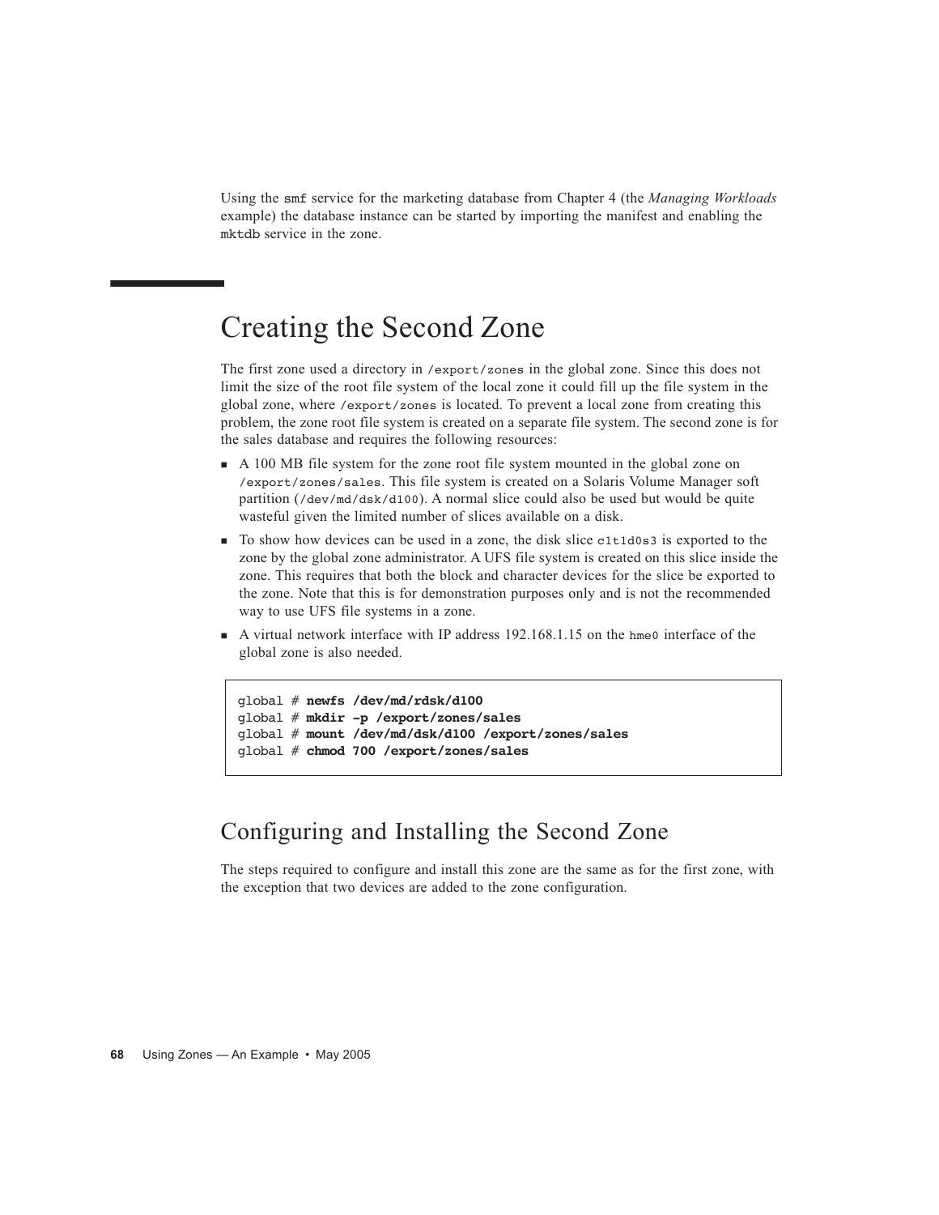Using the `smf` service for the marketing database from Chapter 4 (the *Managing Workloads* example) the database instance can be started by importing the manifest and enabling the `mktdb` service in the zone.

# Creating the Second Zone

The first zone used a directory in `/export/zones` in the global zone. Since this does not limit the size of the root file system of the local zone it could fill up the file system in the global zone, where `/export/zones` is located. To prevent a local zone from creating this problem, the zone root file system is created on a separate file system. The second zone is for the sales database and requires the following resources:

- A 100 MB file system for the zone root file system mounted in the global zone on `/export/zones/sales`. This file system is created on a Solaris Volume Manager soft partition (`/dev/md/dsk/d100`). A normal slice could also be used but would be quite wasteful given the limited number of slices available on a disk.
- To show how devices can be used in a zone, the disk slice `c1t1d0s3` is exported to the zone by the global zone administrator. A UFS file system is created on this slice inside the zone. This requires that both the block and character devices for the slice be exported to the zone. Note that this is for demonstration purposes only and is not the recommended way to use UFS file systems in a zone.
- A virtual network interface with IP address 192.168.1.15 on the `hme0` interface of the global zone is also needed.

```
global # newfs /dev/md/rdsk/d100
global # mkdir -p /export/zones/sales
global # mount /dev/md/dsk/d100 /export/zones/sales
global # chmod 700 /export/zones/sales
```

## Configuring and Installing the Second Zone

The steps required to configure and install this zone are the same as for the first zone, with the exception that two devices are added to the zone configuration.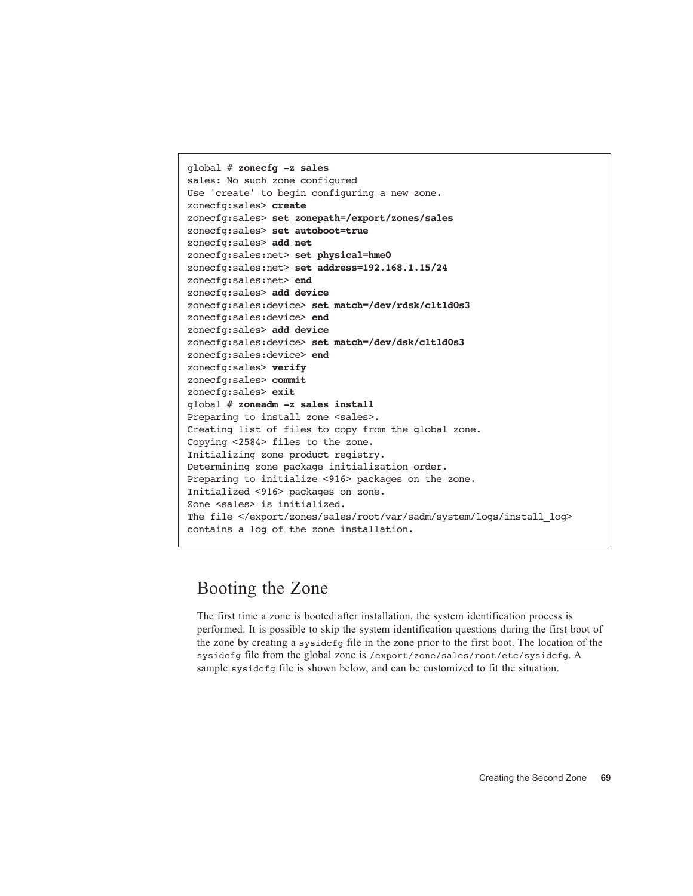```
global # zonecfg -z sales
sales: No such zone configured
Use 'create' to begin configuring a new zone.
zonecfg:sales> create
zonecfg:sales> set zonepath=/export/zones/sales
zonecfg:sales> set autoboot=true
zonecfg:sales> add net
zonecfg:sales:net> set physical=hme0
zonecfg:sales:net> set address=192.168.1.15/24
zonecfg:sales:net> end
zonecfg:sales> add device
zonecfg:sales:device> set match=/dev/rdsk/c1t1d0s3
zonecfg:sales:device> end
zonecfg:sales> add device
zonecfg:sales:device> set match=/dev/dsk/c1t1d0s3
zonecfg:sales:device> end
zonecfg:sales> verify
zonecfg:sales> commit
zonecfg:sales> exit
global # zoneadm -z sales install
Preparing to install zone <sales>.
Creating list of files to copy from the global zone.
Copying <2584> files to the zone.
Initializing zone product registry.
Determining zone package initialization order.
Preparing to initialize <916> packages on the zone.
Initialized <916> packages on zone.
Zone <sales> is initialized.
The file </export/zones/sales/root/var/sadm/system/logs/install_log>
contains a log of the zone installation.
```

## Booting the Zone

The first time a zone is booted after installation, the system identification process is performed. It is possible to skip the system identification questions during the first boot of the zone by creating a `sysidcfg` file in the zone prior to the first boot. The location of the `sysidcfg` file from the global zone is `/export/zone/sales/root/etc/sysidcfg`. A sample `sysidcfg` file is shown below, and can be customized to fit the situation.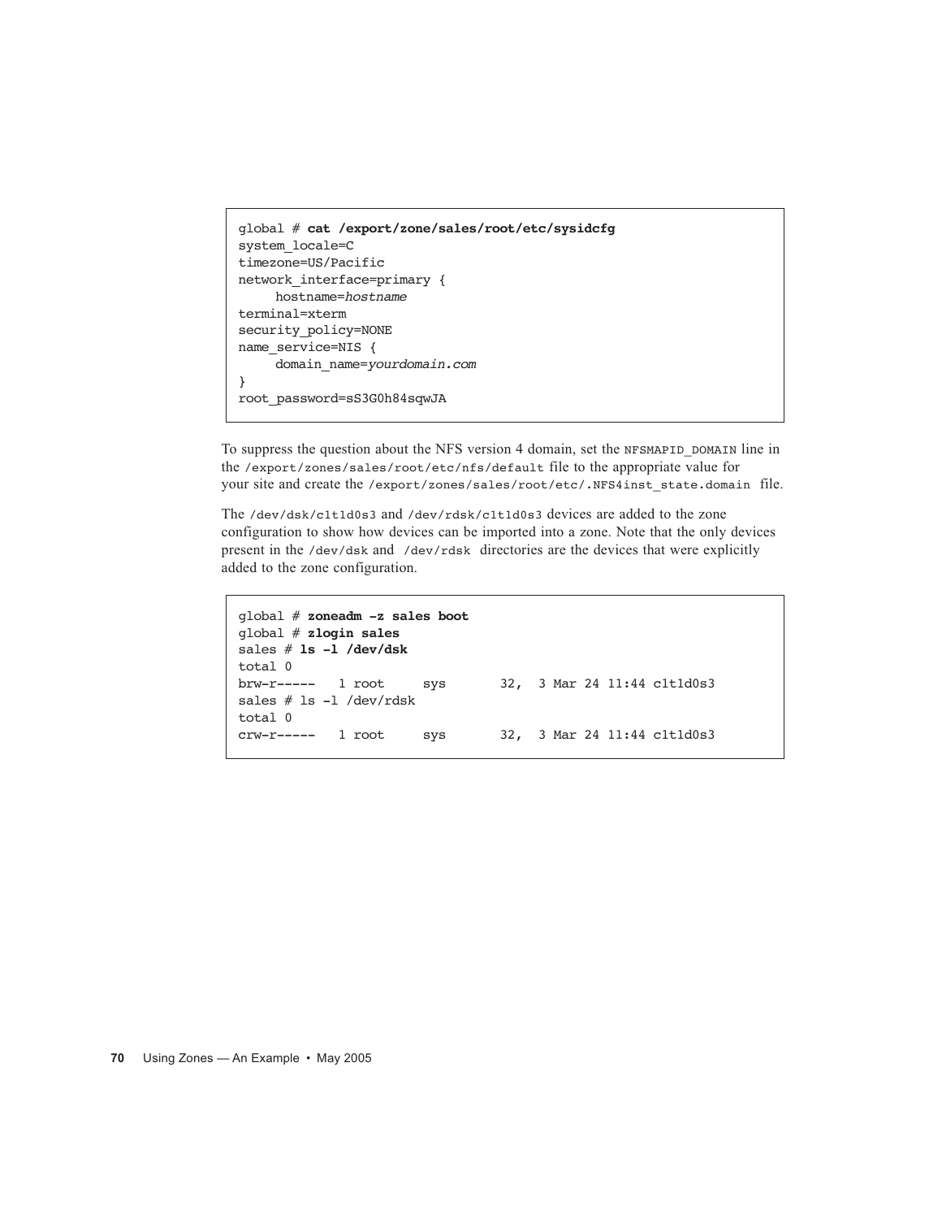```
global # cat /export/zone/sales/root/etc/sysidcfg
system_locale=C
timezone=US/Pacific
network_interface=primary {
     hostname=hostname
terminal=xterm
security_policy=NONE
name_service=NIS {
     domain_name=yourdomain.com
}
root_password=sS3G0h84sqwJA
```

To suppress the question about the NFS version 4 domain, set the NFSMAPID_DOMAIN line in the /export/zones/sales/root/etc/nfs/default file to the appropriate value for your site and create the /export/zones/sales/root/etc/.NFS4inst_state.domain file.

The /dev/dsk/c1t1d0s3 and /dev/rdsk/c1t1d0s3 devices are added to the zone configuration to show how devices can be imported into a zone. Note that the only devices present in the /dev/dsk and /dev/rdsk directories are the devices that were explicitly added to the zone configuration.

```
global # zoneadm -z sales boot
global # zlogin sales
sales # ls -l /dev/dsk
total 0
brw-r-----   1 root     sys       32,  3 Mar 24 11:44 c1t1d0s3
sales # ls -l /dev/rdsk
total 0
crw-r-----   1 root     sys       32,  3 Mar 24 11:44 c1t1d0s3
```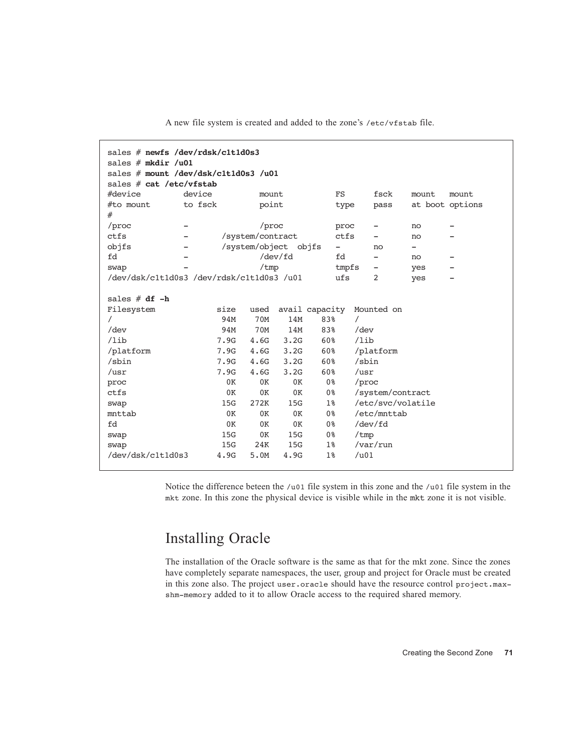A new file system is created and added to the zone's `/etc/vfstab` file.

```
sales # newfs /dev/rdsk/c1t1d0s3
sales # mkdir /u01
sales # mount /dev/dsk/c1t1d0s3 /u01
sales # cat /etc/vfstab
#device         device          mount           FS      fsck    mount   mount
#to mount       to fsck         point           type    pass    at boot options
#
/proc           -               /proc           proc    -       no      -
ctfs            -       /system/contract        ctfs    -       no      -
objfs           -       /system/object  objfs   -       no      -
fd              -               /dev/fd         fd      -       no      -
swap            -               /tmp            tmpfs   -       yes     -
/dev/dsk/c1t1d0s3 /dev/rdsk/c1t1d0s3 /u01       ufs     2       yes     -

sales # df -h
Filesystem             size   used  avail capacity  Mounted on
/                       94M    70M    14M    83%    /
/dev                    94M    70M    14M    83%    /dev
/lib                   7.9G   4.6G   3.2G    60%    /lib
/platform              7.9G   4.6G   3.2G    60%    /platform
/sbin                  7.9G   4.6G   3.2G    60%    /sbin
/usr                   7.9G   4.6G   3.2G    60%    /usr
proc                     0K     0K     0K     0%    /proc
ctfs                     0K     0K     0K     0%    /system/contract
swap                    15G   272K    15G     1%    /etc/svc/volatile
mnttab                   0K     0K     0K     0%    /etc/mnttab
fd                       0K     0K     0K     0%    /dev/fd
swap                    15G     0K    15G     0%    /tmp
swap                    15G    24K    15G     1%    /var/run
/dev/dsk/c1t1d0s3      4.9G   5.0M   4.9G     1%    /u01
```

Notice the difference beteen the `/u01` file system in this zone and the `/u01` file system in the `mkt` zone. In this zone the physical device is visible while in the `mkt` zone it is not visible.

## Installing Oracle

The installation of the Oracle software is the same as that for the mkt zone. Since the zones have completely separate namespaces, the user, group and project for Oracle must be created in this zone also. The project `user.oracle` should have the resource control `project.max-shm-memory` added to it to allow Oracle access to the required shared memory.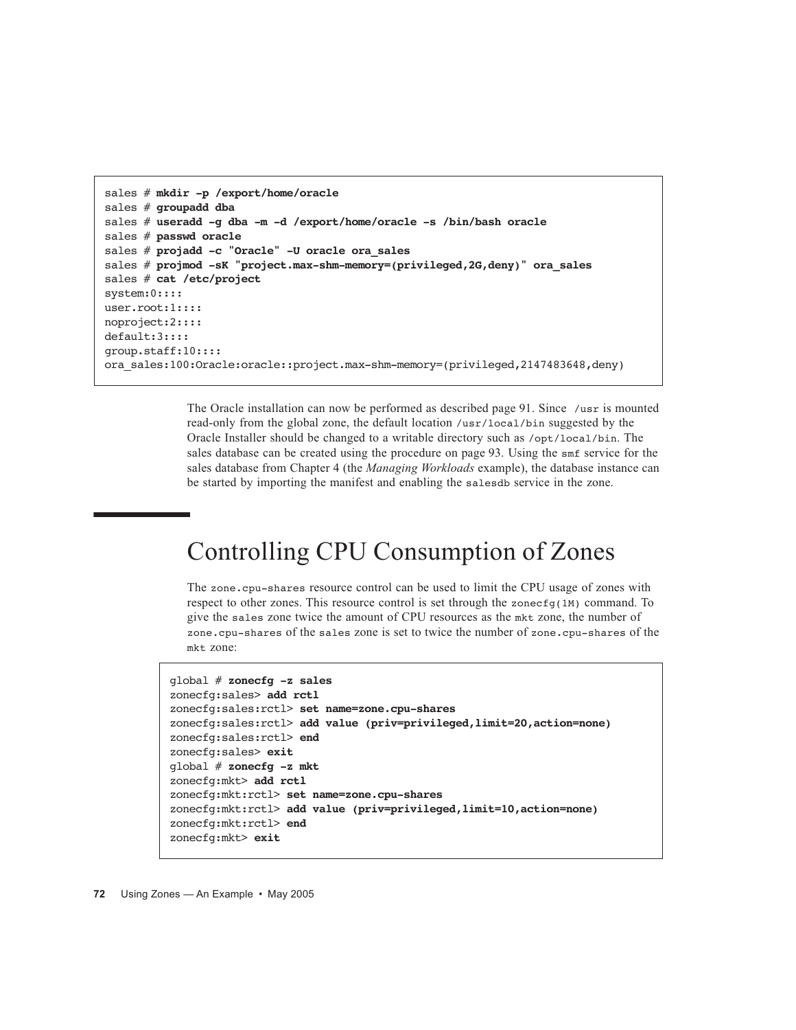```
sales # mkdir -p /export/home/oracle
sales # groupadd dba
sales # useradd -g dba -m -d /export/home/oracle -s /bin/bash oracle
sales # passwd oracle
sales # projadd -c "Oracle" -U oracle ora_sales
sales # projmod -sK "project.max-shm-memory=(privileged,2G,deny)" ora_sales
sales # cat /etc/project
system:0::::
user.root:1::::
noproject:2::::
default:3::::
group.staff:10::::
ora_sales:100:Oracle:oracle::project.max-shm-memory=(privileged,2147483648,deny)
```

The Oracle installation can now be performed as described page 91. Since `/usr` is mounted read-only from the global zone, the default location `/usr/local/bin` suggested by the Oracle Installer should be changed to a writable directory such as `/opt/local/bin`. The sales database can be created using the procedure on page 93. Using the `smf` service for the sales database from Chapter 4 (the *Managing Workloads* example), the database instance can be started by importing the manifest and enabling the `salesdb` service in the zone.

## Controlling CPU Consumption of Zones

The `zone.cpu-shares` resource control can be used to limit the CPU usage of zones with respect to other zones. This resource control is set through the `zonecfg(1M)` command. To give the `sales` zone twice the amount of CPU resources as the `mkt` zone, the number of `zone.cpu-shares` of the `sales` zone is set to twice the number of `zone.cpu-shares` of the `mkt` zone:

```
global # zonecfg -z sales
zonecfg:sales> add rctl
zonecfg:sales:rctl> set name=zone.cpu-shares
zonecfg:sales:rctl> add value (priv=privileged,limit=20,action=none)
zonecfg:sales:rctl> end
zonecfg:sales> exit
global # zonecfg -z mkt
zonecfg:mkt> add rctl
zonecfg:mkt:rctl> set name=zone.cpu-shares
zonecfg:mkt:rctl> add value (priv=privileged,limit=10,action=none)
zonecfg:mkt:rctl> end
zonecfg:mkt> exit
```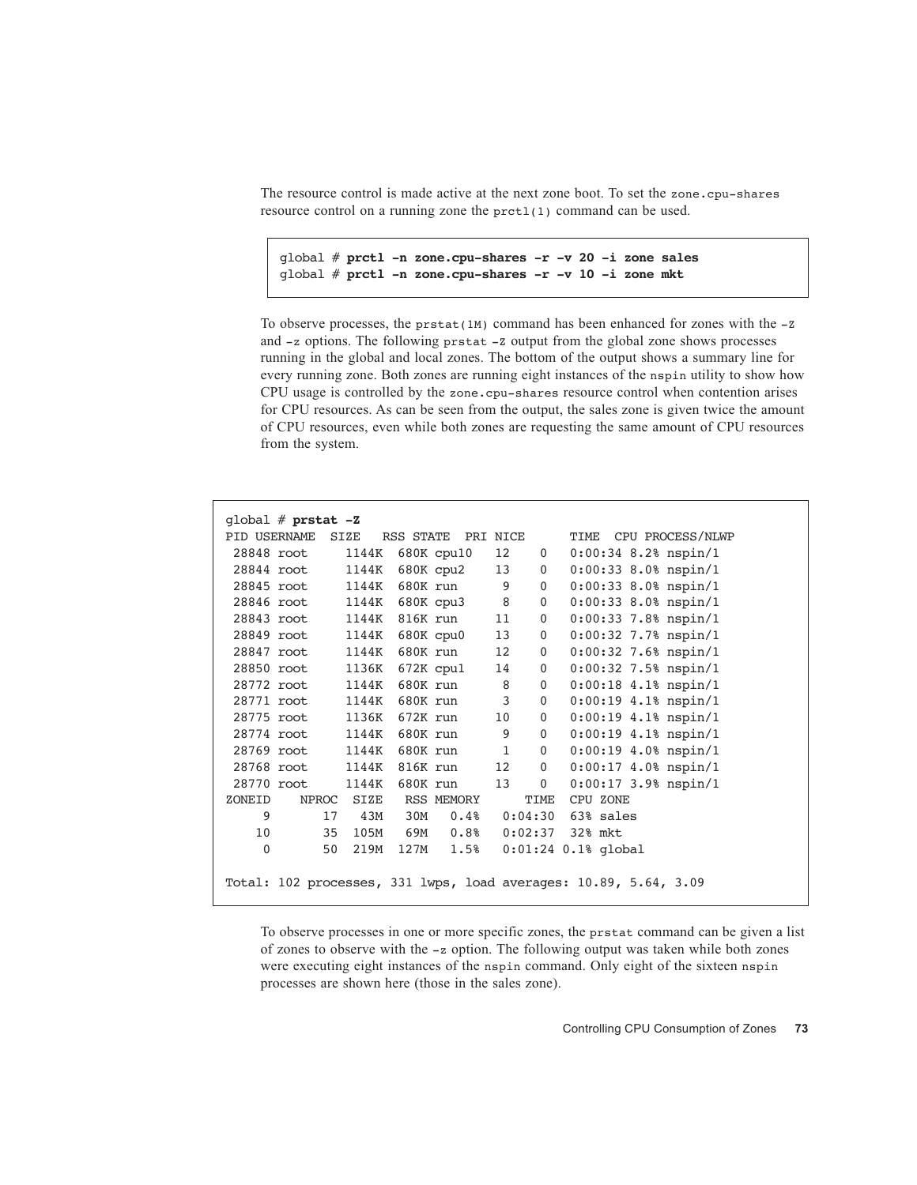The resource control is made active at the next zone boot. To set the `zone.cpu-shares` resource control on a running zone the `prctl(1)` command can be used.

```
global # prctl -n zone.cpu-shares -r -v 20 -i zone sales
global # prctl -n zone.cpu-shares -r -v 10 -i zone mkt
```

To observe processes, the `prstat(1M)` command has been enhanced for zones with the `-Z` and `-z` options. The following `prstat -Z` output from the global zone shows processes running in the global and local zones. The bottom of the output shows a summary line for every running zone. Both zones are running eight instances of the `nspin` utility to show how CPU usage is controlled by the `zone.cpu-shares` resource control when contention arises for CPU resources. As can be seen from the output, the sales zone is given twice the amount of CPU resources, even while both zones are requesting the same amount of CPU resources from the system.

```
global # prstat -Z
PID USERNAME  SIZE   RSS STATE  PRI NICE      TIME  CPU PROCESS/NLWP
 28848 root     1144K  680K cpu10   12    0   0:00:34 8.2% nspin/1
 28844 root     1144K  680K cpu2    13    0   0:00:33 8.0% nspin/1
 28845 root     1144K  680K run      9    0   0:00:33 8.0% nspin/1
 28846 root     1144K  680K cpu3     8    0   0:00:33 8.0% nspin/1
 28843 root     1144K  816K run     11    0   0:00:33 7.8% nspin/1
 28849 root     1144K  680K cpu0    13    0   0:00:32 7.7% nspin/1
 28847 root     1144K  680K run     12    0   0:00:32 7.6% nspin/1
 28850 root     1136K  672K cpu1    14    0   0:00:32 7.5% nspin/1
 28772 root     1144K  680K run      8    0   0:00:18 4.1% nspin/1
 28771 root     1144K  680K run      3    0   0:00:19 4.1% nspin/1
 28775 root     1136K  672K run     10    0   0:00:19 4.1% nspin/1
 28774 root     1144K  680K run      9    0   0:00:19 4.1% nspin/1
 28769 root     1144K  680K run      1    0   0:00:19 4.0% nspin/1
 28768 root     1144K  816K run     12    0   0:00:17 4.0% nspin/1
 28770 root     1144K  680K run     13    0   0:00:17 3.9% nspin/1
ZONEID    NPROC  SIZE   RSS MEMORY      TIME  CPU ZONE
     9       17   43M   30M   0.4%   0:04:30  63% sales
    10       35  105M   69M   0.8%   0:02:37  32% mkt
     0       50  219M  127M   1.5%   0:01:24 0.1% global

Total: 102 processes, 331 lwps, load averages: 10.89, 5.64, 3.09
```

To observe processes in one or more specific zones, the `prstat` command can be given a list of zones to observe with the `-z` option. The following output was taken while both zones were executing eight instances of the `nspin` command. Only eight of the sixteen `nspin` processes are shown here (those in the sales zone).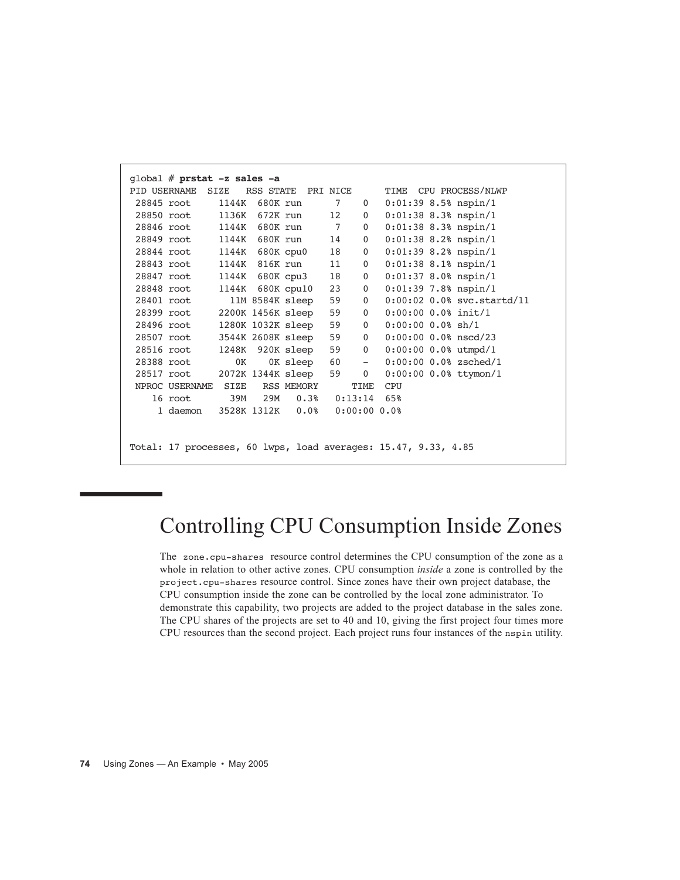```
global # prstat -z sales -a
PID USERNAME  SIZE   RSS STATE  PRI NICE      TIME  CPU PROCESS/NLWP
 28845 root     1144K  680K run      7    0   0:01:39 8.5% nspin/1
 28850 root     1136K  672K run     12    0   0:01:38 8.3% nspin/1
 28846 root     1144K  680K run      7    0   0:01:38 8.3% nspin/1
 28849 root     1144K  680K run     14    0   0:01:38 8.2% nspin/1
 28844 root     1144K  680K cpu0    18    0   0:01:39 8.2% nspin/1
 28843 root     1144K  816K run     11    0   0:01:38 8.1% nspin/1
 28847 root     1144K  680K cpu3    18    0   0:01:37 8.0% nspin/1
 28848 root     1144K  680K cpu10   23    0   0:01:39 7.8% nspin/1
 28401 root       11M 8584K sleep   59    0   0:00:02 0.0% svc.startd/11
 28399 root     2200K 1456K sleep   59    0   0:00:00 0.0% init/1
 28496 root     1280K 1032K sleep   59    0   0:00:00 0.0% sh/1
 28507 root     3544K 2608K sleep   59    0   0:00:00 0.0% nscd/23
 28516 root     1248K  920K sleep   59    0   0:00:00 0.0% utmpd/1
 28388 root        0K    0K sleep   60    -   0:00:00 0.0% zsched/1
 28517 root     2072K 1344K sleep   59    0   0:00:00 0.0% ttymon/1
 NPROC USERNAME  SIZE   RSS MEMORY      TIME  CPU
    16 root       39M   29M   0.3%   0:13:14  65%
     1 daemon   3528K 1312K   0.0%   0:00:00 0.0%


Total: 17 processes, 60 lwps, load averages: 15.47, 9.33, 4.85
```

# Controlling CPU Consumption Inside Zones

The `zone.cpu-shares` resource control determines the CPU consumption of the zone as a whole in relation to other active zones. CPU consumption *inside* a zone is controlled by the `project.cpu-shares` resource control. Since zones have their own project database, the CPU consumption inside the zone can be controlled by the local zone administrator. To demonstrate this capability, two projects are added to the project database in the sales zone. The CPU shares of the projects are set to 40 and 10, giving the first project four times more CPU resources than the second project. Each project runs four instances of the `nspin` utility.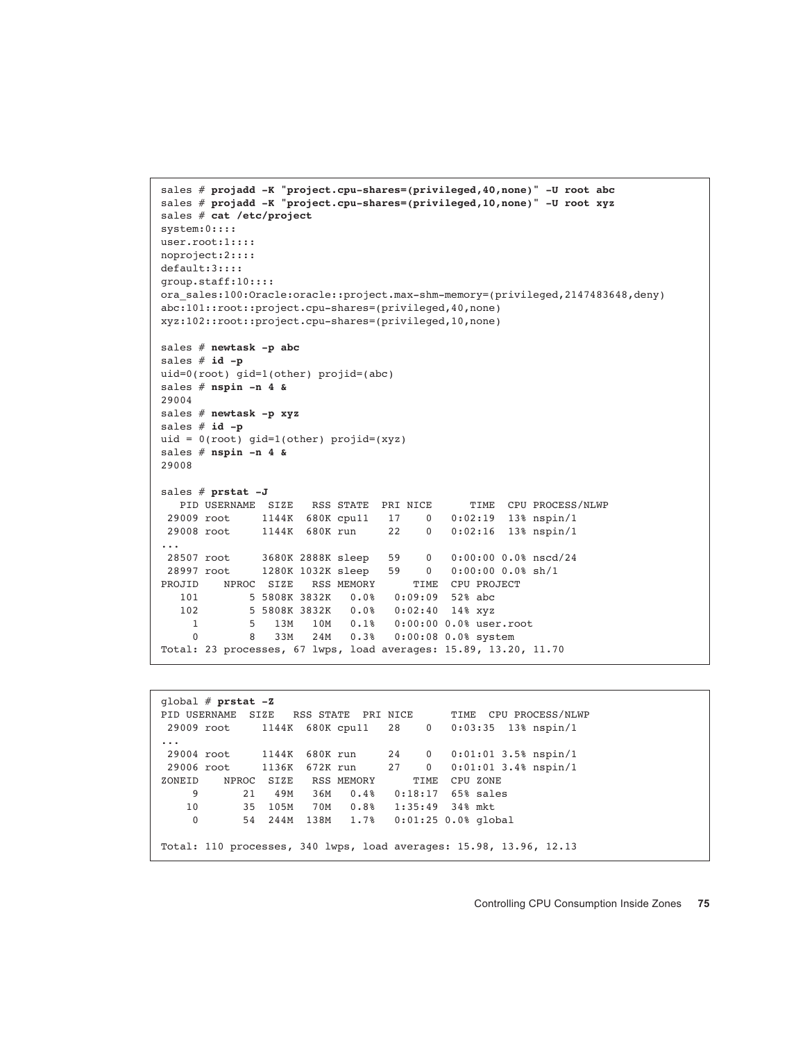```
sales # projadd -K "project.cpu-shares=(privileged,40,none)" -U root abc
sales # projadd -K "project.cpu-shares=(privileged,10,none)" -U root xyz
sales # cat /etc/project
system:0::::
user.root:1::::
noproject:2::::
default:3::::
group.staff:10::::
ora_sales:100:Oracle:oracle::project.max-shm-memory=(privileged,2147483648,deny)
abc:101::root::project.cpu-shares=(privileged,40,none)
xyz:102::root::project.cpu-shares=(privileged,10,none)

sales # newtask -p abc
sales # id -p
uid=0(root) gid=1(other) projid=(abc)
sales # nspin -n 4 &
29004
sales # newtask -p xyz
sales # id -p
uid = 0(root) gid=1(other) projid=(xyz)
sales # nspin -n 4 &
29008

sales # prstat -J
   PID USERNAME  SIZE   RSS STATE  PRI NICE      TIME  CPU PROCESS/NLWP
 29009 root     1144K  680K cpu11   17    0   0:02:19  13% nspin/1
 29008 root     1144K  680K run     22    0   0:02:16  13% nspin/1
...
 28507 root     3680K 2888K sleep   59    0   0:00:00 0.0% nscd/24
 28997 root     1280K 1032K sleep   59    0   0:00:00 0.0% sh/1
PROJID    NPROC  SIZE   RSS MEMORY      TIME  CPU PROJECT
   101        5 5808K 3832K   0.0%   0:09:09  52% abc
   102        5 5808K 3832K   0.0%   0:02:40  14% xyz
     1        5   13M   10M   0.1%   0:00:00 0.0% user.root
     0        8   33M   24M   0.3%   0:00:08 0.0% system
Total: 23 processes, 67 lwps, load averages: 15.89, 13.20, 11.70
```

```
global # prstat -Z
PID USERNAME  SIZE   RSS STATE  PRI NICE      TIME  CPU PROCESS/NLWP
 29009 root     1144K  680K cpu11   28    0   0:03:35  13% nspin/1
...
 29004 root     1144K  680K run     24    0   0:01:01 3.5% nspin/1
 29006 root     1136K  672K run     27    0   0:01:01 3.4% nspin/1
ZONEID    NPROC  SIZE   RSS MEMORY      TIME  CPU ZONE
     9       21   49M   36M   0.4%   0:18:17  65% sales
    10       35  105M   70M   0.8%   1:35:49  34% mkt
     0       54  244M  138M   1.7%   0:01:25 0.0% global

Total: 110 processes, 340 lwps, load averages: 15.98, 13.96, 12.13
```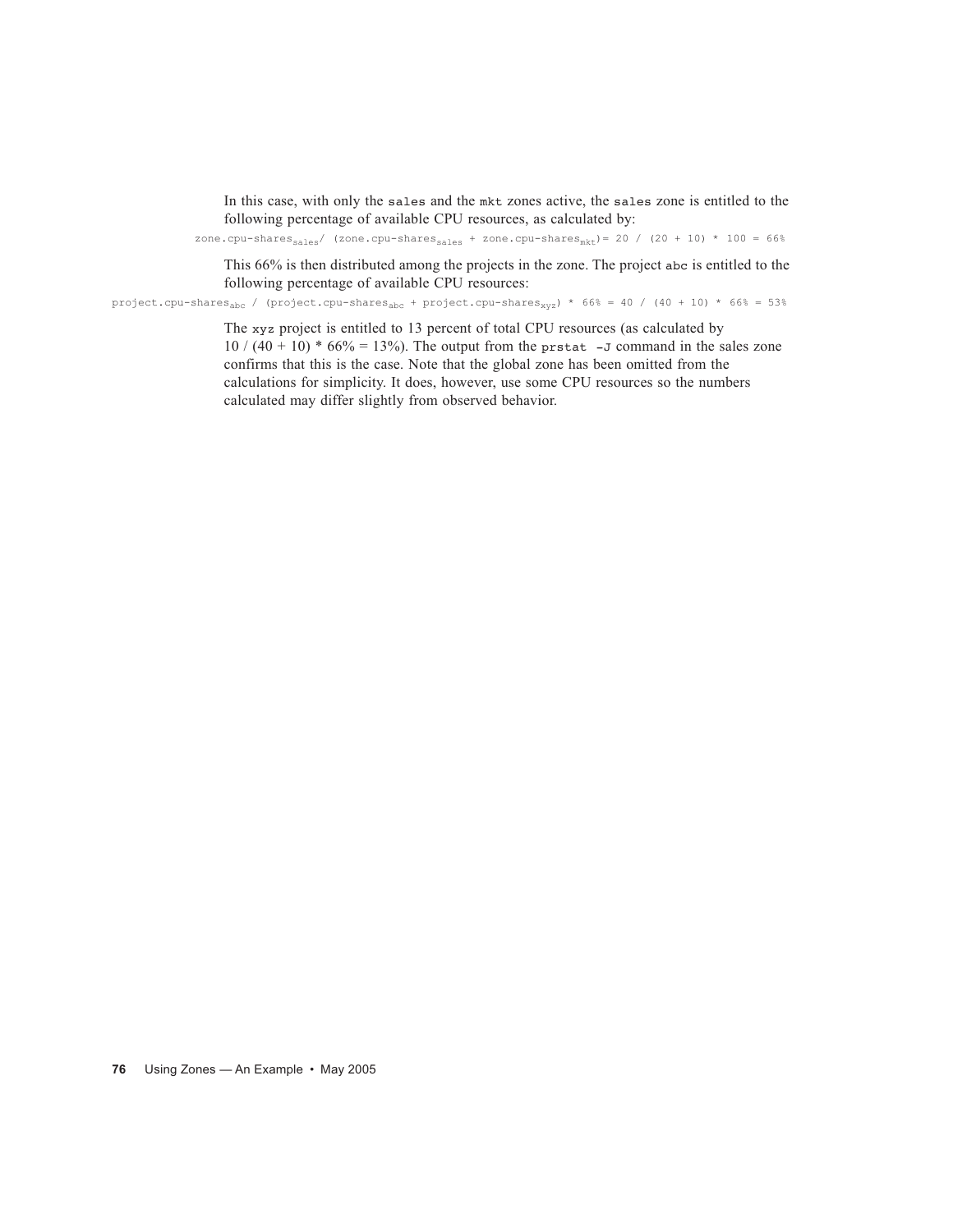In this case, with only the `sales` and the `mkt` zones active, the `sales` zone is entitled to the following percentage of available CPU resources, as calculated by:

$$\text{zone.cpu-shares}_{sales} / (\text{zone.cpu-shares}_{sales} + \text{zone.cpu-shares}_{mkt}) = 20 / (20 + 10) * 100 = 66\%$$

This 66% is then distributed among the projects in the zone. The project `abc` is entitled to the following percentage of available CPU resources:

$$\text{project.cpu-shares}_{abc} / (\text{project.cpu-shares}_{abc} + \text{project.cpu-shares}_{xyz}) * 66\% = 40 / (40 + 10) * 66\% = 53\%$$

The `xyz` project is entitled to 13 percent of total CPU resources (as calculated by 10 / (40 + 10) * 66% = 13%). The output from the `prstat -J` command in the sales zone confirms that this is the case. Note that the global zone has been omitted from the calculations for simplicity. It does, however, use some CPU resources so the numbers calculated may differ slightly from observed behavior.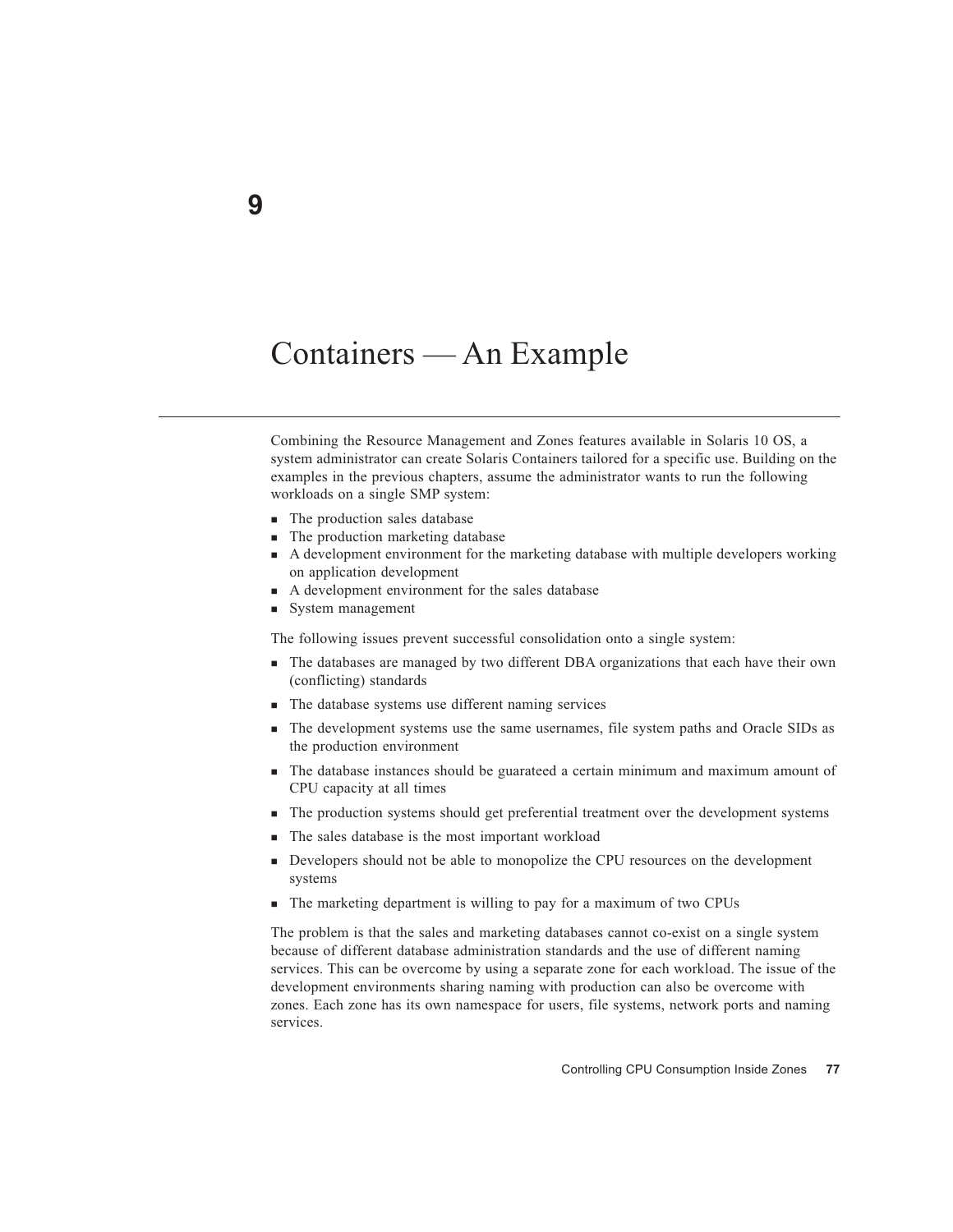# 9

# Containers — An Example

Combining the Resource Management and Zones features available in Solaris 10 OS, a system administrator can create Solaris Containers tailored for a specific use. Building on the examples in the previous chapters, assume the administrator wants to run the following workloads on a single SMP system:

- The production sales database
- The production marketing database
- A development environment for the marketing database with multiple developers working on application development
- A development environment for the sales database
- System management

The following issues prevent successful consolidation onto a single system:

- The databases are managed by two different DBA organizations that each have their own (conflicting) standards
- The database systems use different naming services
- The development systems use the same usernames, file system paths and Oracle SIDs as the production environment
- The database instances should be guarateed a certain minimum and maximum amount of CPU capacity at all times
- The production systems should get preferential treatment over the development systems
- The sales database is the most important workload
- Developers should not be able to monopolize the CPU resources on the development systems
- The marketing department is willing to pay for a maximum of two CPUs

The problem is that the sales and marketing databases cannot co-exist on a single system because of different database administration standards and the use of different naming services. This can be overcome by using a separate zone for each workload. The issue of the development environments sharing naming with production can also be overcome with zones. Each zone has its own namespace for users, file systems, network ports and naming services.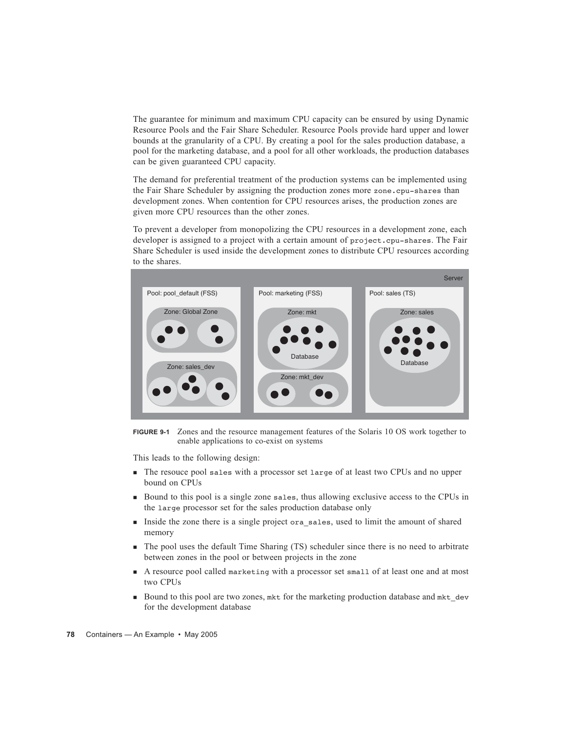The guarantee for minimum and maximum CPU capacity can be ensured by using Dynamic Resource Pools and the Fair Share Scheduler. Resource Pools provide hard upper and lower bounds at the granularity of a CPU. By creating a pool for the sales production database, a pool for the marketing database, and a pool for all other workloads, the production databases can be given guaranteed CPU capacity.

The demand for preferential treatment of the production systems can be implemented using the Fair Share Scheduler by assigning the production zones more `zone.cpu-shares` than development zones. When contention for CPU resources arises, the production zones are given more CPU resources than the other zones.

To prevent a developer from monopolizing the CPU resources in a development zone, each developer is assigned to a project with a certain amount of `project.cpu-shares`. The Fair Share Scheduler is used inside the development zones to distribute CPU resources according to the shares.

**FIGURE 9-1** Zones and the resource management features of the Solaris 10 OS work together to enable applications to co-exist on systems

This leads to the following design:

- The resouce pool `sales` with a processor set `large` of at least two CPUs and no upper bound on CPUs
- Bound to this pool is a single zone `sales`, thus allowing exclusive access to the CPUs in the `large` processor set for the sales production database only
- Inside the zone there is a single project `ora_sales`, used to limit the amount of shared memory
- The pool uses the default Time Sharing (TS) scheduler since there is no need to arbitrate between zones in the pool or between projects in the zone
- A resource pool called `marketing` with a processor set `small` of at least one and at most two CPUs
- Bound to this pool are two zones, `mkt` for the marketing production database and `mkt_dev` for the development database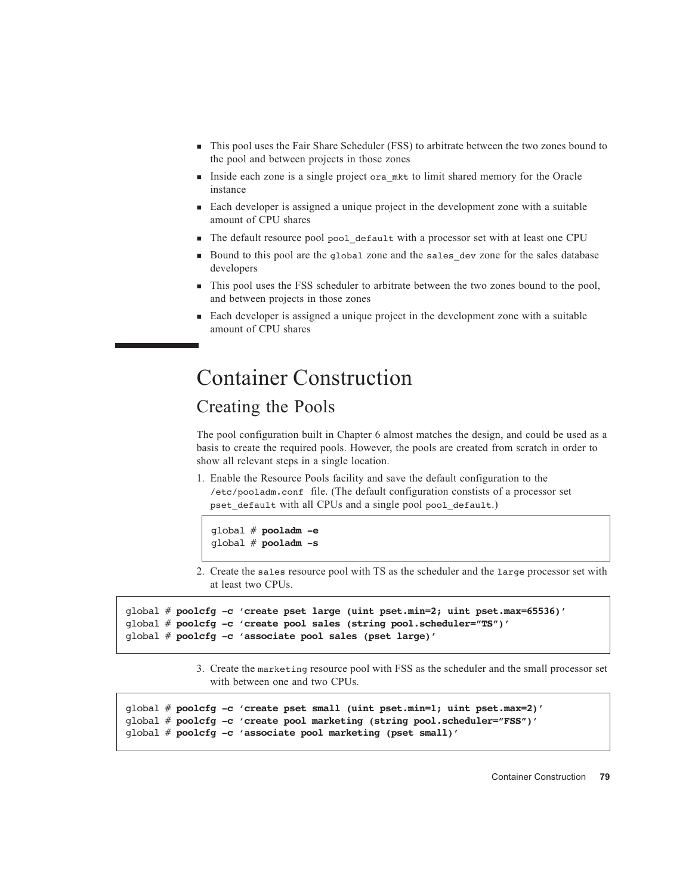- This pool uses the Fair Share Scheduler (FSS) to arbitrate between the two zones bound to the pool and between projects in those zones
- Inside each zone is a single project `ora_mkt` to limit shared memory for the Oracle instance
- Each developer is assigned a unique project in the development zone with a suitable amount of CPU shares
- The default resource pool `pool_default` with a processor set with at least one CPU
- Bound to this pool are the `global` zone and the `sales_dev` zone for the sales database developers
- This pool uses the FSS scheduler to arbitrate between the two zones bound to the pool, and between projects in those zones
- Each developer is assigned a unique project in the development zone with a suitable amount of CPU shares

# Container Construction

## Creating the Pools

The pool configuration built in Chapter 6 almost matches the design, and could be used as a basis to create the required pools. However, the pools are created from scratch in order to show all relevant steps in a single location.

1. Enable the Resource Pools facility and save the default configuration to the `/etc/pooladm.conf` file. (The default configuration constists of a processor set `pset_default` with all CPUs and a single pool `pool_default`.)

```
global # pooladm -e
global # pooladm -s
```

2. Create the `sales` resource pool with TS as the scheduler and the `large` processor set with at least two CPUs.

```
global # poolcfg -c 'create pset large (uint pset.min=2; uint pset.max=65536)'
global # poolcfg -c 'create pool sales (string pool.scheduler="TS")'
global # poolcfg -c 'associate pool sales (pset large)'
```

3. Create the `marketing` resource pool with FSS as the scheduler and the small processor set with between one and two CPUs.

```
global # poolcfg -c 'create pset small (uint pset.min=1; uint pset.max=2)'
global # poolcfg -c 'create pool marketing (string pool.scheduler="FSS")'
global # poolcfg -c 'associate pool marketing (pset small)'
```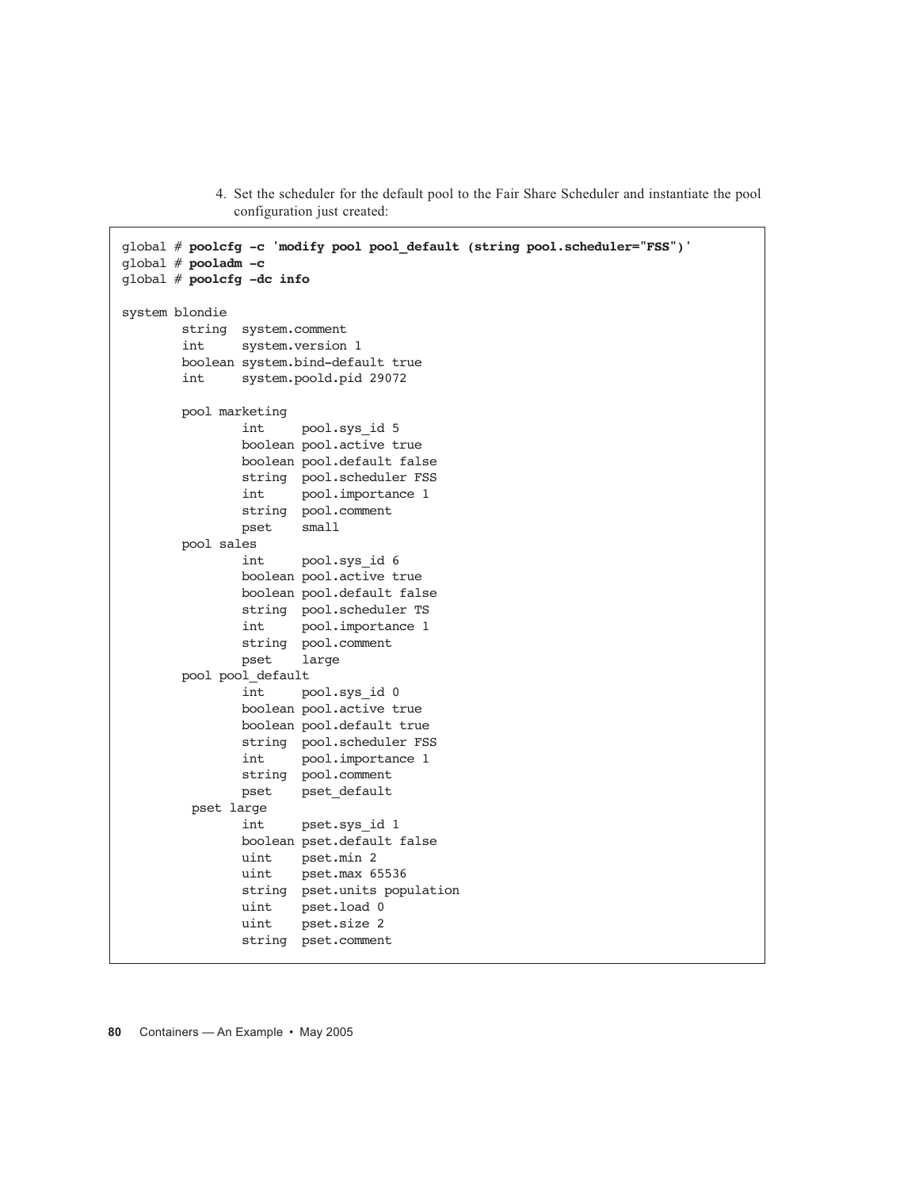4. Set the scheduler for the default pool to the Fair Share Scheduler and instantiate the pool configuration just created:

```
global # poolcfg -c 'modify pool pool_default (string pool.scheduler="FSS")'
global # pooladm -c
global # poolcfg -dc info

system blondie
        string  system.comment
        int     system.version 1
        boolean system.bind-default true
        int     system.poold.pid 29072

        pool marketing
                int     pool.sys_id 5
                boolean pool.active true
                boolean pool.default false
                string  pool.scheduler FSS
                int     pool.importance 1
                string  pool.comment
                pset    small
        pool sales
                int     pool.sys_id 6
                boolean pool.active true
                boolean pool.default false
                string  pool.scheduler TS
                int     pool.importance 1
                string  pool.comment
                pset    large
        pool pool_default
                int     pool.sys_id 0
                boolean pool.active true
                boolean pool.default true
                string  pool.scheduler FSS
                int     pool.importance 1
                string  pool.comment
                pset    pset_default
         pset large
                int     pset.sys_id 1
                boolean pset.default false
                uint    pset.min 2
                uint    pset.max 65536
                string  pset.units population
                uint    pset.load 0
                uint    pset.size 2
                string  pset.comment
```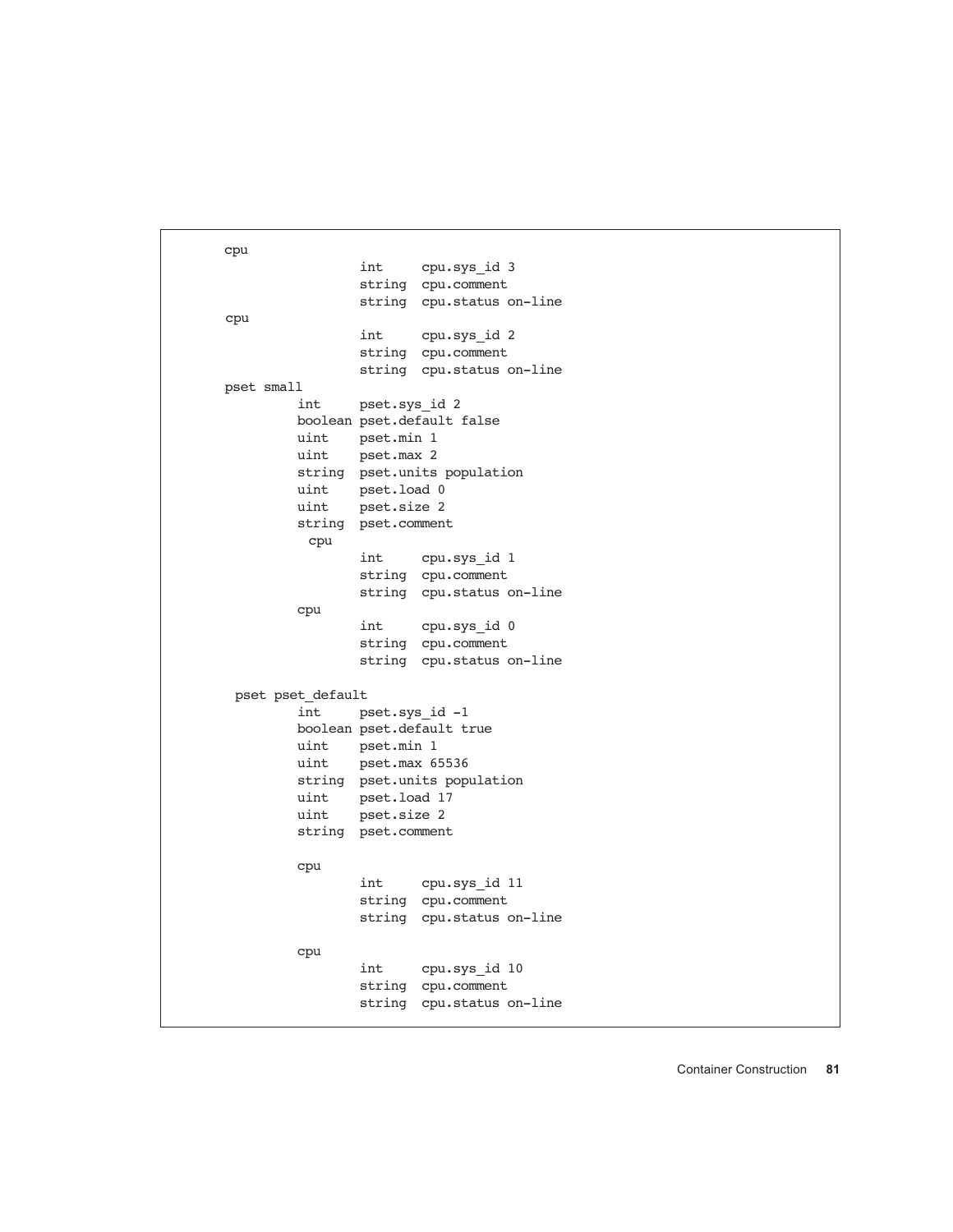```
cpu
                int     cpu.sys_id 3
                string  cpu.comment
                string  cpu.status on-line
cpu
                int     cpu.sys_id 2
                string  cpu.comment
                string  cpu.status on-line
pset small
        int     pset.sys_id 2
        boolean pset.default false
        uint    pset.min 1
        uint    pset.max 2
        string  pset.units population
        uint    pset.load 0
        uint    pset.size 2
        string  pset.comment
         cpu
                int     cpu.sys_id 1
                string  cpu.comment
                string  cpu.status on-line
        cpu
                int     cpu.sys_id 0
                string  cpu.comment
                string  cpu.status on-line

 pset pset_default
        int     pset.sys_id -1
        boolean pset.default true
        uint    pset.min 1
        uint    pset.max 65536
        string  pset.units population
        uint    pset.load 17
        uint    pset.size 2
        string  pset.comment

        cpu
                int     cpu.sys_id 11
                string  cpu.comment
                string  cpu.status on-line

        cpu
                int     cpu.sys_id 10
                string  cpu.comment
                string  cpu.status on-line
```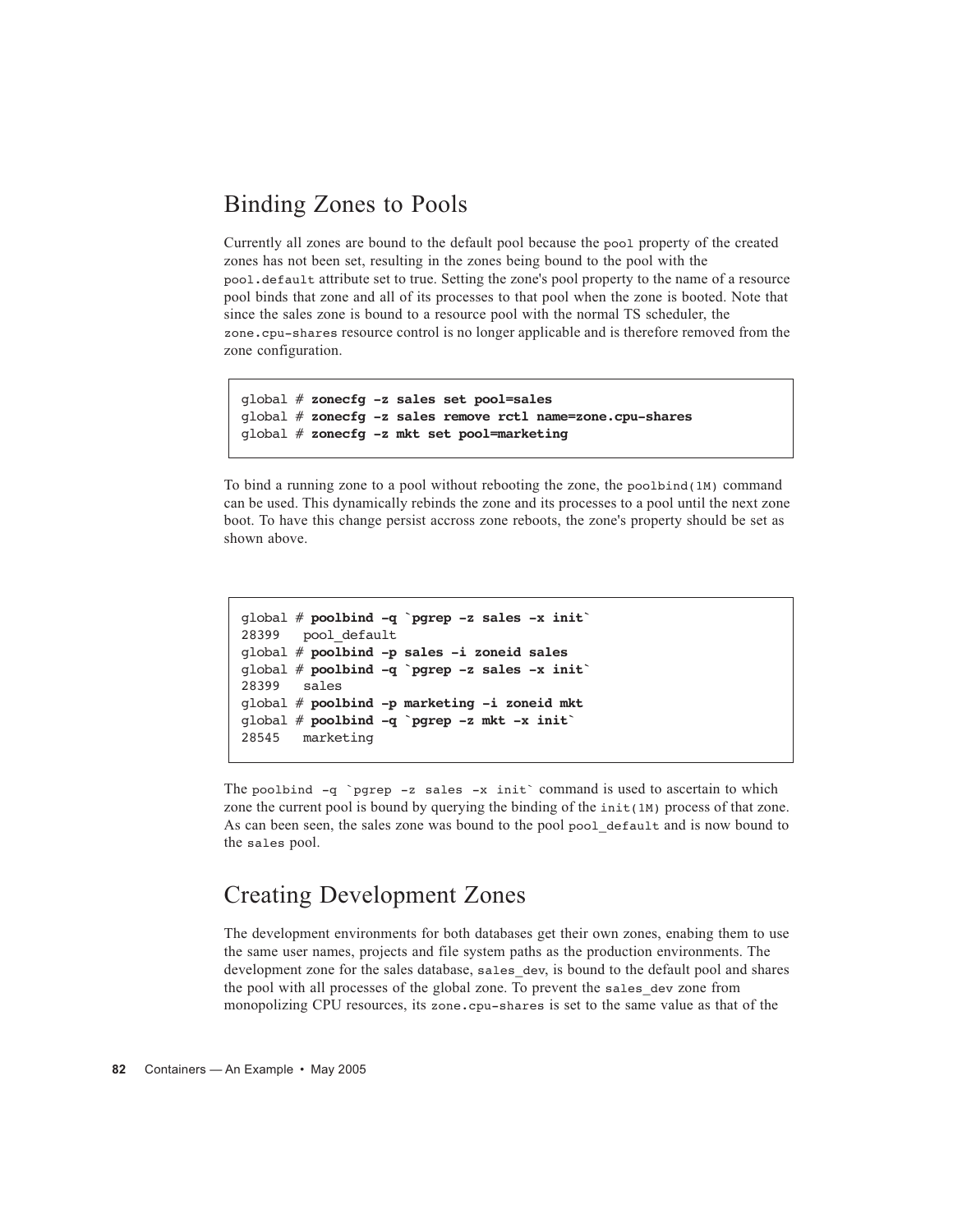## Binding Zones to Pools

Currently all zones are bound to the default pool because the `pool` property of the created zones has not been set, resulting in the zones being bound to the pool with the `pool.default` attribute set to true. Setting the zone's pool property to the name of a resource pool binds that zone and all of its processes to that pool when the zone is booted. Note that since the sales zone is bound to a resource pool with the normal TS scheduler, the `zone.cpu-shares` resource control is no longer applicable and is therefore removed from the zone configuration.

```
global # zonecfg -z sales set pool=sales
global # zonecfg -z sales remove rctl name=zone.cpu-shares
global # zonecfg -z mkt set pool=marketing
```

To bind a running zone to a pool without rebooting the zone, the `poolbind(1M)` command can be used. This dynamically rebinds the zone and its processes to a pool until the next zone boot. To have this change persist accross zone reboots, the zone's property should be set as shown above.

```
global # poolbind -q `pgrep -z sales -x init`
28399   pool_default
global # poolbind -p sales -i zoneid sales
global # poolbind -q `pgrep -z sales -x init`
28399   sales
global # poolbind -p marketing -i zoneid mkt
global # poolbind -q `pgrep -z mkt -x init`
28545   marketing
```

The `poolbind -q `pgrep -z sales -x init`` command is used to ascertain to which zone the current pool is bound by querying the binding of the `init(1M)` process of that zone. As can been seen, the sales zone was bound to the pool `pool_default` and is now bound to the `sales` pool.

## Creating Development Zones

The development environments for both databases get their own zones, enabling them to use the same user names, projects and file system paths as the production environments. The development zone for the sales database, `sales_dev`, is bound to the default pool and shares the pool with all processes of the global zone. To prevent the `sales_dev` zone from monopolizing CPU resources, its `zone.cpu-shares` is set to the same value as that of the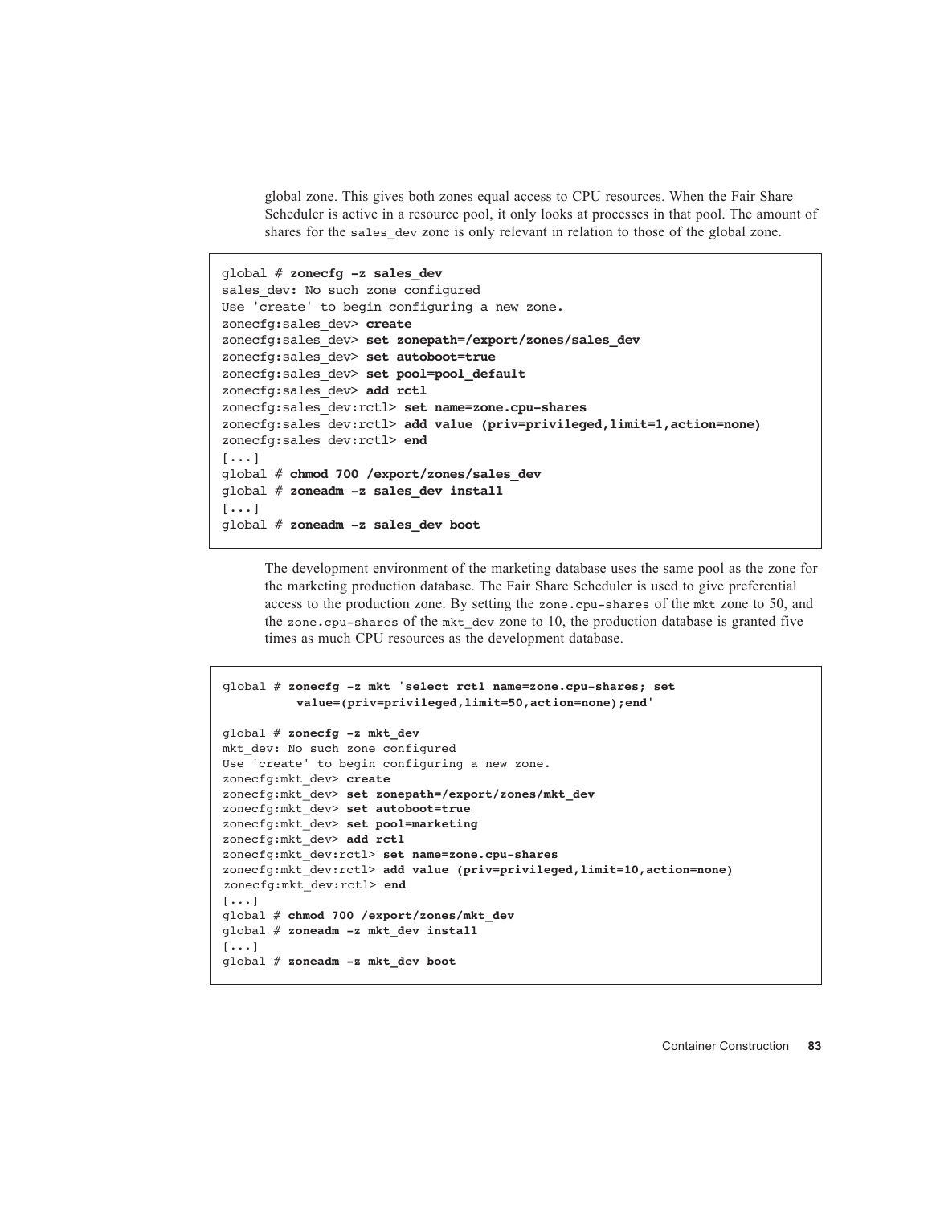global zone. This gives both zones equal access to CPU resources. When the Fair Share Scheduler is active in a resource pool, it only looks at processes in that pool. The amount of shares for the sales_dev zone is only relevant in relation to those of the global zone.

```
global # zonecfg -z sales_dev
sales_dev: No such zone configured
Use 'create' to begin configuring a new zone.
zonecfg:sales_dev> create
zonecfg:sales_dev> set zonepath=/export/zones/sales_dev
zonecfg:sales_dev> set autoboot=true
zonecfg:sales_dev> set pool=pool_default
zonecfg:sales_dev> add rctl
zonecfg:sales_dev:rctl> set name=zone.cpu-shares
zonecfg:sales_dev:rctl> add value (priv=privileged,limit=1,action=none)
zonecfg:sales_dev:rctl> end
[...]
global # chmod 700 /export/zones/sales_dev
global # zoneadm -z sales_dev install
[...]
global # zoneadm -z sales_dev boot
```

The development environment of the marketing database uses the same pool as the zone for the marketing production database. The Fair Share Scheduler is used to give preferential access to the production zone. By setting the zone.cpu-shares of the mkt zone to 50, and the zone.cpu-shares of the mkt_dev zone to 10, the production database is granted five times as much CPU resources as the development database.

```
global # zonecfg -z mkt 'select rctl name=zone.cpu-shares; set
         value=(priv=privileged,limit=50,action=none);end'

global # zonecfg -z mkt_dev
mkt_dev: No such zone configured
Use 'create' to begin configuring a new zone.
zonecfg:mkt_dev> create
zonecfg:mkt_dev> set zonepath=/export/zones/mkt_dev
zonecfg:mkt_dev> set autoboot=true
zonecfg:mkt_dev> set pool=marketing
zonecfg:mkt_dev> add rctl
zonecfg:mkt_dev:rctl> set name=zone.cpu-shares
zonecfg:mkt_dev:rctl> add value (priv=privileged,limit=10,action=none)
zonecfg:mkt_dev:rctl> end
[...]
global # chmod 700 /export/zones/mkt_dev
global # zoneadm -z mkt_dev install
[...]
global # zoneadm -z mkt_dev boot
```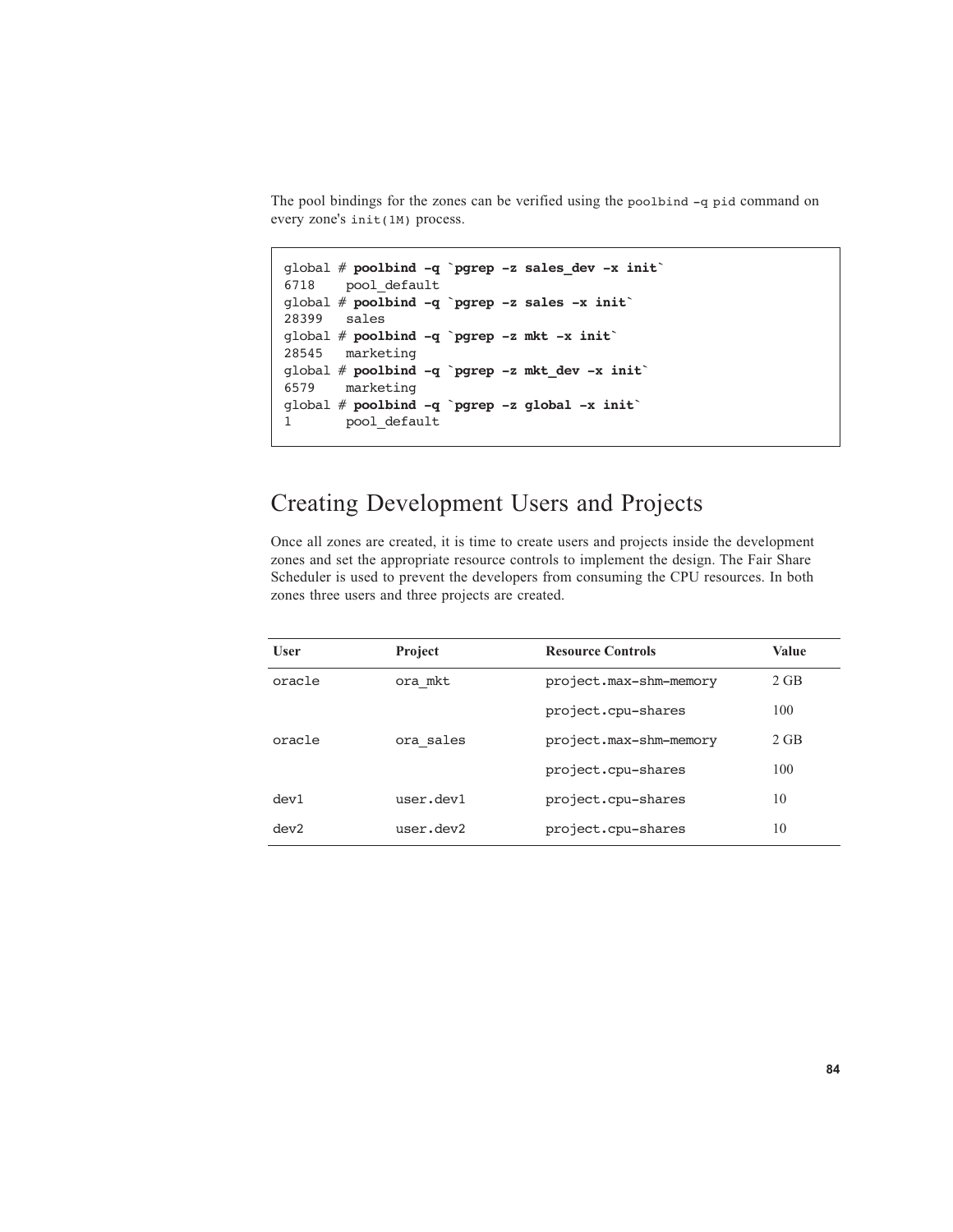The pool bindings for the zones can be verified using the `poolbind -q pid` command on every zone's `init(1M)` process.

```
global # poolbind -q `pgrep -z sales_dev -x init`
6718    pool_default
global # poolbind -q `pgrep -z sales -x init`
28399   sales
global # poolbind -q `pgrep -z mkt -x init`
28545   marketing
global # poolbind -q `pgrep -z mkt_dev -x init`
6579    marketing
global # poolbind -q `pgrep -z global -x init`
1       pool_default
```

## Creating Development Users and Projects

Once all zones are created, it is time to create users and projects inside the development zones and set the appropriate resource controls to implement the design. The Fair Share Scheduler is used to prevent the developers from consuming the CPU resources. In both zones three users and three projects are created.

| User | Project | Resource Controls | Value |
|---|---|---|---|
| oracle | ora_mkt | project.max-shm-memory | 2 GB |
| | | project.cpu-shares | 100 |
| oracle | ora_sales | project.max-shm-memory | 2 GB |
| | | project.cpu-shares | 100 |
| dev1 | user.dev1 | project.cpu-shares | 10 |
| dev2 | user.dev2 | project.cpu-shares | 10 |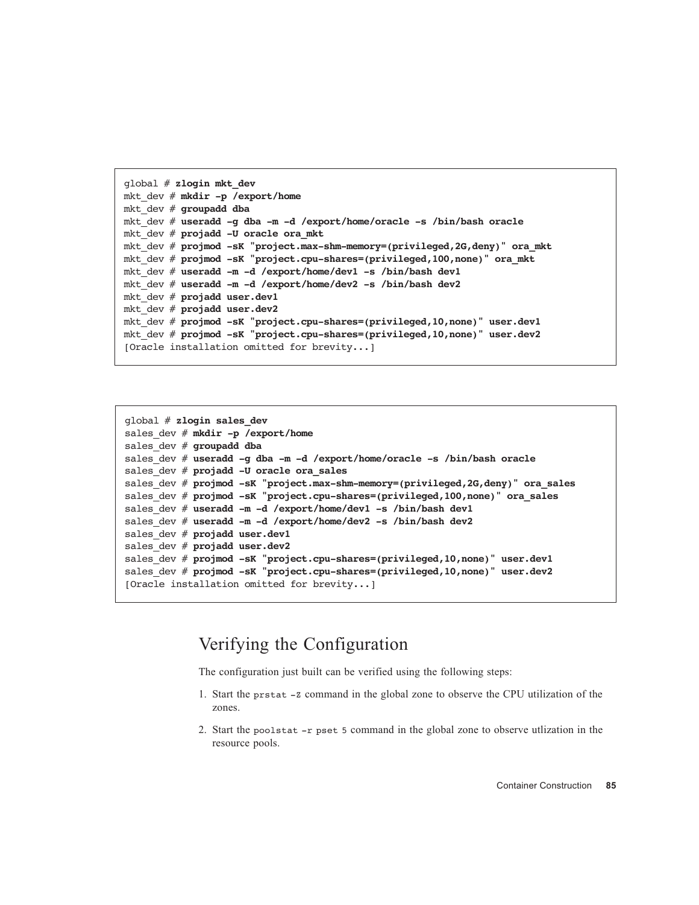```
global # zlogin mkt_dev
mkt_dev # mkdir -p /export/home
mkt_dev # groupadd dba
mkt_dev # useradd -g dba -m -d /export/home/oracle -s /bin/bash oracle
mkt_dev # projadd -U oracle ora_mkt
mkt_dev # projmod -sK "project.max-shm-memory=(privileged,2G,deny)" ora_mkt
mkt_dev # projmod -sK "project.cpu-shares=(privileged,100,none)" ora_mkt
mkt_dev # useradd -m -d /export/home/dev1 -s /bin/bash dev1
mkt_dev # useradd -m -d /export/home/dev2 -s /bin/bash dev2
mkt_dev # projadd user.dev1
mkt_dev # projadd user.dev2
mkt_dev # projmod -sK "project.cpu-shares=(privileged,10,none)" user.dev1
mkt_dev # projmod -sK "project.cpu-shares=(privileged,10,none)" user.dev2
[Oracle installation omitted for brevity...]
```

```
global # zlogin sales_dev
sales_dev # mkdir -p /export/home
sales_dev # groupadd dba
sales_dev # useradd -g dba -m -d /export/home/oracle -s /bin/bash oracle
sales_dev # projadd -U oracle ora_sales
sales_dev # projmod -sK "project.max-shm-memory=(privileged,2G,deny)" ora_sales
sales_dev # projmod -sK "project.cpu-shares=(privileged,100,none)" ora_sales
sales_dev # useradd -m -d /export/home/dev1 -s /bin/bash dev1
sales_dev # useradd -m -d /export/home/dev2 -s /bin/bash dev2
sales_dev # projadd user.dev1
sales_dev # projadd user.dev2
sales_dev # projmod -sK "project.cpu-shares=(privileged,10,none)" user.dev1
sales_dev # projmod -sK "project.cpu-shares=(privileged,10,none)" user.dev2
[Oracle installation omitted for brevity...]
```

## Verifying the Configuration

The configuration just built can be verified using the following steps:

1. Start the `prstat -Z` command in the global zone to observe the CPU utilization of the zones.

2. Start the `poolstat -r pset 5` command in the global zone to observe utlization in the resource pools.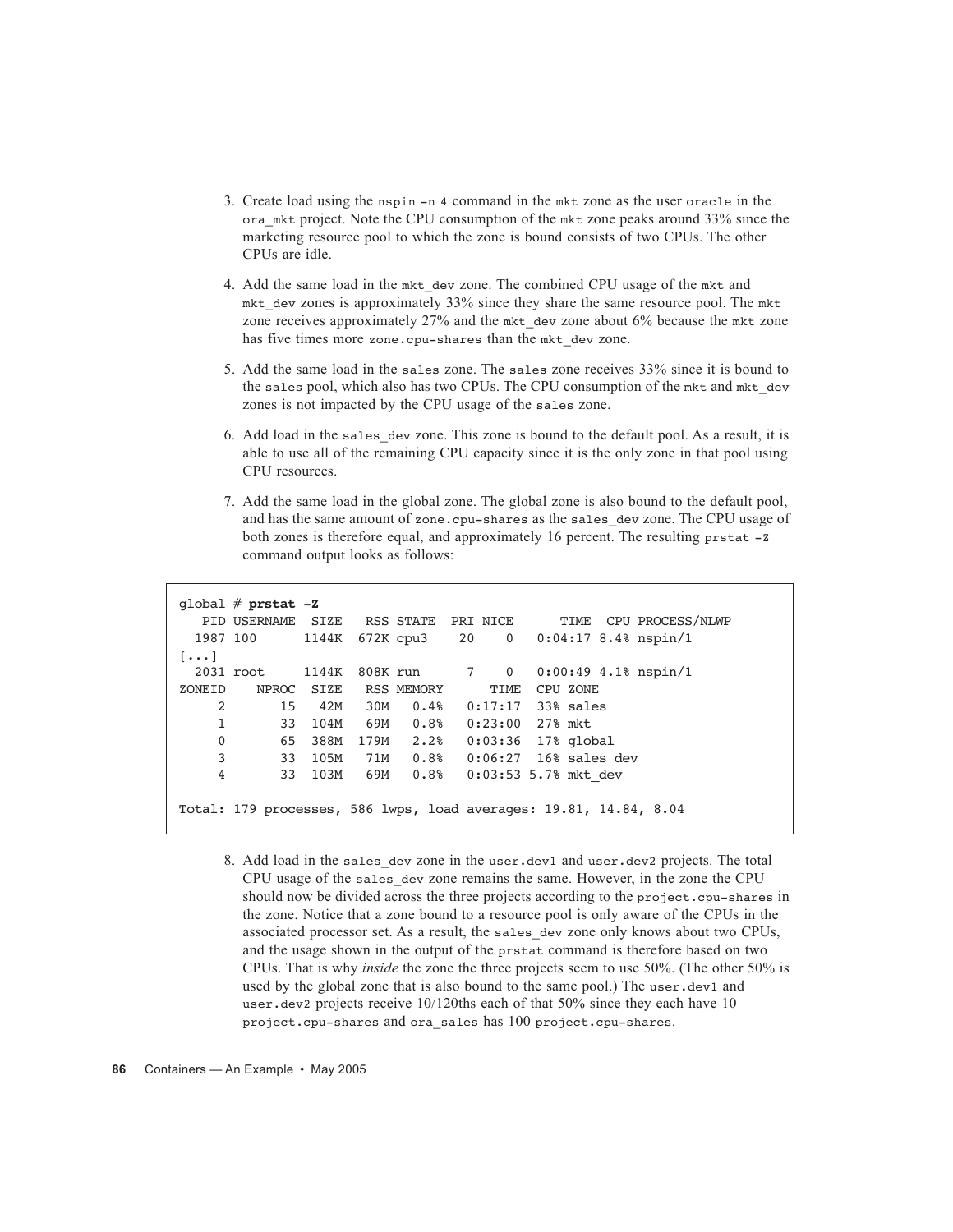3. Create load using the `nspin -n 4` command in the `mkt` zone as the user `oracle` in the `ora_mkt` project. Note the CPU consumption of the `mkt` zone peaks around 33% since the marketing resource pool to which the zone is bound consists of two CPUs. The other CPUs are idle.

4. Add the same load in the `mkt_dev` zone. The combined CPU usage of the `mkt` and `mkt_dev` zones is approximately 33% since they share the same resource pool. The `mkt` zone receives approximately 27% and the `mkt_dev` zone about 6% because the `mkt` zone has five times more `zone.cpu-shares` than the `mkt_dev` zone.

5. Add the same load in the `sales` zone. The `sales` zone receives 33% since it is bound to the `sales` pool, which also has two CPUs. The CPU consumption of the `mkt` and `mkt_dev` zones is not impacted by the CPU usage of the `sales` zone.

6. Add load in the `sales_dev` zone. This zone is bound to the default pool. As a result, it is able to use all of the remaining CPU capacity since it is the only zone in that pool using CPU resources.

7. Add the same load in the global zone. The global zone is also bound to the default pool, and has the same amount of `zone.cpu-shares` as the `sales_dev` zone. The CPU usage of both zones is therefore equal, and approximately 16 percent. The resulting `prstat -Z` command output looks as follows:

```
global # prstat -Z
   PID USERNAME  SIZE   RSS STATE  PRI NICE      TIME  CPU PROCESS/NLWP
  1987 100      1144K  672K cpu3    20    0   0:04:17 8.4% nspin/1
[...]
  2031 root     1144K  808K run      7    0   0:00:49 4.1% nspin/1
ZONEID    NPROC  SIZE   RSS MEMORY      TIME  CPU ZONE
     2       15   42M   30M   0.4%   0:17:17  33% sales
     1       33  104M   69M   0.8%   0:23:00  27% mkt
     0       65  388M  179M   2.2%   0:03:36  17% global
     3       33  105M   71M   0.8%   0:06:27  16% sales_dev
     4       33  103M   69M   0.8%   0:03:53 5.7% mkt_dev

Total: 179 processes, 586 lwps, load averages: 19.81, 14.84, 8.04
```

8. Add load in the `sales_dev` zone in the `user.dev1` and `user.dev2` projects. The total CPU usage of the `sales_dev` zone remains the same. However, in the zone the CPU should now be divided across the three projects according to the `project.cpu-shares` in the zone. Notice that a zone bound to a resource pool is only aware of the CPUs in the associated processor set. As a result, the `sales_dev` zone only knows about two CPUs, and the usage shown in the output of the `prstat` command is therefore based on two CPUs. That is why *inside* the zone the three projects seem to use 50%. (The other 50% is used by the global zone that is also bound to the same pool.) The `user.dev1` and `user.dev2` projects receive 10/120ths each of that 50% since they each have 10 `project.cpu-shares` and `ora_sales` has 100 `project.cpu-shares`.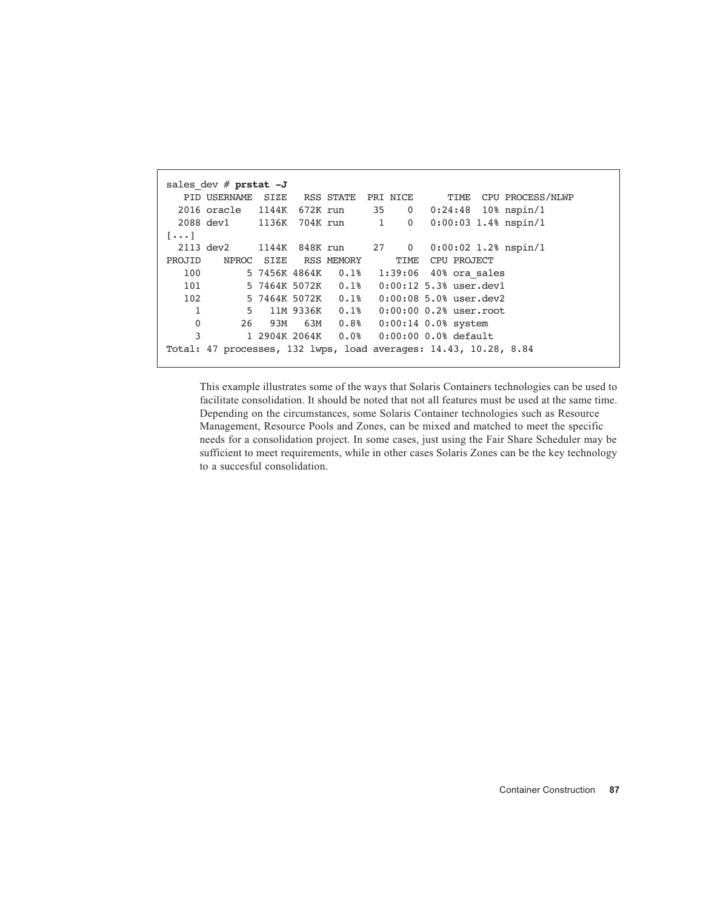```
sales_dev # prstat -J
   PID USERNAME  SIZE   RSS STATE  PRI NICE      TIME  CPU PROCESS/NLWP
  2016 oracle   1144K  672K run     35    0   0:24:48  10% nspin/1
  2088 dev1     1136K  704K run      1    0   0:00:03 1.4% nspin/1
[...]
  2113 dev2     1144K  848K run     27    0   0:00:02 1.2% nspin/1
PROJID    NPROC  SIZE   RSS MEMORY      TIME  CPU PROJECT
   100        5 7456K 4864K   0.1%   1:39:06  40% ora_sales
   101        5 7464K 5072K   0.1%   0:00:12 5.3% user.dev1
   102        5 7464K 5072K   0.1%   0:00:08 5.0% user.dev2
     1        5   11M 9336K   0.1%   0:00:00 0.2% user.root
     0       26   93M   63M   0.8%   0:00:14 0.0% system
     3        1 2904K 2064K   0.0%   0:00:00 0.0% default
Total: 47 processes, 132 lwps, load averages: 14.43, 10.28, 8.84
```

This example illustrates some of the ways that Solaris Containers technologies can be used to facilitate consolidation. It should be noted that not all features must be used at the same time. Depending on the circumstances, some Solaris Container technologies such as Resource Management, Resource Pools and Zones, can be mixed and matched to meet the specific needs for a consolidation project. In some cases, just using the Fair Share Scheduler may be sufficient to meet requirements, while in other cases Solaris Zones can be the key technology to a succesful consolidation.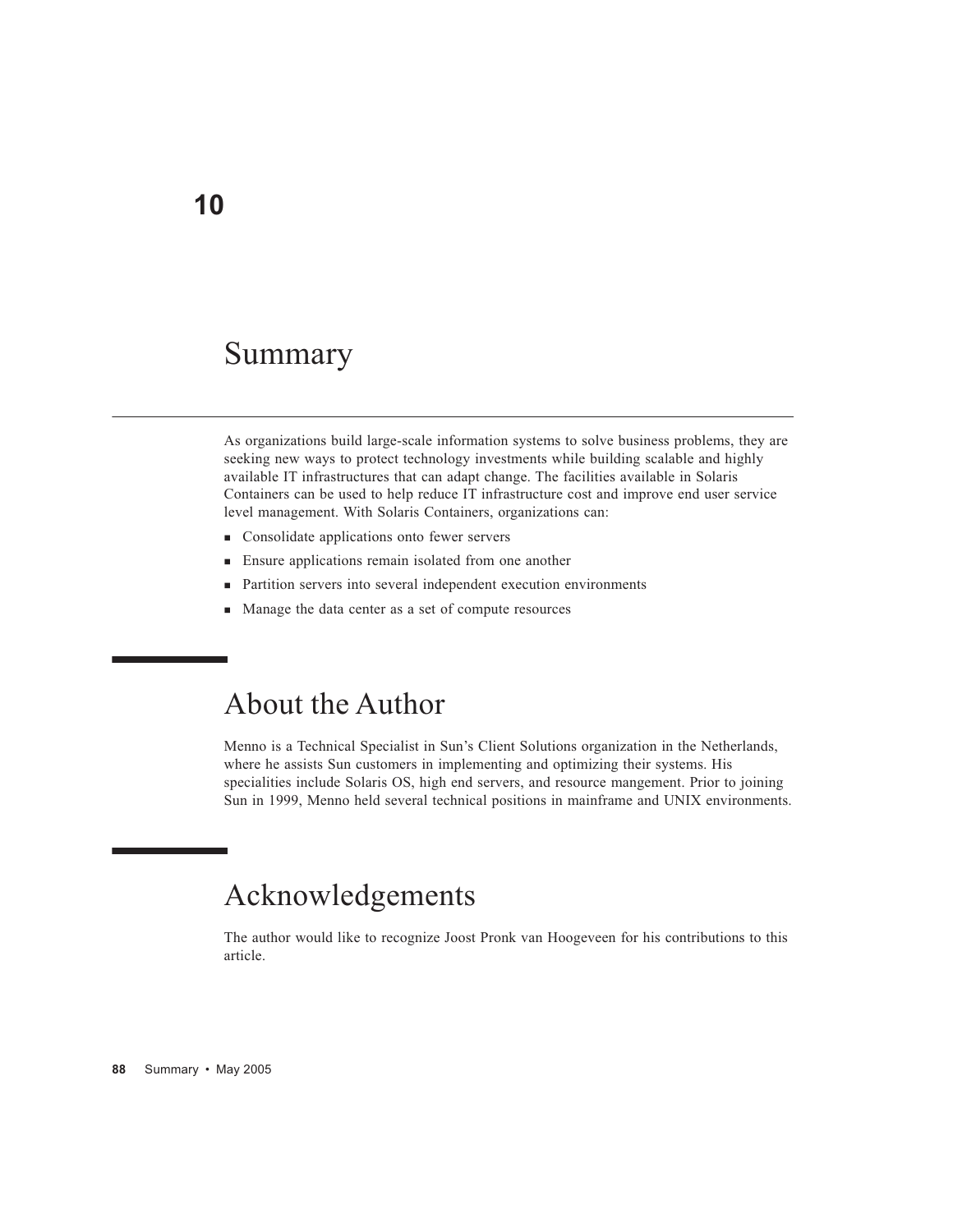# 10

# Summary

As organizations build large-scale information systems to solve business problems, they are seeking new ways to protect technology investments while building scalable and highly available IT infrastructures that can adapt change. The facilities available in Solaris Containers can be used to help reduce IT infrastructure cost and improve end user service level management. With Solaris Containers, organizations can:

- Consolidate applications onto fewer servers
- Ensure applications remain isolated from one another
- Partition servers into several independent execution environments
- Manage the data center as a set of compute resources

## About the Author

Menno is a Technical Specialist in Sun's Client Solutions organization in the Netherlands, where he assists Sun customers in implementing and optimizing their systems. His specialities include Solaris OS, high end servers, and resource mangement. Prior to joining Sun in 1999, Menno held several technical positions in mainframe and UNIX environments.

## Acknowledgements

The author would like to recognize Joost Pronk van Hoogeveen for his contributions to this article.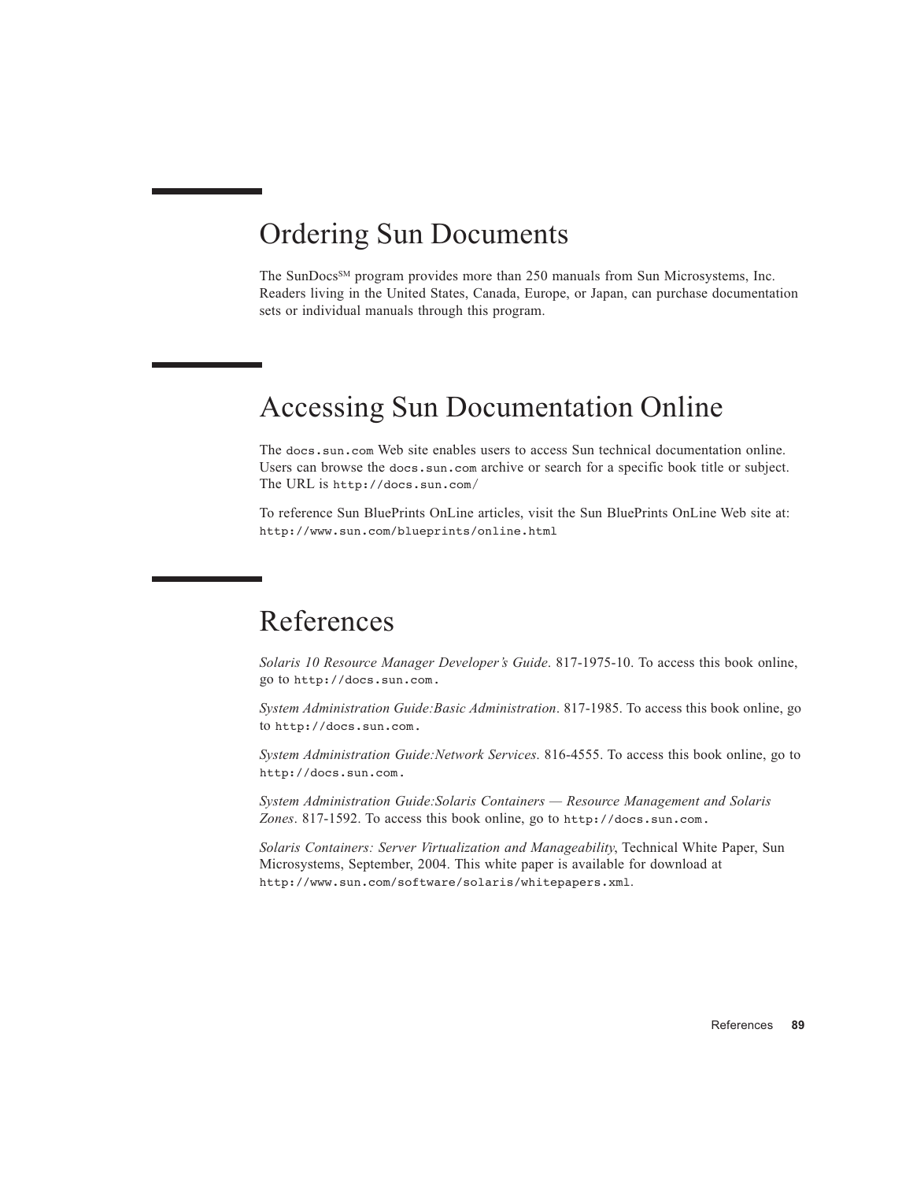# Ordering Sun Documents

The SunDocs[SM] program provides more than 250 manuals from Sun Microsystems, Inc. Readers living in the United States, Canada, Europe, or Japan, can purchase documentation sets or individual manuals through this program.

# Accessing Sun Documentation Online

The `docs.sun.com` Web site enables users to access Sun technical documentation online. Users can browse the `docs.sun.com` archive or search for a specific book title or subject. The URL is `http://docs.sun.com/`

To reference Sun BluePrints OnLine articles, visit the Sun BluePrints OnLine Web site at: `http://www.sun.com/blueprints/online.html`

# References

*Solaris 10 Resource Manager Developer's Guide*. 817-1975-10. To access this book online, go to `http://docs.sun.com.`

*System Administration Guide:Basic Administration*. 817-1985. To access this book online, go to `http://docs.sun.com.`

*System Administration Guide:Network Services*. 816-4555. To access this book online, go to `http://docs.sun.com.`

*System Administration Guide:Solaris Containers — Resource Management and Solaris Zones*. 817-1592. To access this book online, go to `http://docs.sun.com.`

*Solaris Containers: Server Virtualization and Manageability*, Technical White Paper, Sun Microsystems, September, 2004. This white paper is available for download at `http://www.sun.com/software/solaris/whitepapers.xml`.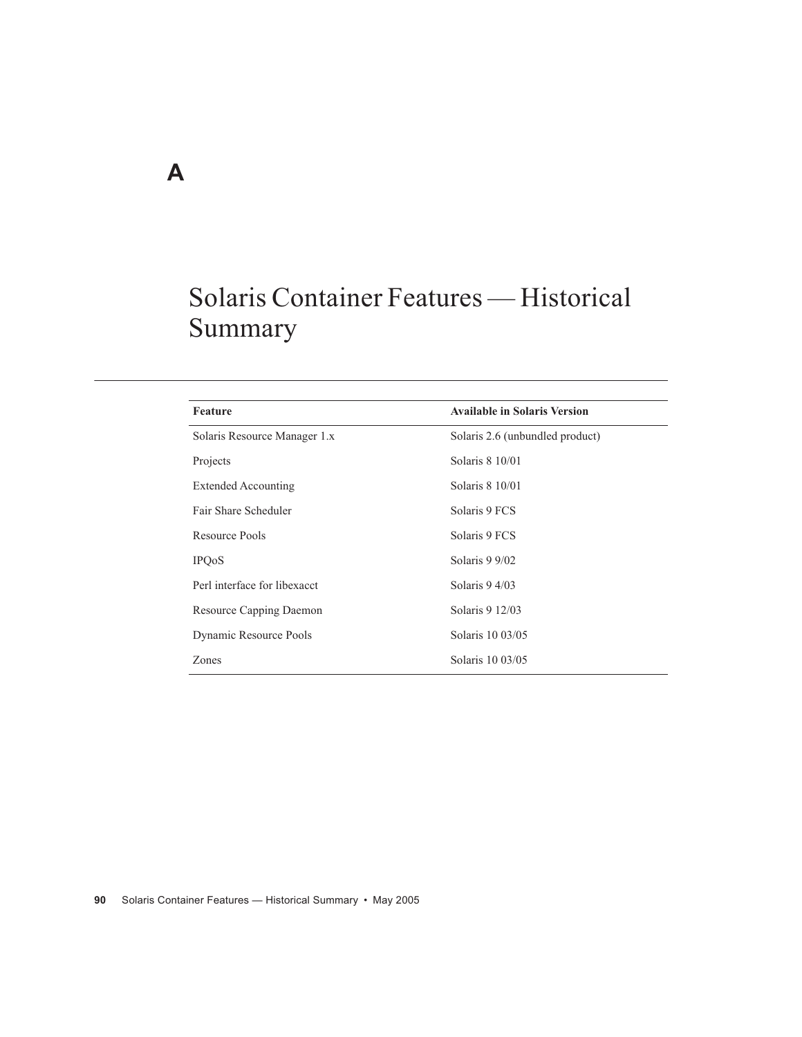# A

# Solaris Container Features — Historical Summary

| Feature | Available in Solaris Version |
| --- | --- |
| Solaris Resource Manager 1.x | Solaris 2.6 (unbundled product) |
| Projects | Solaris 8 10/01 |
| Extended Accounting | Solaris 8 10/01 |
| Fair Share Scheduler | Solaris 9 FCS |
| Resource Pools | Solaris 9 FCS |
| IPQoS | Solaris 9 9/02 |
| Perl interface for libexacct | Solaris 9 4/03 |
| Resource Capping Daemon | Solaris 9 12/03 |
| Dynamic Resource Pools | Solaris 10 03/05 |
| Zones | Solaris 10 03/05 |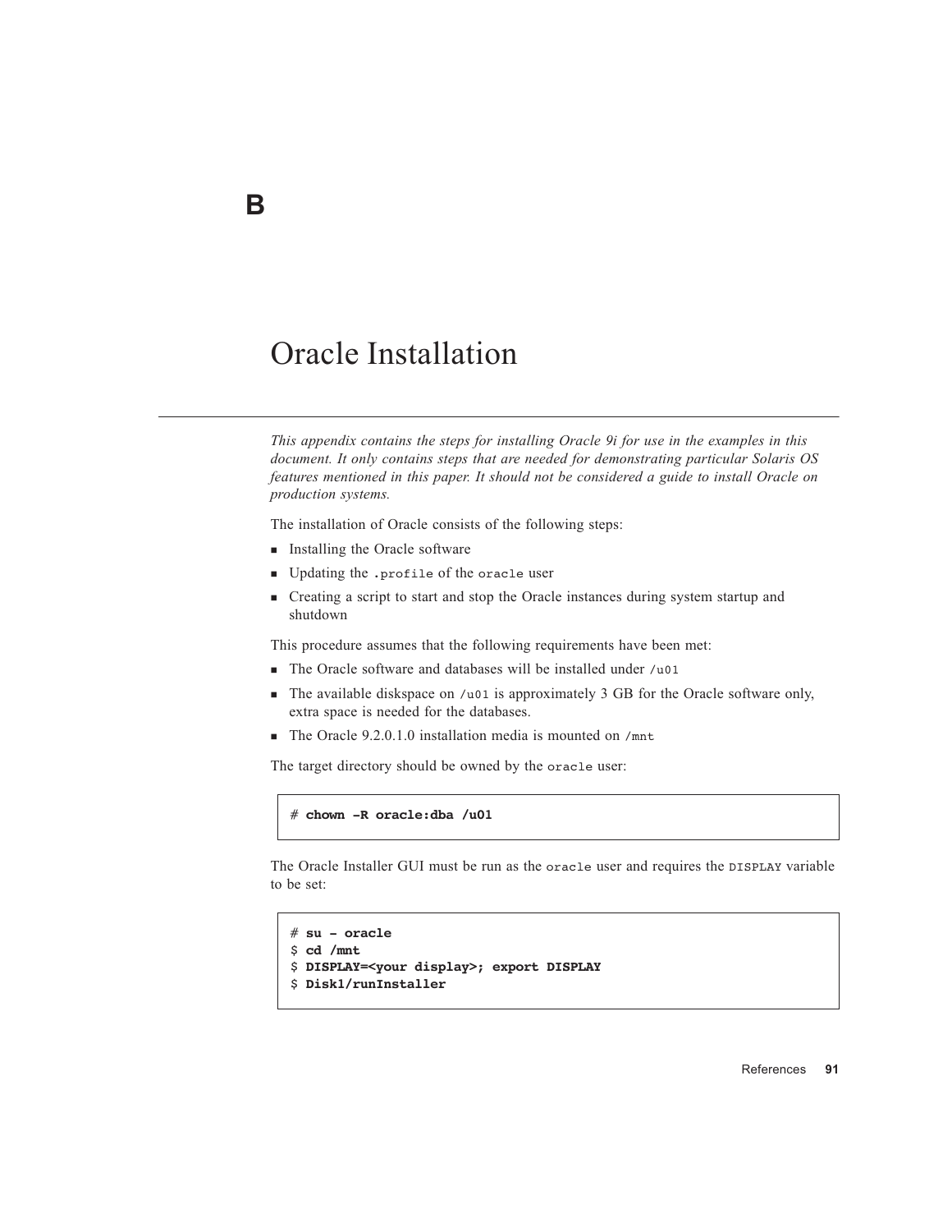# B

# Oracle Installation

*This appendix contains the steps for installing Oracle 9i for use in the examples in this document. It only contains steps that are needed for demonstrating particular Solaris OS features mentioned in this paper. It should not be considered a guide to install Oracle on production systems.*

The installation of Oracle consists of the following steps:

- Installing the Oracle software
- Updating the `.profile` of the `oracle` user
- Creating a script to start and stop the Oracle instances during system startup and shutdown

This procedure assumes that the following requirements have been met:

- The Oracle software and databases will be installed under `/u01`
- The available diskspace on `/u01` is approximately 3 GB for the Oracle software only, extra space is needed for the databases.
- The Oracle 9.2.0.1.0 installation media is mounted on `/mnt`

The target directory should be owned by the `oracle` user:

```
# chown -R oracle:dba /u01
```

The Oracle Installer GUI must be run as the `oracle` user and requires the `DISPLAY` variable to be set:

```
# su - oracle
$ cd /mnt
$ DISPLAY=<your display>; export DISPLAY
$ Disk1/runInstaller
```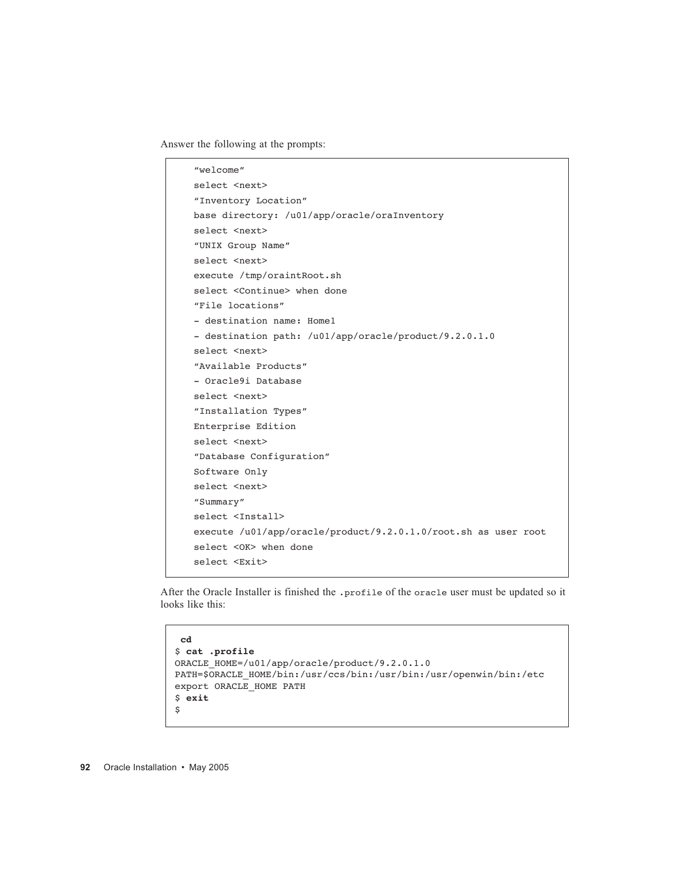Answer the following at the prompts:

```
"welcome"
select <next>
"Inventory Location"
base directory: /u01/app/oracle/oraInventory
select <next>
"UNIX Group Name"
select <next>
execute /tmp/oraintRoot.sh
select <Continue> when done
"File locations"
- destination name: Home1
- destination path: /u01/app/oracle/product/9.2.0.1.0
select <next>
"Available Products"
- Oracle9i Database
select <next>
"Installation Types"
Enterprise Edition
select <next>
"Database Configuration"
Software Only
select <next>
"Summary"
select <Install>
execute /u01/app/oracle/product/9.2.0.1.0/root.sh as user root
select <OK> when done
select <Exit>
```

After the Oracle Installer is finished the `.profile` of the `oracle` user must be updated so it looks like this:

```
 cd
$ cat .profile
ORACLE_HOME=/u01/app/oracle/product/9.2.0.1.0
PATH=$ORACLE_HOME/bin:/usr/ccs/bin:/usr/bin:/usr/openwin/bin:/etc
export ORACLE_HOME PATH
$ exit
$
```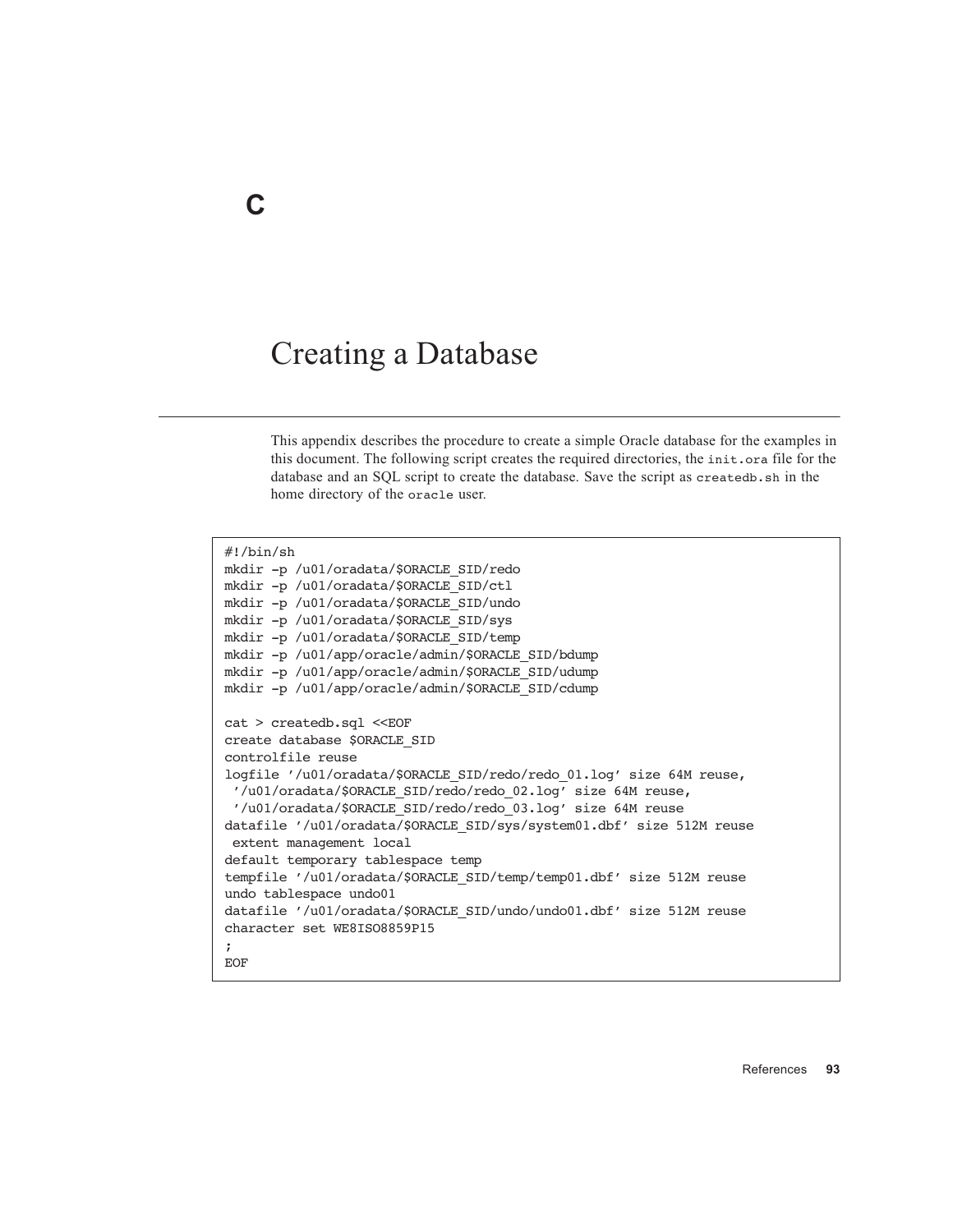# C

# Creating a Database

This appendix describes the procedure to create a simple Oracle database for the examples in this document. The following script creates the required directories, the `init.ora` file for the database and an SQL script to create the database. Save the script as `createdb.sh` in the home directory of the `oracle` user.

```
#!/bin/sh
mkdir -p /u01/oradata/$ORACLE_SID/redo
mkdir -p /u01/oradata/$ORACLE_SID/ctl
mkdir -p /u01/oradata/$ORACLE_SID/undo
mkdir -p /u01/oradata/$ORACLE_SID/sys
mkdir -p /u01/oradata/$ORACLE_SID/temp
mkdir -p /u01/app/oracle/admin/$ORACLE_SID/bdump
mkdir -p /u01/app/oracle/admin/$ORACLE_SID/udump
mkdir -p /u01/app/oracle/admin/$ORACLE_SID/cdump

cat > createdb.sql <<EOF
create database $ORACLE_SID
controlfile reuse
logfile '/u01/oradata/$ORACLE_SID/redo/redo_01.log' size 64M reuse,
 '/u01/oradata/$ORACLE_SID/redo/redo_02.log' size 64M reuse,
 '/u01/oradata/$ORACLE_SID/redo/redo_03.log' size 64M reuse
datafile '/u01/oradata/$ORACLE_SID/sys/system01.dbf' size 512M reuse
 extent management local
default temporary tablespace temp
tempfile '/u01/oradata/$ORACLE_SID/temp/temp01.dbf' size 512M reuse
undo tablespace undo01
datafile '/u01/oradata/$ORACLE_SID/undo/undo01.dbf' size 512M reuse
character set WE8ISO8859P15
;
EOF
```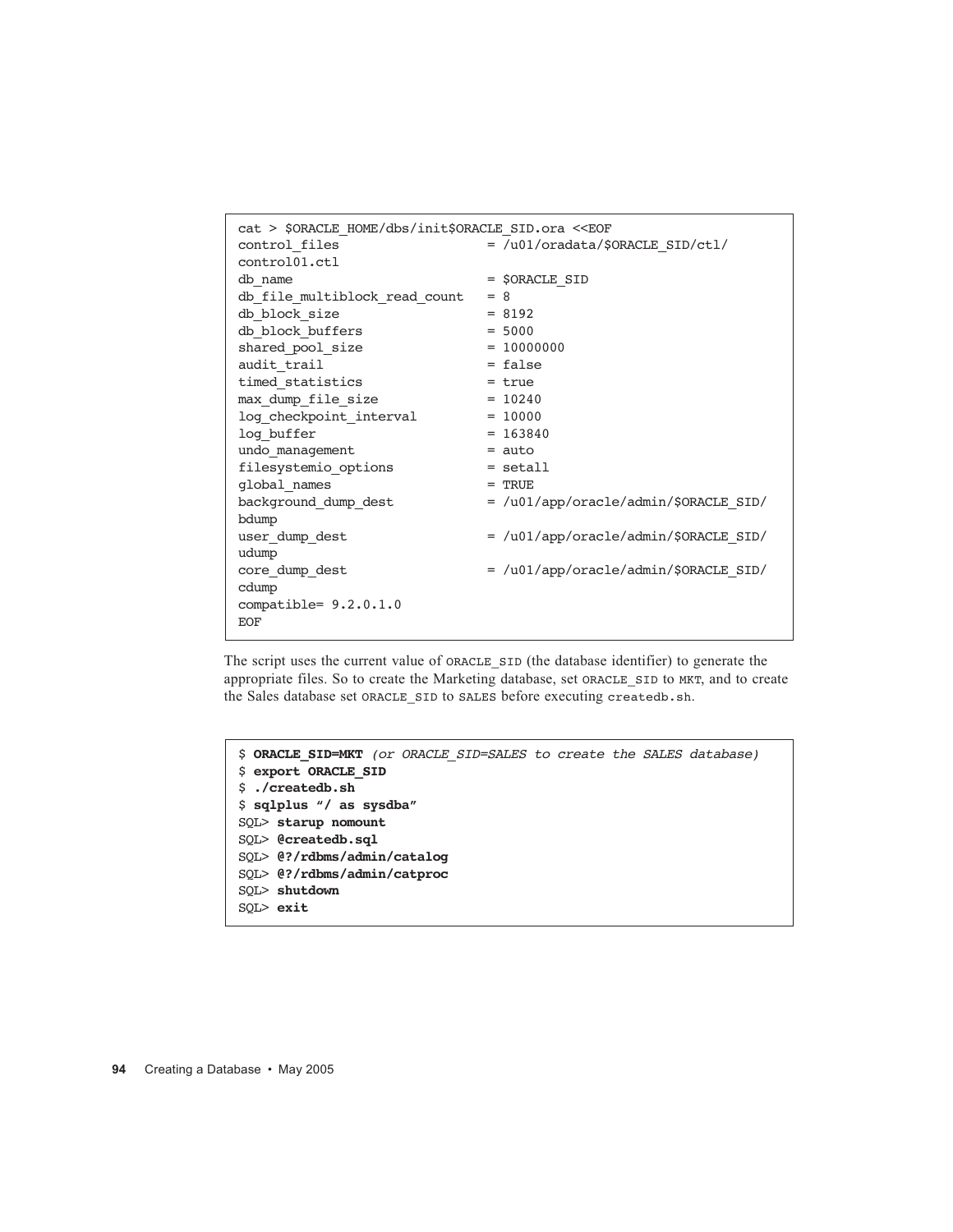```
cat > $ORACLE_HOME/dbs/init$ORACLE_SID.ora <<EOF
control_files                   = /u01/oradata/$ORACLE_SID/ctl/
control01.ctl
db_name                         = $ORACLE_SID
db_file_multiblock_read_count   = 8
db_block_size                   = 8192
db_block_buffers                = 5000
shared_pool_size                = 10000000
audit_trail                     = false
timed_statistics                = true
max_dump_file_size              = 10240
log_checkpoint_interval         = 10000
log_buffer                      = 163840
undo_management                 = auto
filesystemio_options            = setall
global_names                    = TRUE
background_dump_dest            = /u01/app/oracle/admin/$ORACLE_SID/
bdump
user_dump_dest                  = /u01/app/oracle/admin/$ORACLE_SID/
udump
core_dump_dest                  = /u01/app/oracle/admin/$ORACLE_SID/
cdump
compatible= 9.2.0.1.0
EOF
```

The script uses the current value of `ORACLE_SID` (the database identifier) to generate the appropriate files. So to create the Marketing database, set `ORACLE_SID` to `MKT`, and to create the Sales database set `ORACLE_SID` to `SALES` before executing `createdb.sh`.

```
$ ORACLE_SID=MKT (or ORACLE_SID=SALES to create the SALES database)
$ export ORACLE_SID
$ ./createdb.sh
$ sqlplus "/ as sysdba"
SQL> starup nomount
SQL> @createdb.sql
SQL> @?/rdbms/admin/catalog
SQL> @?/rdbms/admin/catproc
SQL> shutdown
SQL> exit
```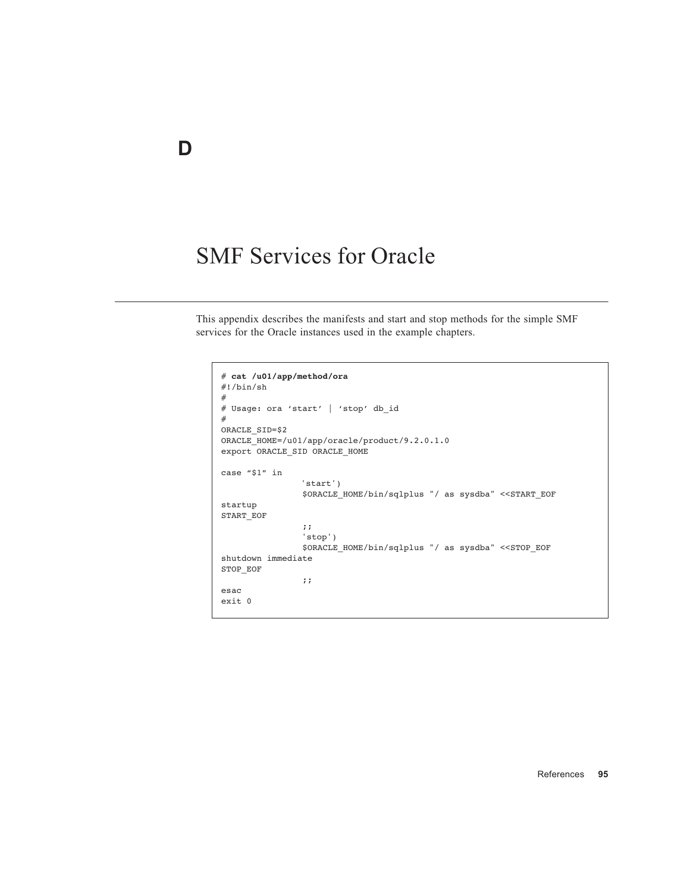# D

# SMF Services for Oracle

This appendix describes the manifests and start and stop methods for the simple SMF services for the Oracle instances used in the example chapters.

```
# cat /u01/app/method/ora
#!/bin/sh
#
# Usage: ora ‘start’ | ‘stop’ db_id
#
ORACLE_SID=$2
ORACLE_HOME=/u01/app/oracle/product/9.2.0.1.0
export ORACLE_SID ORACLE_HOME

case “$1” in
                'start')
                $ORACLE_HOME/bin/sqlplus "/ as sysdba" <<START_EOF
startup
START_EOF
                ;;
                'stop')
                $ORACLE_HOME/bin/sqlplus "/ as sysdba" <<STOP_EOF
shutdown immediate
STOP_EOF
                ;;
esac
exit 0
```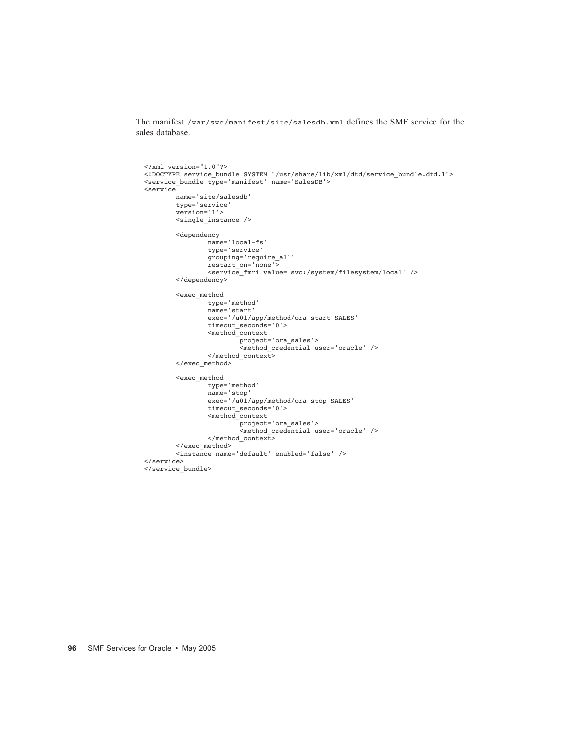The manifest `/var/svc/manifest/site/salesdb.xml` defines the SMF service for the sales database.

```
<?xml version="1.0"?>
<!DOCTYPE service_bundle SYSTEM "/usr/share/lib/xml/dtd/service_bundle.dtd.1">
<service_bundle type='manifest' name='SalesDB'>
<service
        name='site/salesdb'
        type='service'
        version='1'>
        <single_instance />

        <dependency
                name='local-fs'
                type='service'
                grouping='require_all'
                restart_on='none'>
                <service_fmri value='svc:/system/filesystem/local' />
        </dependency>

        <exec_method
                type='method'
                name='start'
                exec='/u01/app/method/ora start SALES'
                timeout_seconds='0'>
                <method_context
                        project='ora_sales'>
                        <method_credential user='oracle' />
                </method_context>
        </exec_method>

        <exec_method
                type='method'
                name='stop'
                exec='/u01/app/method/ora stop SALES'
                timeout_seconds='0'>
                <method_context
                        project='ora_sales'>
                        <method_credential user='oracle' />
                </method_context>
        </exec_method>
        <instance name='default' enabled='false' />
</service>
</service_bundle>
```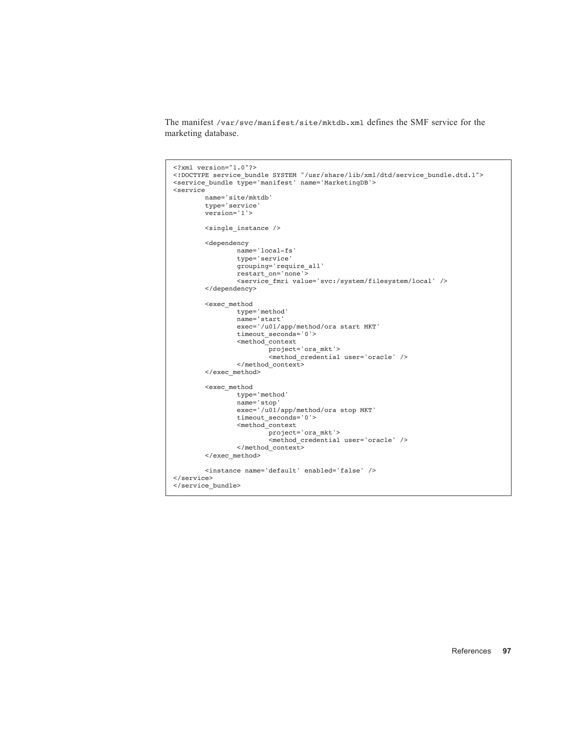The manifest `/var/svc/manifest/site/mktdb.xml` defines the SMF service for the marketing database.

```
<?xml version="1.0"?>
<!DOCTYPE service_bundle SYSTEM "/usr/share/lib/xml/dtd/service_bundle.dtd.1">
<service_bundle type='manifest' name='MarketingDB'>
<service
        name='site/mktdb'
        type='service'
        version='1'>

        <single_instance />

        <dependency
                name='local-fs'
                type='service'
                grouping='require_all'
                restart_on='none'>
                <service_fmri value='svc:/system/filesystem/local' />
        </dependency>

        <exec_method
                type='method'
                name='start'
                exec='/u01/app/method/ora start MKT'
                timeout_seconds='0'>
                <method_context
                        project='ora_mkt'>
                        <method_credential user='oracle' />
                </method_context>
        </exec_method>

        <exec_method
                type='method'
                name='stop'
                exec='/u01/app/method/ora stop MKT'
                timeout_seconds='0'>
                <method_context
                        project='ora_mkt'>
                        <method_credential user='oracle' />
                </method_context>
        </exec_method>

        <instance name='default' enabled='false' />
</service>
</service_bundle>
```